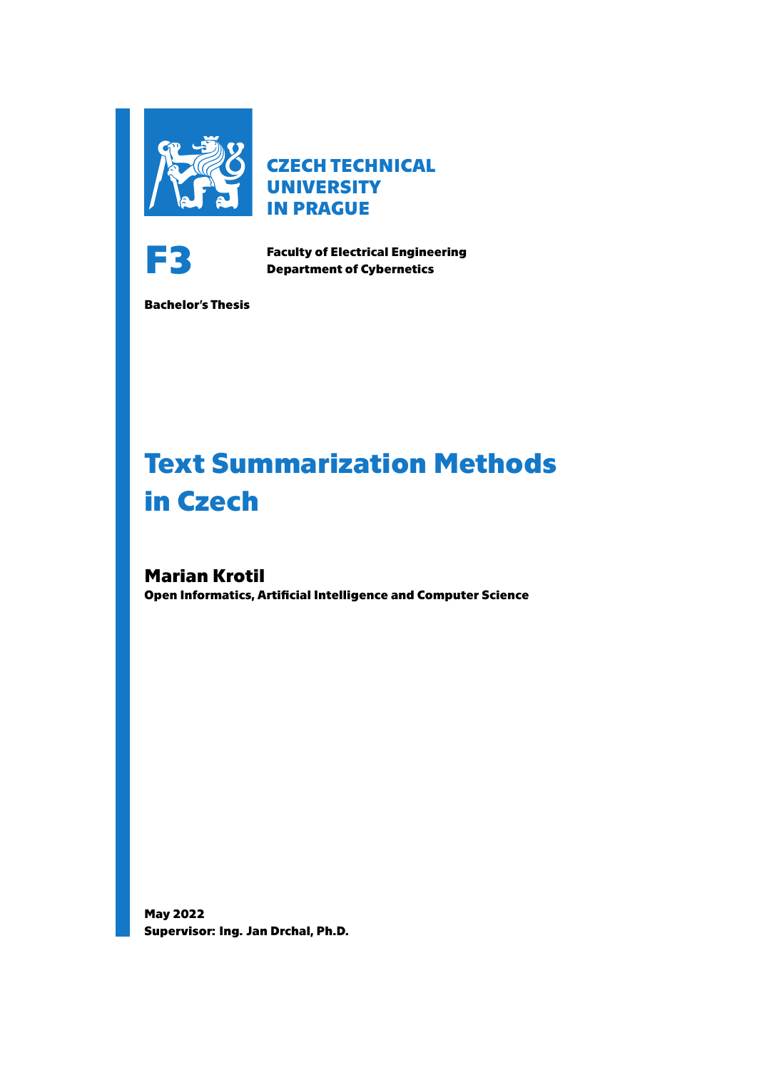**CZECH TECHNICAL UNIVERSITY IN PRAGUE**

**F3**

**Faculty of Electrical Engineering**
**Department of Cybernetics**

**Bachelor's Thesis**

# Text Summarization Methods in Czech

## Marian Krotil

**Open Informatics, Artificial Intelligence and Computer Science**

**May 2022**
**Supervisor: Ing. Jan Drchal, Ph.D.**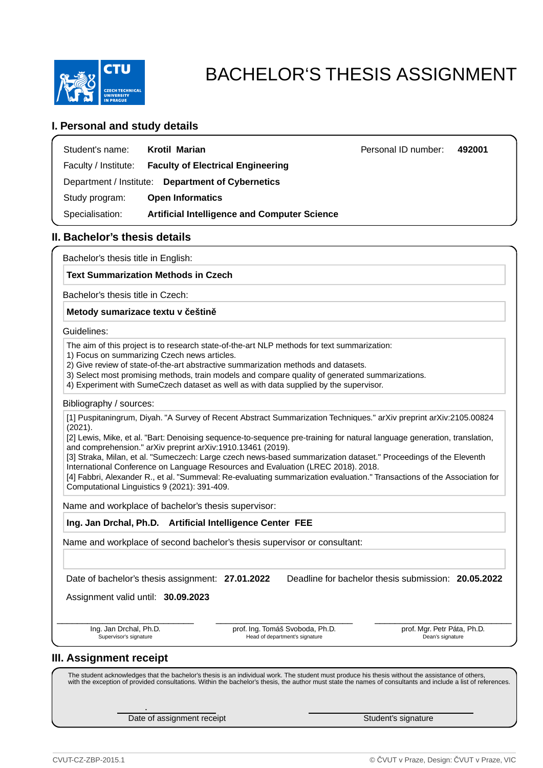# BACHELOR'S THESIS ASSIGNMENT

## I. Personal and study details

Student's name: **Krotil Marian**

Personal ID number: **492001**

Faculty / Institute: **Faculty of Electrical Engineering**

Department / Institute: **Department of Cybernetics**

Study program: **Open Informatics**

Specialisation: **Artificial Intelligence and Computer Science**

## II. Bachelor's thesis details

Bachelor's thesis title in English:

**Text Summarization Methods in Czech**

Bachelor's thesis title in Czech:

**Metody sumarizace textu v češtině**

Guidelines:

The aim of this project is to research state-of-the-art NLP methods for text summarization:
1) Focus on summarizing Czech news articles.
2) Give review of state-of-the-art abstractive summarization methods and datasets.
3) Select most promising methods, train models and compare quality of generated summarizations.
4) Experiment with SumeCzech dataset as well as with data supplied by the supervisor.

Bibliography / sources:

[1] Puspitaningrum, Diyah. "A Survey of Recent Abstract Summarization Techniques." arXiv preprint arXiv:2105.00824 (2021).
[2] Lewis, Mike, et al. "Bart: Denoising sequence-to-sequence pre-training for natural language generation, translation, and comprehension." arXiv preprint arXiv:1910.13461 (2019).
[3] Straka, Milan, et al. "Sumeczech: Large czech news-based summarization dataset." Proceedings of the Eleventh International Conference on Language Resources and Evaluation (LREC 2018). 2018.
[4] Fabbri, Alexander R., et al. "Summeval: Re-evaluating summarization evaluation." Transactions of the Association for Computational Linguistics 9 (2021): 391-409.

Name and workplace of bachelor's thesis supervisor:

**Ing. Jan Drchal, Ph.D. Artificial Intelligence Center FEE**

Name and workplace of second bachelor's thesis supervisor or consultant:

Date of bachelor's thesis assignment: **27.01.2022**

Deadline for bachelor thesis submission: **20.05.2022**

Assignment valid until: **30.09.2023**

| Ing. Jan Drchal, Ph.D. | prof. Ing. Tomáš Svoboda, Ph.D. | prof. Mgr. Petr Páta, Ph.D. |
| --- | --- | --- |
| Supervisor's signature | Head of department's signature | Dean's signature |

## III. Assignment receipt

The student acknowledges that the bachelor's thesis is an individual work. The student must produce his thesis without the assistance of others, with the exception of provided consultations. Within the bachelor's thesis, the author must state the names of consultants and include a list of references.

| . | |
| --- | --- |
| Date of assignment receipt | Student's signature |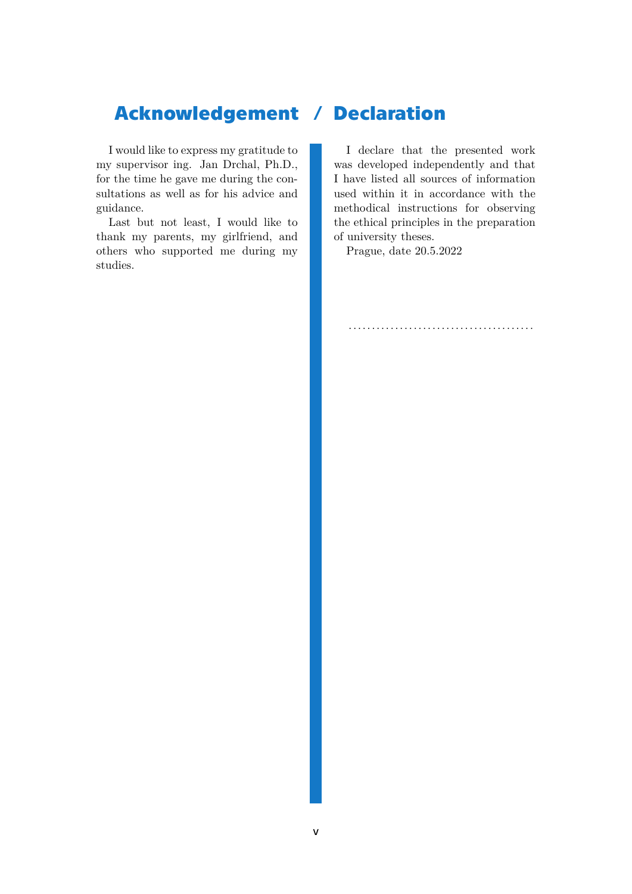# Acknowledgement

I would like to express my gratitude to my supervisor ing. Jan Drchal, Ph.D., for the time he gave me during the consultations as well as for his advice and guidance.

Last but not least, I would like to thank my parents, my girlfriend, and others who supported me during my studies.

# Declaration

I declare that the presented work was developed independently and that I have listed all sources of information used within it in accordance with the methodical instructions for observing the ethical principles in the preparation of university theses.

Prague, date 20.5.2022

........................................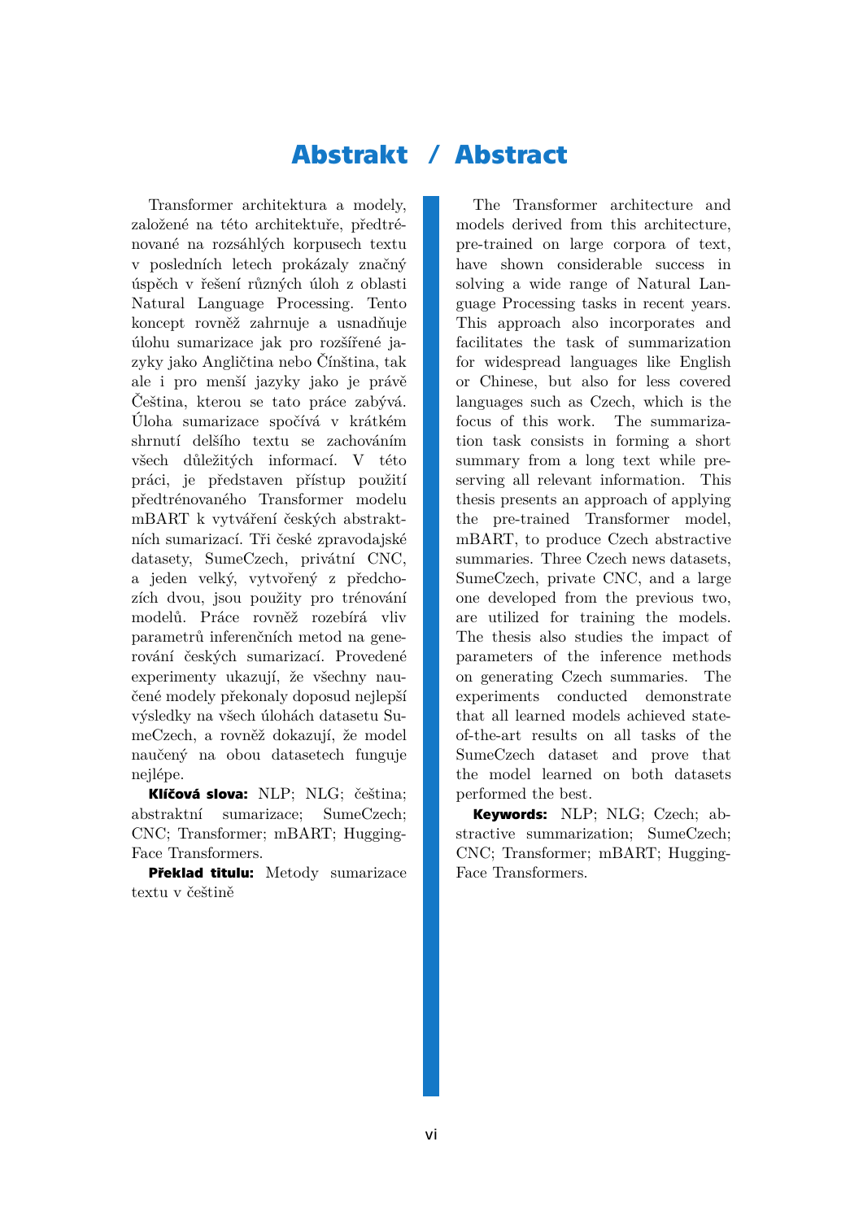# Abstrakt / Abstract

Transformer architektura a modely, založené na této architektuře, předtrénované na rozsáhlých korpusech textu v posledních letech prokázaly značný úspěch v řešení různých úloh z oblasti Natural Language Processing. Tento koncept rovněž zahrnuje a usnadňuje úlohu sumarizace jak pro rozšířené jazyky jako Angličtina nebo Čínština, tak ale i pro menší jazyky jako je právě Čeština, kterou se tato práce zabývá. Úloha sumarizace spočívá v krátkém shrnutí delšího textu se zachováním všech důležitých informací. V této práci, je představen přístup použití předtrénovaného Transformer modelu mBART k vytváření českých abstraktních sumarizací. Tři české zpravodajské datasety, SumeCzech, privátní CNC, a jeden velký, vytvořený z předchozích dvou, jsou použity pro trénování modelů. Práce rovněž rozebírá vliv parametrů inferenčních metod na generování českých sumarizací. Provedené experimenty ukazují, že všechny naučené modely překonaly doposud nejlepší výsledky na všech úlohách datasetu SumeCzech, a rovněž dokazují, že model naučený na obou datasetech funguje nejlépe.

**Klíčová slova:** NLP; NLG; čeština; abstraktní sumarizace; SumeCzech; CNC; Transformer; mBART; HuggingFace Transformers.

**Překlad titulu:** Metody sumarizace textu v češtině

The Transformer architecture and models derived from this architecture, pre-trained on large corpora of text, have shown considerable success in solving a wide range of Natural Language Processing tasks in recent years. This approach also incorporates and facilitates the task of summarization for widespread languages like English or Chinese, but also for less covered languages such as Czech, which is the focus of this work. The summarization task consists in forming a short summary from a long text while preserving all relevant information. This thesis presents an approach of applying the pre-trained Transformer model, mBART, to produce Czech abstractive summaries. Three Czech news datasets, SumeCzech, private CNC, and a large one developed from the previous two, are utilized for training the models. The thesis also studies the impact of parameters of the inference methods on generating Czech summaries. The experiments conducted demonstrate that all learned models achieved state-of-the-art results on all tasks of the SumeCzech dataset and prove that the model learned on both datasets performed the best.

**Keywords:** NLP; NLG; Czech; abstractive summarization; SumeCzech; CNC; Transformer; mBART; HuggingFace Transformers.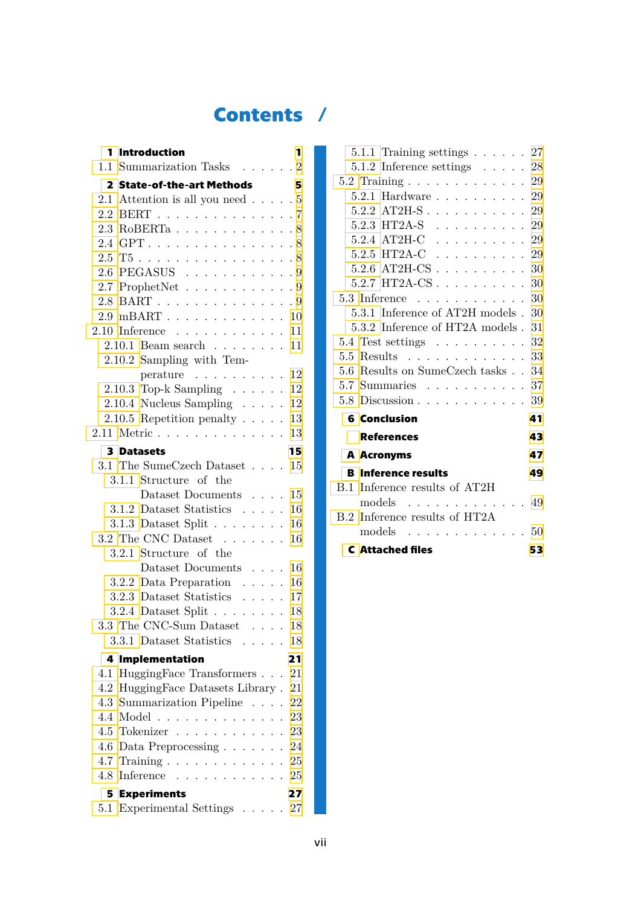# Contents

**1 Introduction** 1
- 1.1 Summarization Tasks 2

**2 State-of-the-art Methods** 5
- 2.1 Attention is all you need 5
- 2.2 BERT 7
- 2.3 RoBERTa 8
- 2.4 GPT 8
- 2.5 T5 8
- 2.6 PEGASUS 9
- 2.7 ProphetNet 9
- 2.8 BART 9
- 2.9 mBART 10
- 2.10 Inference 11
  - 2.10.1 Beam search 11
  - 2.10.2 Sampling with Temperature 12
  - 2.10.3 Top-k Sampling 12
  - 2.10.4 Nucleus Sampling 12
  - 2.10.5 Repetition penalty 13
- 2.11 Metric 13

**3 Datasets** 15
- 3.1 The SumeCzech Dataset 15
  - 3.1.1 Structure of the Dataset Documents 15
  - 3.1.2 Dataset Statistics 16
  - 3.1.3 Dataset Split 16
- 3.2 The CNC Dataset 16
  - 3.2.1 Structure of the Dataset Documents 16
  - 3.2.2 Data Preparation 16
  - 3.2.3 Dataset Statistics 17
  - 3.2.4 Dataset Split 18
- 3.3 The CNC-Sum Dataset 18
  - 3.3.1 Dataset Statistics 18

**4 Implementation** 21
- 4.1 HuggingFace Transformers 21
- 4.2 HuggingFace Datasets Library 21
- 4.3 Summarization Pipeline 22
- 4.4 Model 23
- 4.5 Tokenizer 23
- 4.6 Data Preprocessing 24
- 4.7 Training 25
- 4.8 Inference 25

**5 Experiments** 27
- 5.1 Experimental Settings 27
  - 5.1.1 Training settings 27
  - 5.1.2 Inference settings 28
- 5.2 Training 29
  - 5.2.1 Hardware 29
  - 5.2.2 AT2H-S 29
  - 5.2.3 HT2A-S 29
  - 5.2.4 AT2H-C 29
  - 5.2.5 HT2A-C 29
  - 5.2.6 AT2H-CS 30
  - 5.2.7 HT2A-CS 30
- 5.3 Inference 30
  - 5.3.1 Inference of AT2H models 30
  - 5.3.2 Inference of HT2A models 31
- 5.4 Test settings 32
- 5.5 Results 33
- 5.6 Results on SumeCzech tasks 34
- 5.7 Summaries 37
- 5.8 Discussion 39

**6 Conclusion** 41

**References** 43

**A Acronyms** 47

**B Inference results** 49
- B.1 Inference results of AT2H models 49
- B.2 Inference results of HT2A models 50

**C Attached files** 53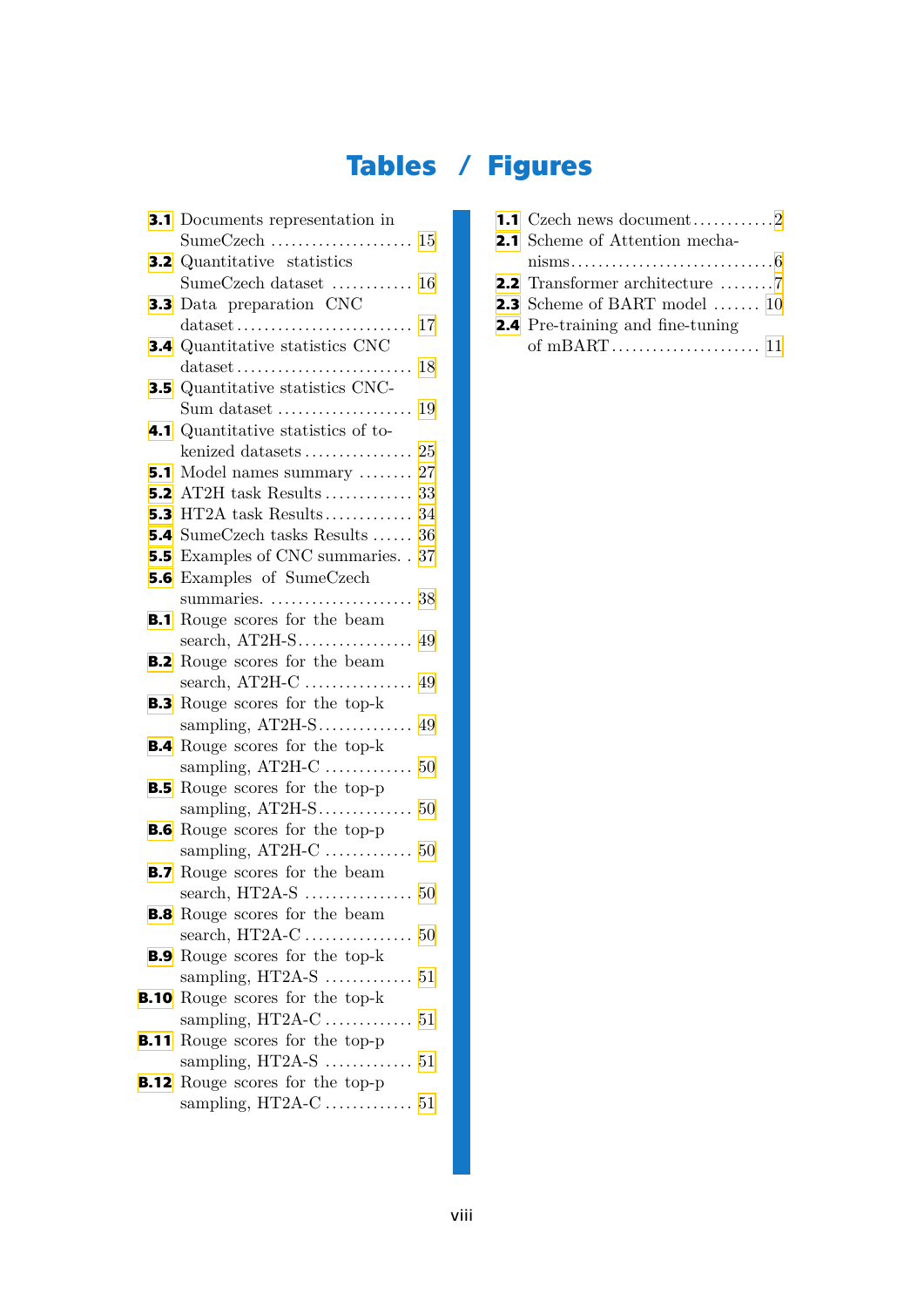# Tables / Figures

## Tables

- **3.1** Documents representation in SumeCzech ..... 15
- **3.2** Quantitative statistics SumeCzech dataset ..... 16
- **3.3** Data preparation CNC dataset ..... 17
- **3.4** Quantitative statistics CNC dataset ..... 18
- **3.5** Quantitative statistics CNC-Sum dataset ..... 19
- **4.1** Quantitative statistics of tokenized datasets ..... 25
- **5.1** Model names summary ..... 27
- **5.2** AT2H task Results ..... 33
- **5.3** HT2A task Results ..... 34
- **5.4** SumeCzech tasks Results ..... 36
- **5.5** Examples of CNC summaries. ..... 37
- **5.6** Examples of SumeCzech summaries. ..... 38
- **B.1** Rouge scores for the beam search, AT2H-S ..... 49
- **B.2** Rouge scores for the beam search, AT2H-C ..... 49
- **B.3** Rouge scores for the top-k sampling, AT2H-S ..... 49
- **B.4** Rouge scores for the top-k sampling, AT2H-C ..... 50
- **B.5** Rouge scores for the top-p sampling, AT2H-S ..... 50
- **B.6** Rouge scores for the top-p sampling, AT2H-C ..... 50
- **B.7** Rouge scores for the beam search, HT2A-S ..... 50
- **B.8** Rouge scores for the beam search, HT2A-C ..... 50
- **B.9** Rouge scores for the top-k sampling, HT2A-S ..... 51
- **B.10** Rouge scores for the top-k sampling, HT2A-C ..... 51
- **B.11** Rouge scores for the top-p sampling, HT2A-S ..... 51
- **B.12** Rouge scores for the top-p sampling, HT2A-C ..... 51

## Figures

- **1.1** Czech news document ..... 2
- **2.1** Scheme of Attention mechanisms ..... 6
- **2.2** Transformer architecture ..... 7
- **2.3** Scheme of BART model ..... 10
- **2.4** Pre-training and fine-tuning of mBART ..... 11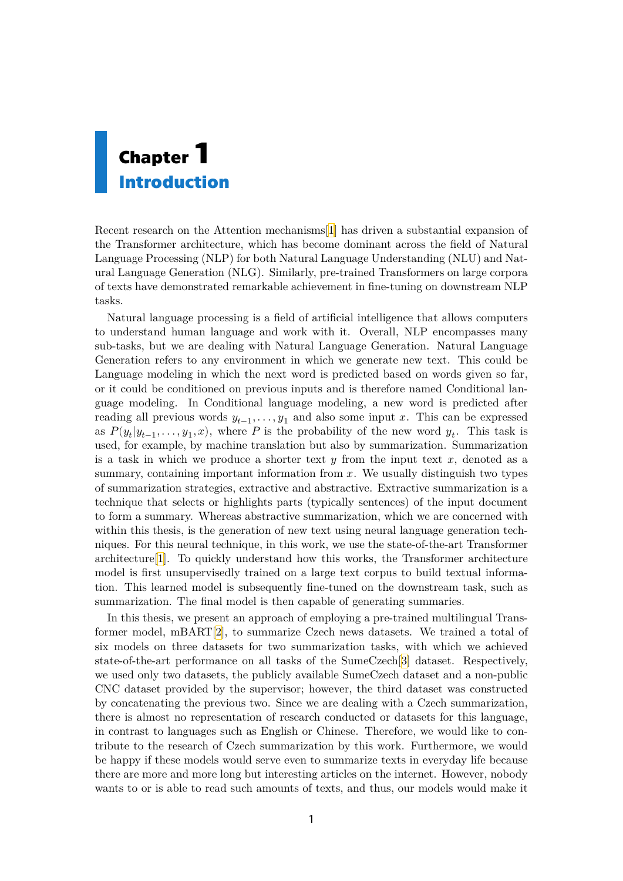# Chapter 1
# Introduction

Recent research on the Attention mechanisms[1] has driven a substantial expansion of the Transformer architecture, which has become dominant across the field of Natural Language Processing (NLP) for both Natural Language Understanding (NLU) and Natural Language Generation (NLG). Similarly, pre-trained Transformers on large corpora of texts have demonstrated remarkable achievement in fine-tuning on downstream NLP tasks.

Natural language processing is a field of artificial intelligence that allows computers to understand human language and work with it. Overall, NLP encompasses many sub-tasks, but we are dealing with Natural Language Generation. Natural Language Generation refers to any environment in which we generate new text. This could be Language modeling in which the next word is predicted based on words given so far, or it could be conditioned on previous inputs and is therefore named Conditional language modeling. In Conditional language modeling, a new word is predicted after reading all previous words $y_{t-1}, \ldots, y_1$ and also some input $x$. This can be expressed as $P(y_t|y_{t-1}, \ldots, y_1, x)$, where $P$ is the probability of the new word $y_t$. This task is used, for example, by machine translation but also by summarization. Summarization is a task in which we produce a shorter text $y$ from the input text $x$, denoted as a summary, containing important information from $x$. We usually distinguish two types of summarization strategies, extractive and abstractive. Extractive summarization is a technique that selects or highlights parts (typically sentences) of the input document to form a summary. Whereas abstractive summarization, which we are concerned with within this thesis, is the generation of new text using neural language generation techniques. For this neural technique, in this work, we use the state-of-the-art Transformer architecture[1]. To quickly understand how this works, the Transformer architecture model is first unsupervisedly trained on a large text corpus to build textual information. This learned model is subsequently fine-tuned on the downstream task, such as summarization. The final model is then capable of generating summaries.

In this thesis, we present an approach of employing a pre-trained multilingual Transformer model, mBART[2], to summarize Czech news datasets. We trained a total of six models on three datasets for two summarization tasks, with which we achieved state-of-the-art performance on all tasks of the SumeCzech[3] dataset. Respectively, we used only two datasets, the publicly available SumeCzech dataset and a non-public CNC dataset provided by the supervisor; however, the third dataset was constructed by concatenating the previous two. Since we are dealing with a Czech summarization, there is almost no representation of research conducted or datasets for this language, in contrast to languages such as English or Chinese. Therefore, we would like to contribute to the research of Czech summarization by this work. Furthermore, we would be happy if these models would serve even to summarize texts in everyday life because there are more and more long but interesting articles on the internet. However, nobody wants to or is able to read such amounts of texts, and thus, our models would make it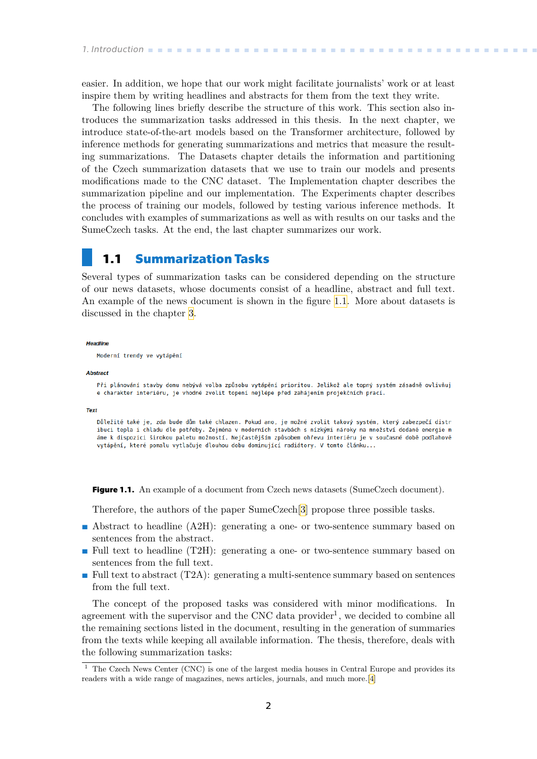easier. In addition, we hope that our work might facilitate journalists' work or at least inspire them by writing headlines and abstracts for them from the text they write.

The following lines briefly describe the structure of this work. This section also introduces the summarization tasks addressed in this thesis. In the next chapter, we introduce state-of-the-art models based on the Transformer architecture, followed by inference methods for generating summarizations and metrics that measure the resulting summarizations. The Datasets chapter details the information and partitioning of the Czech summarization datasets that we use to train our models and presents modifications made to the CNC dataset. The Implementation chapter describes the summarization pipeline and our implementation. The Experiments chapter describes the process of training our models, followed by testing various inference methods. It concludes with examples of summarizations as well as with results on our tasks and the SumeCzech tasks. At the end, the last chapter summarizes our work.

## 1.1 Summarization Tasks

Several types of summarization tasks can be considered depending on the structure of our news datasets, whose documents consist of a headline, abstract and full text. An example of the news document is shown in the figure 1.1. More about datasets is discussed in the chapter 3.

***Headline***

```
Moderní trendy ve vytápění
```

***Abstract***

```
Při plánování stavby domu nebývá volba způsobu vytápění prioritou. Jelikož ale topný systém zásadně ovlivňuj
e charakter interiéru, je vhodné zvolit topení nejlépe před zahájením projekčních prací.
```

***Text***

```
Důležité také je, zda bude dům také chlazen. Pokud ano, je možné zvolit takový systém, který zabezpečí distr
ibuci tepla i chladu dle potřeby. Zejména v moderních stavbách s nízkými nároky na množství dodané energie m
áme k dispozici širokou paletu možností. Nejčastějším způsobem ohřevu interiéru je v současné době podlahové
vytápění, které pomalu vytlačuje dlouhou dobu dominující radiátory. V tomto článku...
```

**Figure 1.1.** An example of a document from Czech news datasets (SumeCzech document).

Therefore, the authors of the paper SumeCzech[3] propose three possible tasks.

- Abstract to headline (A2H): generating a one- or two-sentence summary based on sentences from the abstract.
- Full text to headline (T2H): generating a one- or two-sentence summary based on sentences from the full text.
- Full text to abstract (T2A): generating a multi-sentence summary based on sentences from the full text.

The concept of the proposed tasks was considered with minor modifications. In agreement with the supervisor and the CNC data provider[1], we decided to combine all the remaining sections listed in the document, resulting in the generation of summaries from the texts while keeping all available information. The thesis, therefore, deals with the following summarization tasks:

[1] The Czech News Center (CNC) is one of the largest media houses in Central Europe and provides its readers with a wide range of magazines, news articles, journals, and much more.[4]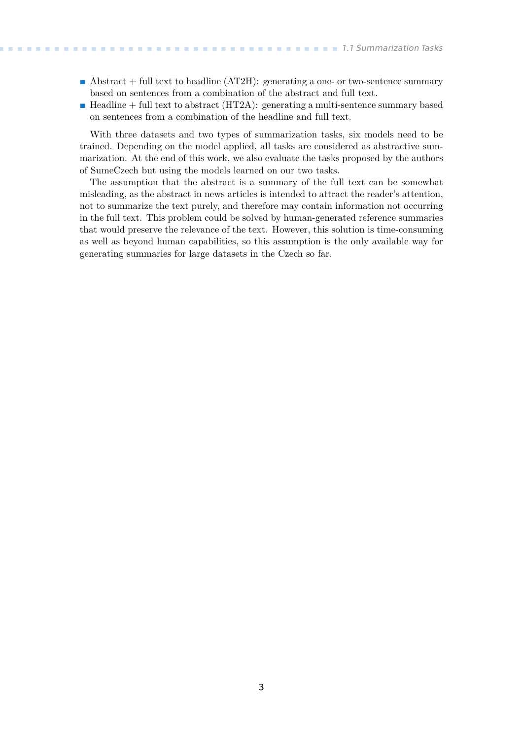- Abstract + full text to headline (AT2H): generating a one- or two-sentence summary based on sentences from a combination of the abstract and full text.
- Headline + full text to abstract (HT2A): generating a multi-sentence summary based on sentences from a combination of the headline and full text.

With three datasets and two types of summarization tasks, six models need to be trained. Depending on the model applied, all tasks are considered as abstractive summarization. At the end of this work, we also evaluate the tasks proposed by the authors of SumeCzech but using the models learned on our two tasks.

The assumption that the abstract is a summary of the full text can be somewhat misleading, as the abstract in news articles is intended to attract the reader's attention, not to summarize the text purely, and therefore may contain information not occurring in the full text. This problem could be solved by human-generated reference summaries that would preserve the relevance of the text. However, this solution is time-consuming as well as beyond human capabilities, so this assumption is the only available way for generating summaries for large datasets in the Czech so far.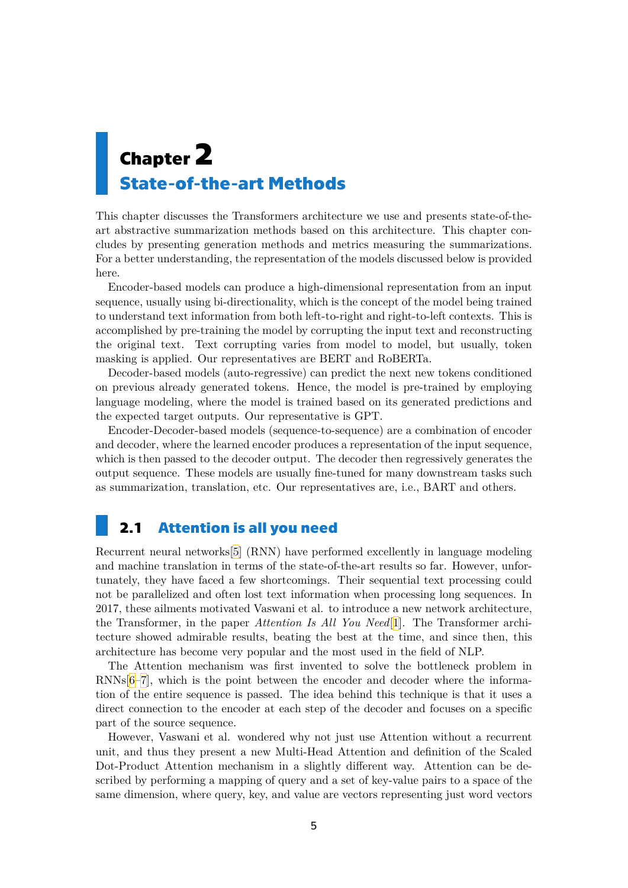# Chapter 2
# State-of-the-art Methods

This chapter discusses the Transformers architecture we use and presents state-of-the-art abstractive summarization methods based on this architecture. This chapter concludes by presenting generation methods and metrics measuring the summarizations. For a better understanding, the representation of the models discussed below is provided here.

Encoder-based models can produce a high-dimensional representation from an input sequence, usually using bi-directionality, which is the concept of the model being trained to understand text information from both left-to-right and right-to-left contexts. This is accomplished by pre-training the model by corrupting the input text and reconstructing the original text. Text corrupting varies from model to model, but usually, token masking is applied. Our representatives are BERT and RoBERTa.

Decoder-based models (auto-regressive) can predict the next new tokens conditioned on previous already generated tokens. Hence, the model is pre-trained by employing language modeling, where the model is trained based on its generated predictions and the expected target outputs. Our representative is GPT.

Encoder-Decoder-based models (sequence-to-sequence) are a combination of encoder and decoder, where the learned encoder produces a representation of the input sequence, which is then passed to the decoder output. The decoder then regressively generates the output sequence. These models are usually fine-tuned for many downstream tasks such as summarization, translation, etc. Our representatives are, i.e., BART and others.

## 2.1 Attention is all you need

Recurrent neural networks[5] (RNN) have performed excellently in language modeling and machine translation in terms of the state-of-the-art results so far. However, unfortunately, they have faced a few shortcomings. Their sequential text processing could not be parallelized and often lost text information when processing long sequences. In 2017, these ailments motivated Vaswani et al. to introduce a new network architecture, the Transformer, in the paper *Attention Is All You Need*[1]. The Transformer architecture showed admirable results, beating the best at the time, and since then, this architecture has become very popular and the most used in the field of NLP.

The Attention mechanism was first invented to solve the bottleneck problem in RNNs[6–7], which is the point between the encoder and decoder where the information of the entire sequence is passed. The idea behind this technique is that it uses a direct connection to the encoder at each step of the decoder and focuses on a specific part of the source sequence.

However, Vaswani et al. wondered why not just use Attention without a recurrent unit, and thus they present a new Multi-Head Attention and definition of the Scaled Dot-Product Attention mechanism in a slightly different way. Attention can be described by performing a mapping of query and a set of key-value pairs to a space of the same dimension, where query, key, and value are vectors representing just word vectors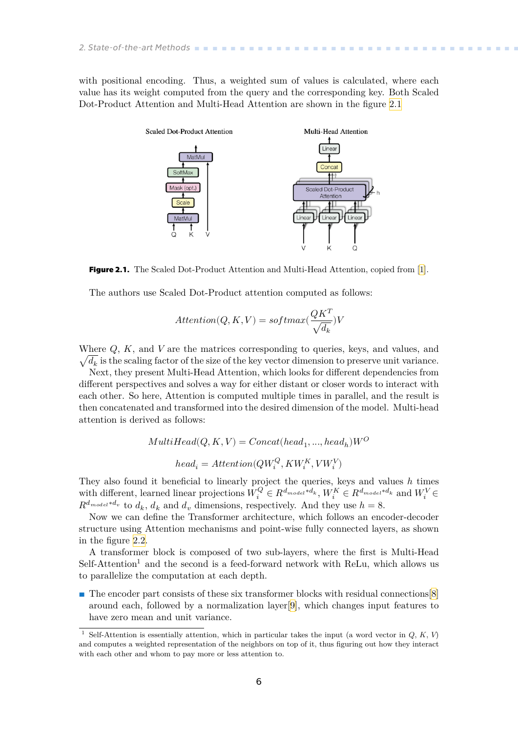with positional encoding. Thus, a weighted sum of values is calculated, where each value has its weight computed from the query and the corresponding key. Both Scaled Dot-Product Attention and Multi-Head Attention are shown in the figure 2.1

**Figure 2.1.** The Scaled Dot-Product Attention and Multi-Head Attention, copied from [1].

The authors use Scaled Dot-Product attention computed as follows:

$$Attention(Q, K, V) = softmax(\frac{QK^T}{\sqrt{d_k}})V$$

Where $Q$, $K$, and $V$ are the matrices corresponding to queries, keys, and values, and $\sqrt{d_k}$ is the scaling factor of the size of the key vector dimension to preserve unit variance.

Next, they present Multi-Head Attention, which looks for different dependencies from different perspectives and solves a way for either distant or closer words to interact with each other. So here, Attention is computed multiple times in parallel, and the result is then concatenated and transformed into the desired dimension of the model. Multi-head attention is derived as follows:

$$MultiHead(Q, K, V) = Concat(head_1, ..., head_h)W^O$$

$$head_i = Attention(QW_i^Q, KW_i^K, VW_i^V)$$

They also found it beneficial to linearly project the queries, keys and values $h$ times with different, learned linear projections $W_i^Q \in R^{d_{model} * d_k}$, $W_i^K \in R^{d_{model} * d_k}$ and $W_i^V \in R^{d_{model} * d_v}$ to $d_k$, $d_k$ and $d_v$ dimensions, respectively. And they use $h = 8$.

Now we can define the Transformer architecture, which follows an encoder-decoder structure using Attention mechanisms and point-wise fully connected layers, as shown in the figure 2.2.

A transformer block is composed of two sub-layers, where the first is Multi-Head Self-Attention[1] and the second is a feed-forward network with ReLu, which allows us to parallelize the computation at each depth.

- The encoder part consists of these six transformer blocks with residual connections[8] around each, followed by a normalization layer[9], which changes input features to have zero mean and unit variance.

[1] Self-Attention is essentially attention, which in particular takes the input (a word vector in $Q$, $K$, $V$) and computes a weighted representation of the neighbors on top of it, thus figuring out how they interact with each other and whom to pay more or less attention to.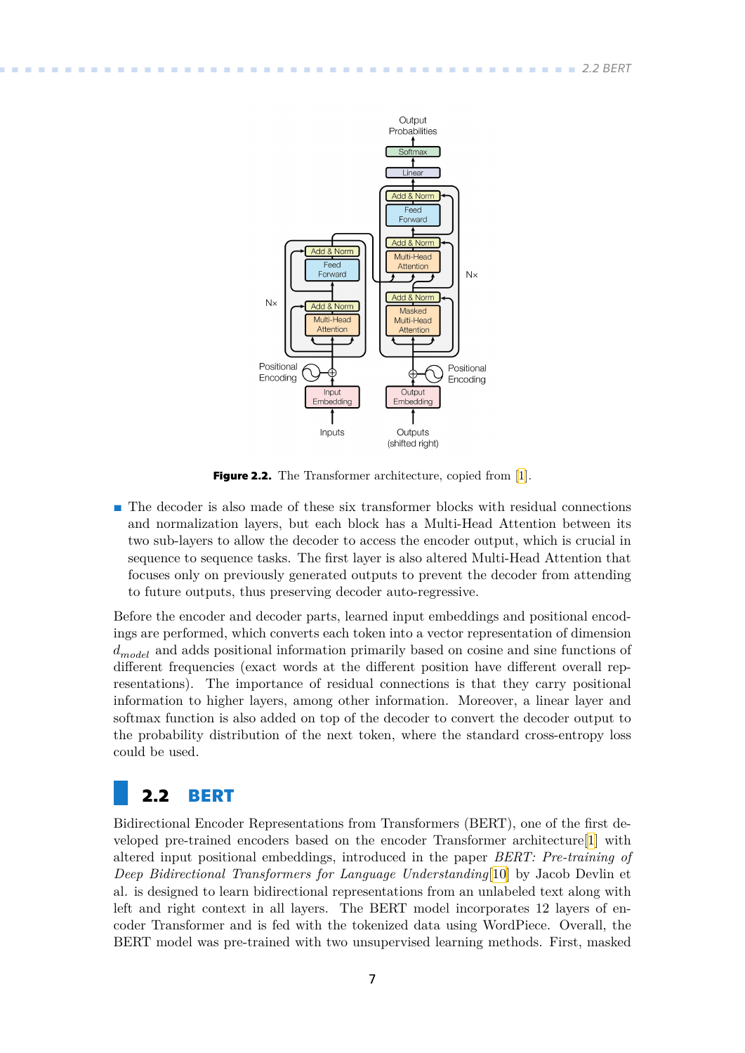**Figure 2.2.** The Transformer architecture, copied from [1].

- The decoder is also made of these six transformer blocks with residual connections and normalization layers, but each block has a Multi-Head Attention between its two sub-layers to allow the decoder to access the encoder output, which is crucial in sequence to sequence tasks. The first layer is also altered Multi-Head Attention that focuses only on previously generated outputs to prevent the decoder from attending to future outputs, thus preserving decoder auto-regressive.

Before the encoder and decoder parts, learned input embeddings and positional encodings are performed, which converts each token into a vector representation of dimension $d_{model}$ and adds positional information primarily based on cosine and sine functions of different frequencies (exact words at the different position have different overall representations). The importance of residual connections is that they carry positional information to higher layers, among other information. Moreover, a linear layer and softmax function is also added on top of the decoder to convert the decoder output to the probability distribution of the next token, where the standard cross-entropy loss could be used.

## 2.2 BERT

Bidirectional Encoder Representations from Transformers (BERT), one of the first developed pre-trained encoders based on the encoder Transformer architecture[1] with altered input positional embeddings, introduced in the paper *BERT: Pre-training of Deep Bidirectional Transformers for Language Understanding*[10] by Jacob Devlin et al. is designed to learn bidirectional representations from an unlabeled text along with left and right context in all layers. The BERT model incorporates 12 layers of encoder Transformer and is fed with the tokenized data using WordPiece. Overall, the BERT model was pre-trained with two unsupervised learning methods. First, masked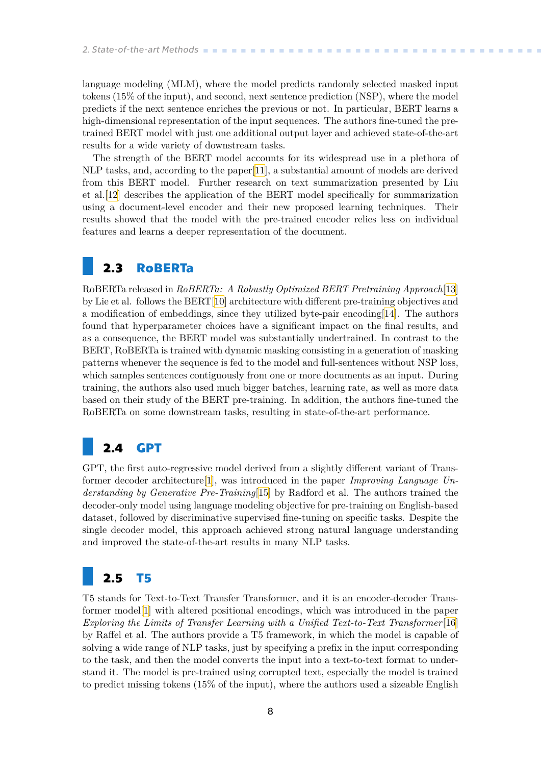language modeling (MLM), where the model predicts randomly selected masked input tokens (15% of the input), and second, next sentence prediction (NSP), where the model predicts if the next sentence enriches the previous or not. In particular, BERT learns a high-dimensional representation of the input sequences. The authors fine-tuned the pre-trained BERT model with just one additional output layer and achieved state-of-the-art results for a wide variety of downstream tasks.

The strength of the BERT model accounts for its widespread use in a plethora of NLP tasks, and, according to the paper[11], a substantial amount of models are derived from this BERT model. Further research on text summarization presented by Liu et al.[12] describes the application of the BERT model specifically for summarization using a document-level encoder and their new proposed learning techniques. Their results showed that the model with the pre-trained encoder relies less on individual features and learns a deeper representation of the document.

## 2.3 RoBERTa

RoBERTa released in *RoBERTa: A Robustly Optimized BERT Pretraining Approach*[13] by Lie et al. follows the BERT[10] architecture with different pre-training objectives and a modification of embeddings, since they utilized byte-pair encoding[14]. The authors found that hyperparameter choices have a significant impact on the final results, and as a consequence, the BERT model was substantially undertrained. In contrast to the BERT, RoBERTa is trained with dynamic masking consisting in a generation of masking patterns whenever the sequence is fed to the model and full-sentences without NSP loss, which samples sentences contiguously from one or more documents as an input. During training, the authors also used much bigger batches, learning rate, as well as more data based on their study of the BERT pre-training. In addition, the authors fine-tuned the RoBERTa on some downstream tasks, resulting in state-of-the-art performance.

## 2.4 GPT

GPT, the first auto-regressive model derived from a slightly different variant of Transformer decoder architecture[1], was introduced in the paper *Improving Language Understanding by Generative Pre-Training*[15] by Radford et al. The authors trained the decoder-only model using language modeling objective for pre-training on English-based dataset, followed by discriminative supervised fine-tuning on specific tasks. Despite the single decoder model, this approach achieved strong natural language understanding and improved the state-of-the-art results in many NLP tasks.

## 2.5 T5

T5 stands for Text-to-Text Transfer Transformer, and it is an encoder-decoder Transformer model[1] with altered positional encodings, which was introduced in the paper *Exploring the Limits of Transfer Learning with a Unified Text-to-Text Transformer*[16] by Raffel et al. The authors provide a T5 framework, in which the model is capable of solving a wide range of NLP tasks, just by specifying a prefix in the input corresponding to the task, and then the model converts the input into a text-to-text format to understand it. The model is pre-trained using corrupted text, especially the model is trained to predict missing tokens (15% of the input), where the authors used a sizeable English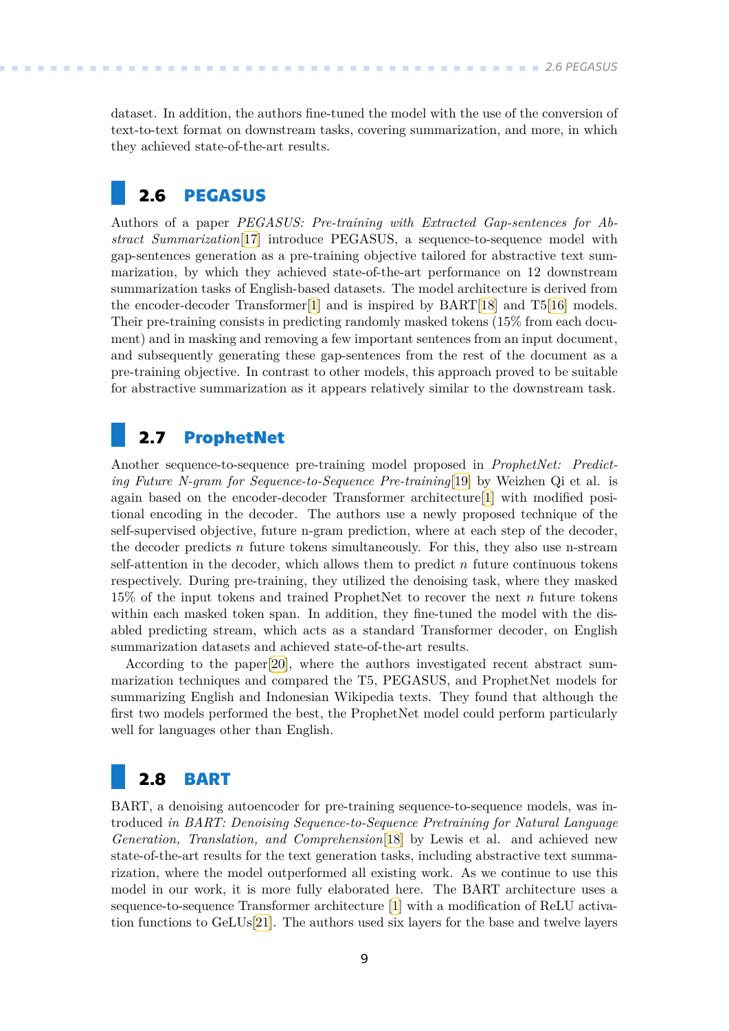dataset. In addition, the authors fine-tuned the model with the use of the conversion of text-to-text format on downstream tasks, covering summarization, and more, in which they achieved state-of-the-art results.

## 2.6 PEGASUS

Authors of a paper *PEGASUS: Pre-training with Extracted Gap-sentences for Abstract Summarization*[17] introduce PEGASUS, a sequence-to-sequence model with gap-sentences generation as a pre-training objective tailored for abstractive text summarization, by which they achieved state-of-the-art performance on 12 downstream summarization tasks of English-based datasets. The model architecture is derived from the encoder-decoder Transformer[1] and is inspired by BART[18] and T5[16] models. Their pre-training consists in predicting randomly masked tokens (15% from each document) and in masking and removing a few important sentences from an input document, and subsequently generating these gap-sentences from the rest of the document as a pre-training objective. In contrast to other models, this approach proved to be suitable for abstractive summarization as it appears relatively similar to the downstream task.

## 2.7 ProphetNet

Another sequence-to-sequence pre-training model proposed in *ProphetNet: Predicting Future N-gram for Sequence-to-Sequence Pre-training*[19] by Weizhen Qi et al. is again based on the encoder-decoder Transformer architecture[1] with modified positional encoding in the decoder. The authors use a newly proposed technique of the self-supervised objective, future n-gram prediction, where at each step of the decoder, the decoder predicts $n$ future tokens simultaneously. For this, they also use n-stream self-attention in the decoder, which allows them to predict $n$ future continuous tokens respectively. During pre-training, they utilized the denoising task, where they masked 15% of the input tokens and trained ProphetNet to recover the next $n$ future tokens within each masked token span. In addition, they fine-tuned the model with the disabled predicting stream, which acts as a standard Transformer decoder, on English summarization datasets and achieved state-of-the-art results.

According to the paper[20], where the authors investigated recent abstract summarization techniques and compared the T5, PEGASUS, and ProphetNet models for summarizing English and Indonesian Wikipedia texts. They found that although the first two models performed the best, the ProphetNet model could perform particularly well for languages other than English.

## 2.8 BART

BART, a denoising autoencoder for pre-training sequence-to-sequence models, was introduced *in BART: Denoising Sequence-to-Sequence Pretraining for Natural Language Generation, Translation, and Comprehension*[18] by Lewis et al. and achieved new state-of-the-art results for the text generation tasks, including abstractive text summarization, where the model outperformed all existing work. As we continue to use this model in our work, it is more fully elaborated here. The BART architecture uses a sequence-to-sequence Transformer architecture [1] with a modification of ReLU activation functions to GeLUs[21]. The authors used six layers for the base and twelve layers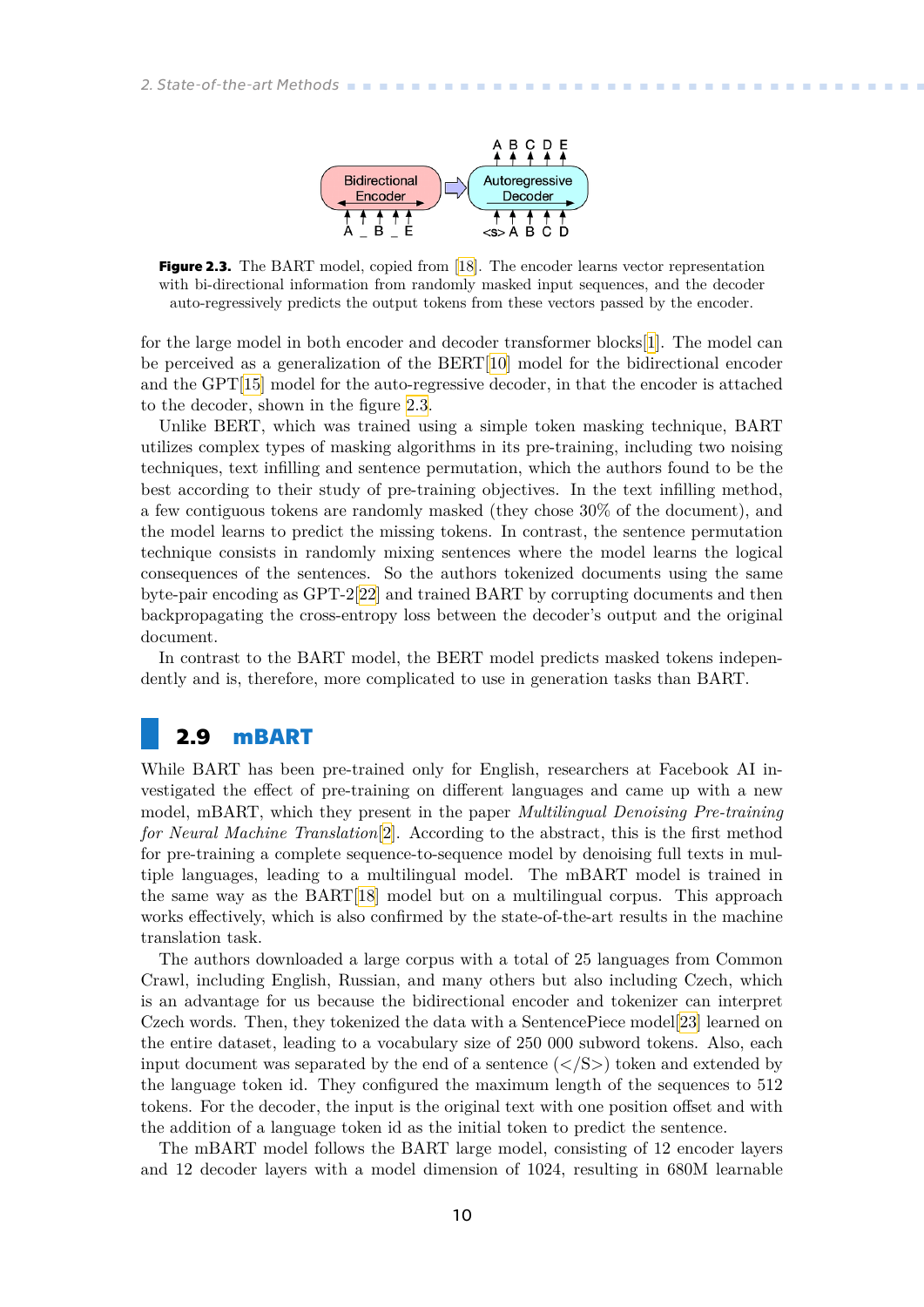**Figure 2.3.** The BART model, copied from [18]. The encoder learns vector representation with bi-directional information from randomly masked input sequences, and the decoder auto-regressively predicts the output tokens from these vectors passed by the encoder.

for the large model in both encoder and decoder transformer blocks[1]. The model can be perceived as a generalization of the BERT[10] model for the bidirectional encoder and the GPT[15] model for the auto-regressive decoder, in that the encoder is attached to the decoder, shown in the figure 2.3.

Unlike BERT, which was trained using a simple token masking technique, BART utilizes complex types of masking algorithms in its pre-training, including two noising techniques, text infilling and sentence permutation, which the authors found to be the best according to their study of pre-training objectives. In the text infilling method, a few contiguous tokens are randomly masked (they chose 30% of the document), and the model learns to predict the missing tokens. In contrast, the sentence permutation technique consists in randomly mixing sentences where the model learns the logical consequences of the sentences. So the authors tokenized documents using the same byte-pair encoding as GPT-2[22] and trained BART by corrupting documents and then backpropagating the cross-entropy loss between the decoder's output and the original document.

In contrast to the BART model, the BERT model predicts masked tokens independently and is, therefore, more complicated to use in generation tasks than BART.

## 2.9 mBART

While BART has been pre-trained only for English, researchers at Facebook AI investigated the effect of pre-training on different languages and came up with a new model, mBART, which they present in the paper *Multilingual Denoising Pre-training for Neural Machine Translation*[2]. According to the abstract, this is the first method for pre-training a complete sequence-to-sequence model by denoising full texts in multiple languages, leading to a multilingual model. The mBART model is trained in the same way as the BART[18] model but on a multilingual corpus. This approach works effectively, which is also confirmed by the state-of-the-art results in the machine translation task.

The authors downloaded a large corpus with a total of 25 languages from Common Crawl, including English, Russian, and many others but also including Czech, which is an advantage for us because the bidirectional encoder and tokenizer can interpret Czech words. Then, they tokenized the data with a SentencePiece model[23] learned on the entire dataset, leading to a vocabulary size of 250 000 subword tokens. Also, each input document was separated by the end of a sentence (</S>) token and extended by the language token id. They configured the maximum length of the sequences to 512 tokens. For the decoder, the input is the original text with one position offset and with the addition of a language token id as the initial token to predict the sentence.

The mBART model follows the BART large model, consisting of 12 encoder layers and 12 decoder layers with a model dimension of 1024, resulting in 680M learnable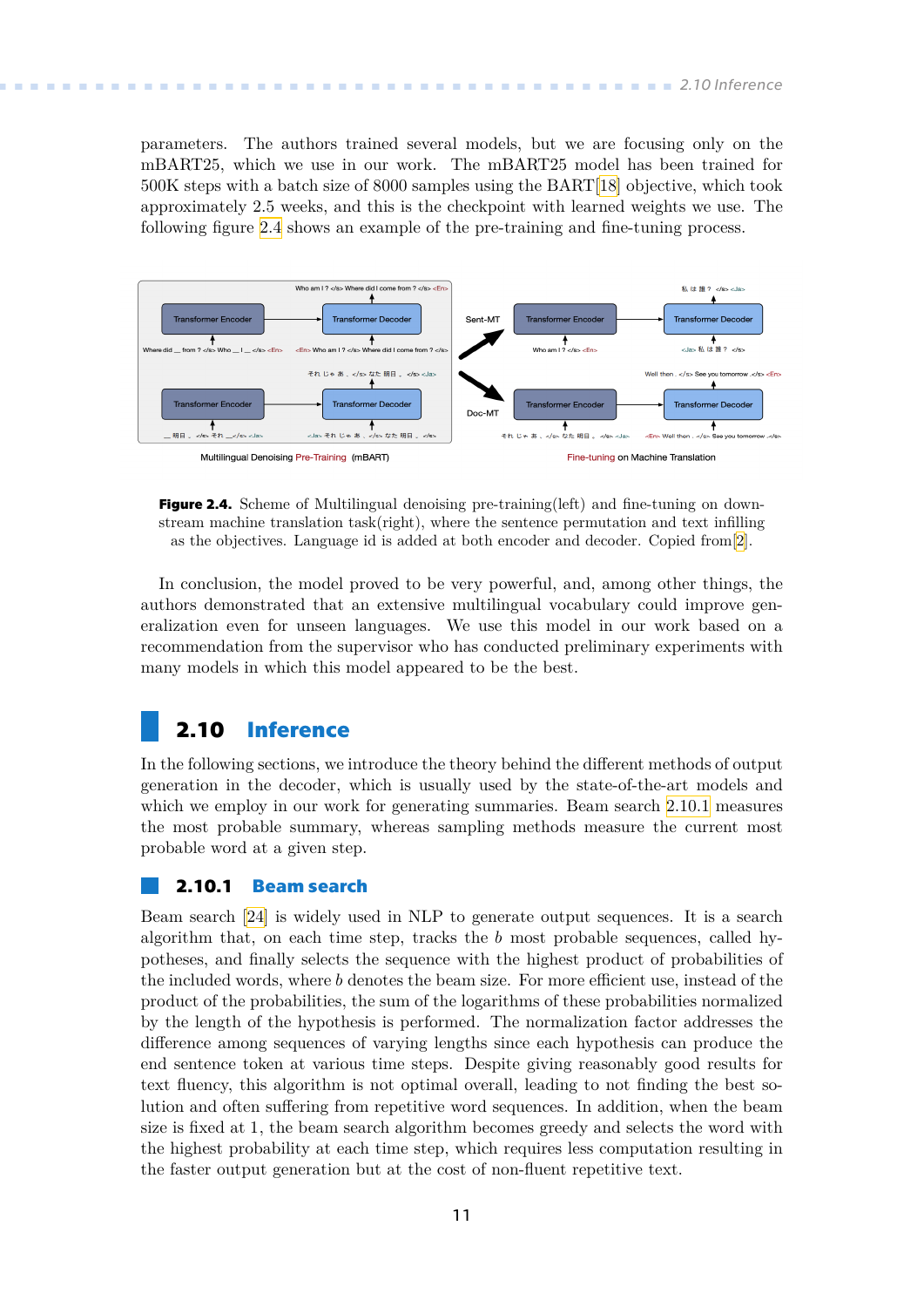parameters. The authors trained several models, but we are focusing only on the mBART25, which we use in our work. The mBART25 model has been trained for 500K steps with a batch size of 8000 samples using the BART[18] objective, which took approximately 2.5 weeks, and this is the checkpoint with learned weights we use. The following figure 2.4 shows an example of the pre-training and fine-tuning process.

**Figure 2.4.** Scheme of Multilingual denoising pre-training(left) and fine-tuning on downstream machine translation task(right), where the sentence permutation and text infilling as the objectives. Language id is added at both encoder and decoder. Copied from[2].

In conclusion, the model proved to be very powerful, and, among other things, the authors demonstrated that an extensive multilingual vocabulary could improve generalization even for unseen languages. We use this model in our work based on a recommendation from the supervisor who has conducted preliminary experiments with many models in which this model appeared to be the best.

## 2.10 Inference

In the following sections, we introduce the theory behind the different methods of output generation in the decoder, which is usually used by the state-of-the-art models and which we employ in our work for generating summaries. Beam search 2.10.1 measures the most probable summary, whereas sampling methods measure the current most probable word at a given step.

### 2.10.1 Beam search

Beam search [24] is widely used in NLP to generate output sequences. It is a search algorithm that, on each time step, tracks the $b$ most probable sequences, called hypotheses, and finally selects the sequence with the highest product of probabilities of the included words, where $b$ denotes the beam size. For more efficient use, instead of the product of the probabilities, the sum of the logarithms of these probabilities normalized by the length of the hypothesis is performed. The normalization factor addresses the difference among sequences of varying lengths since each hypothesis can produce the end sentence token at various time steps. Despite giving reasonably good results for text fluency, this algorithm is not optimal overall, leading to not finding the best solution and often suffering from repetitive word sequences. In addition, when the beam size is fixed at 1, the beam search algorithm becomes greedy and selects the word with the highest probability at each time step, which requires less computation resulting in the faster output generation but at the cost of non-fluent repetitive text.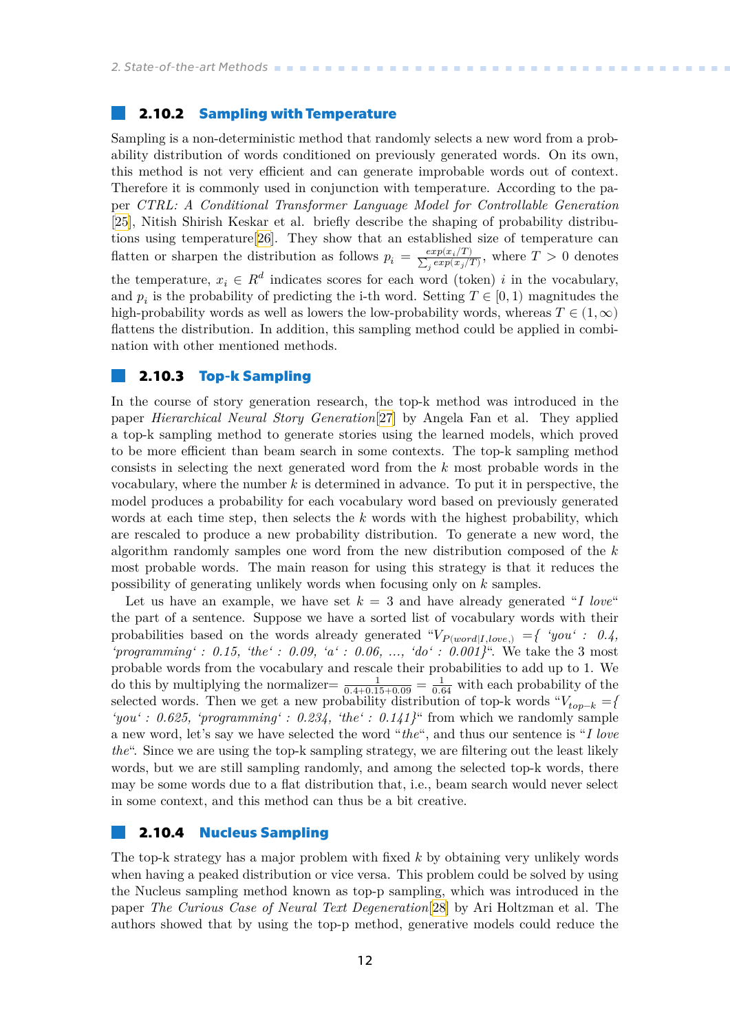### 2.10.2 Sampling with Temperature

Sampling is a non-deterministic method that randomly selects a new word from a probability distribution of words conditioned on previously generated words. On its own, this method is not very efficient and can generate improbable words out of context. Therefore it is commonly used in conjunction with temperature. According to the paper *CTRL: A Conditional Transformer Language Model for Controllable Generation* [25], Nitish Shirish Keskar et al. briefly describe the shaping of probability distributions using temperature[26]. They show that an established size of temperature can flatten or sharpen the distribution as follows $p_i = \frac{exp(x_i/T)}{\sum_j exp(x_j/T)}$, where $T > 0$ denotes the temperature, $x_i \in R^d$ indicates scores for each word (token) $i$ in the vocabulary, and $p_i$ is the probability of predicting the i-th word. Setting $T \in [0, 1)$ magnitudes the high-probability words as well as lowers the low-probability words, whereas $T \in (1, \infty)$ flattens the distribution. In addition, this sampling method could be applied in combination with other mentioned methods.

### 2.10.3 Top-k Sampling

In the course of story generation research, the top-k method was introduced in the paper *Hierarchical Neural Story Generation*[27] by Angela Fan et al. They applied a top-k sampling method to generate stories using the learned models, which proved to be more efficient than beam search in some contexts. The top-k sampling method consists in selecting the next generated word from the $k$ most probable words in the vocabulary, where the number $k$ is determined in advance. To put it in perspective, the model produces a probability for each vocabulary word based on previously generated words at each time step, then selects the $k$ words with the highest probability, which are rescaled to produce a new probability distribution. To generate a new word, the algorithm randomly samples one word from the new distribution composed of the $k$ most probable words. The main reason for using this strategy is that it reduces the possibility of generating unlikely words when focusing only on $k$ samples.

Let us have an example, we have set $k = 3$ and have already generated "*I love*" the part of a sentence. Suppose we have a sorted list of vocabulary words with their probabilities based on the words already generated "$V_{P(word|I,love,)}$ ={ *'you' : 0.4, 'programming' : 0.15, 'the' : 0.09, 'a' : 0.06, ..., 'do' : 0.001*}". We take the 3 most probable words from the vocabulary and rescale their probabilities to add up to 1. We do this by multiplying the normalizer$= \frac{1}{0.4+0.15+0.09} = \frac{1}{0.64}$ with each probability of the selected words. Then we get a new probability distribution of top-k words "$V_{top-k}$ ={ *'you' : 0.625, 'programming' : 0.234, 'the' : 0.141*}" from which we randomly sample a new word, let's say we have selected the word "*the*", and thus our sentence is "*I love the*". Since we are using the top-k sampling strategy, we are filtering out the least likely words, but we are still sampling randomly, and among the selected top-k words, there may be some words due to a flat distribution that, i.e., beam search would never select in some context, and this method can thus be a bit creative.

### 2.10.4 Nucleus Sampling

The top-k strategy has a major problem with fixed $k$ by obtaining very unlikely words when having a peaked distribution or vice versa. This problem could be solved by using the Nucleus sampling method known as top-p sampling, which was introduced in the paper *The Curious Case of Neural Text Degeneration*[28] by Ari Holtzman et al. The authors showed that by using the top-p method, generative models could reduce the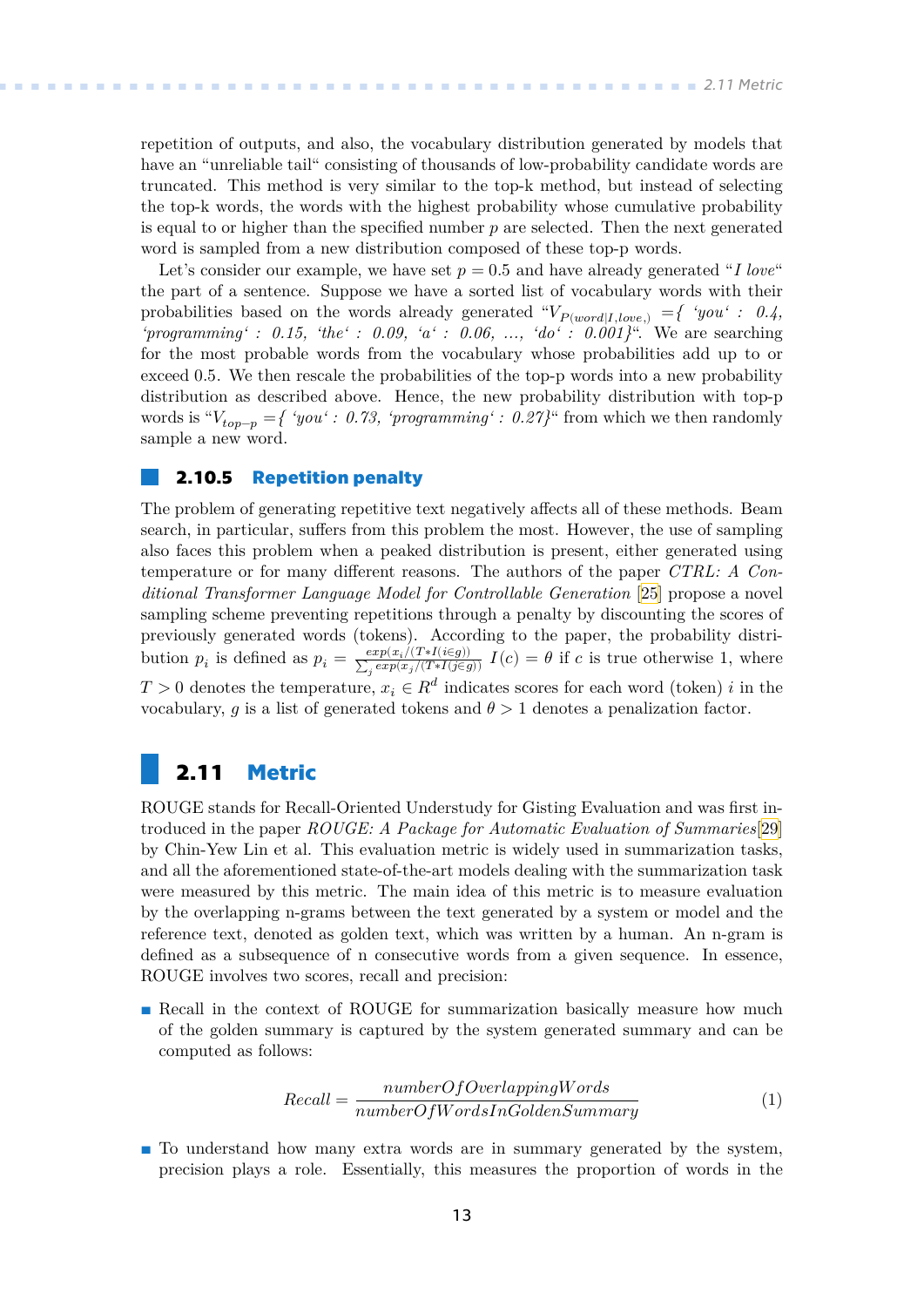repetition of outputs, and also, the vocabulary distribution generated by models that have an "unreliable tail" consisting of thousands of low-probability candidate words are truncated. This method is very similar to the top-k method, but instead of selecting the top-k words, the words with the highest probability whose cumulative probability is equal to or higher than the specified number $p$ are selected. Then the next generated word is sampled from a new distribution composed of these top-p words.

Let's consider our example, we have set $p = 0.5$ and have already generated "*I love*" the part of a sentence. Suppose we have a sorted list of vocabulary words with their probabilities based on the words already generated "$V_{P(word|I,love,)}$ *={ 'you' : 0.4, 'programming' : 0.15, 'the' : 0.09, 'a' : 0.06, ..., 'do' : 0.001}*". We are searching for the most probable words from the vocabulary whose probabilities add up to or exceed 0.5. We then rescale the probabilities of the top-p words into a new probability distribution as described above. Hence, the new probability distribution with top-p words is "$V_{top-p}$ *={ 'you' : 0.73, 'programming' : 0.27}*" from which we then randomly sample a new word.

### 2.10.5 Repetition penalty

The problem of generating repetitive text negatively affects all of these methods. Beam search, in particular, suffers from this problem the most. However, the use of sampling also faces this problem when a peaked distribution is present, either generated using temperature or for many different reasons. The authors of the paper *CTRL: A Conditional Transformer Language Model for Controllable Generation* [25] propose a novel sampling scheme preventing repetitions through a penalty by discounting the scores of previously generated words (tokens). According to the paper, the probability distribution $p_i$ is defined as $p_i = \frac{exp(x_i/(T*I(i \in g))}{\sum_j exp(x_j/(T*I(j \in g))}$ $I(c) = \theta$ if $c$ is true otherwise 1, where $T > 0$ denotes the temperature, $x_i \in R^d$ indicates scores for each word (token) $i$ in the vocabulary, $g$ is a list of generated tokens and $\theta > 1$ denotes a penalization factor.

## 2.11 Metric

ROUGE stands for Recall-Oriented Understudy for Gisting Evaluation and was first introduced in the paper *ROUGE: A Package for Automatic Evaluation of Summaries*[29] by Chin-Yew Lin et al. This evaluation metric is widely used in summarization tasks, and all the aforementioned state-of-the-art models dealing with the summarization task were measured by this metric. The main idea of this metric is to measure evaluation by the overlapping n-grams between the text generated by a system or model and the reference text, denoted as golden text, which was written by a human. An n-gram is defined as a subsequence of n consecutive words from a given sequence. In essence, ROUGE involves two scores, recall and precision:

- Recall in the context of ROUGE for summarization basically measure how much of the golden summary is captured by the system generated summary and can be computed as follows:

$$Recall = \frac{numberOfOverlappingWords}{numberOfWordsInGoldenSummary} \tag{1}$$

- To understand how many extra words are in summary generated by the system, precision plays a role. Essentially, this measures the proportion of words in the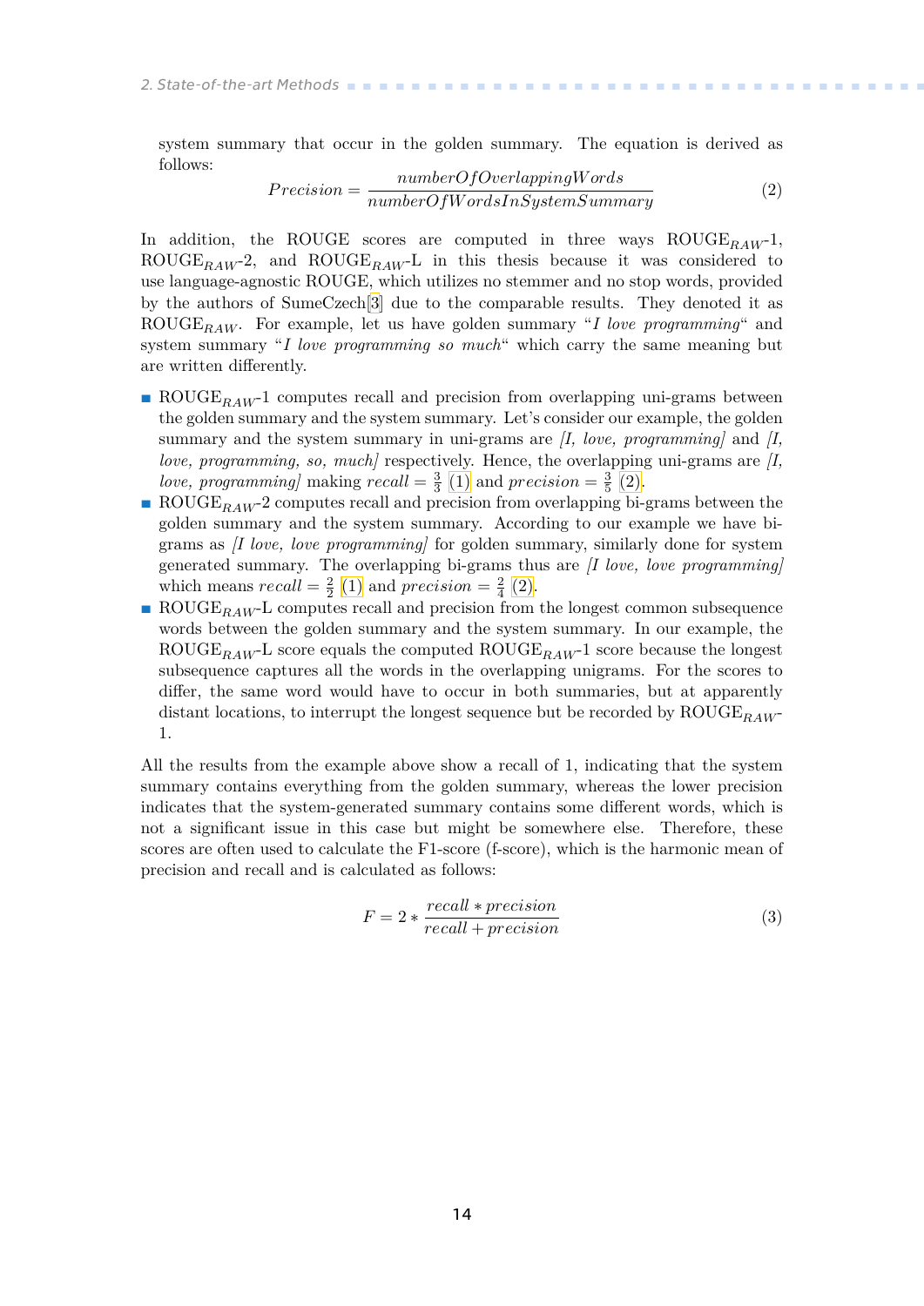system summary that occur in the golden summary. The equation is derived as follows:

$$Precision = \frac{numberOfOverlappingWords}{numberOfWordsInSystemSummary} \tag{2}$$

In addition, the ROUGE scores are computed in three ways ROUGE$_{RAW}$-1, ROUGE$_{RAW}$-2, and ROUGE$_{RAW}$-L in this thesis because it was considered to use language-agnostic ROUGE, which utilizes no stemmer and no stop words, provided by the authors of SumeCzech[3] due to the comparable results. They denoted it as ROUGE$_{RAW}$. For example, let us have golden summary "*I love programming*" and system summary "*I love programming so much*" which carry the same meaning but are written differently.

- ROUGE$_{RAW}$-1 computes recall and precision from overlapping uni-grams between the golden summary and the system summary. Let's consider our example, the golden summary and the system summary in uni-grams are *[I, love, programming]* and *[I, love, programming, so, much]* respectively. Hence, the overlapping uni-grams are *[I, love, programming]* making $recall = \frac{3}{3}$ (1) and $precision = \frac{3}{5}$ (2).
- ROUGE$_{RAW}$-2 computes recall and precision from overlapping bi-grams between the golden summary and the system summary. According to our example we have bi-grams as *[I love, love programming]* for golden summary, similarly done for system generated summary. The overlapping bi-grams thus are *[I love, love programming]* which means $recall = \frac{2}{2}$ (1) and $precision = \frac{2}{4}$ (2).
- ROUGE$_{RAW}$-L computes recall and precision from the longest common subsequence words between the golden summary and the system summary. In our example, the ROUGE$_{RAW}$-L score equals the computed ROUGE$_{RAW}$-1 score because the longest subsequence captures all the words in the overlapping unigrams. For the scores to differ, the same word would have to occur in both summaries, but at apparently distant locations, to interrupt the longest sequence but be recorded by ROUGE$_{RAW}$-1.

All the results from the example above show a recall of 1, indicating that the system summary contains everything from the golden summary, whereas the lower precision indicates that the system-generated summary contains some different words, which is not a significant issue in this case but might be somewhere else. Therefore, these scores are often used to calculate the F1-score (f-score), which is the harmonic mean of precision and recall and is calculated as follows:

$$F = 2 * \frac{recall * precision}{recall + precision} \tag{3}$$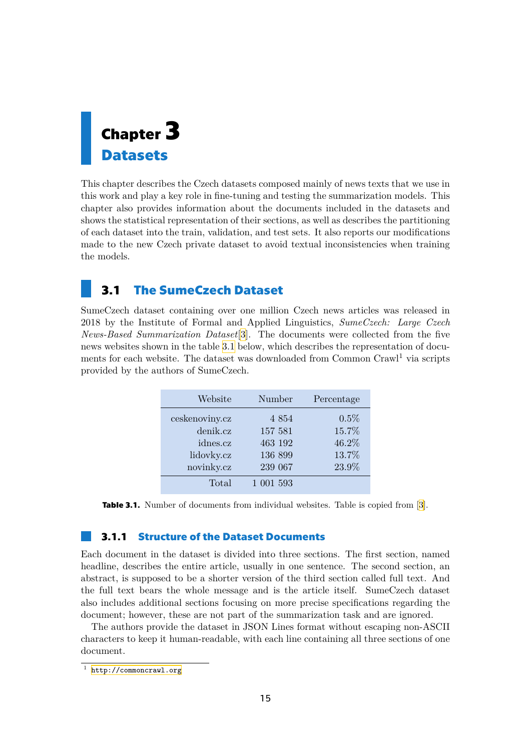# Chapter 3
# Datasets

This chapter describes the Czech datasets composed mainly of news texts that we use in this work and play a key role in fine-tuning and testing the summarization models. This chapter also provides information about the documents included in the datasets and shows the statistical representation of their sections, as well as describes the partitioning of each dataset into the train, validation, and test sets. It also reports our modifications made to the new Czech private dataset to avoid textual inconsistencies when training the models.

## 3.1 The SumeCzech Dataset

SumeCzech dataset containing over one million Czech news articles was released in 2018 by the Institute of Formal and Applied Linguistics, *SumeCzech: Large Czech News-Based Summarization Dataset*[3]. The documents were collected from the five news websites shown in the table 3.1 below, which describes the representation of documents for each website. The dataset was downloaded from Common Crawl[1] via scripts provided by the authors of SumeCzech.

| Website | Number | Percentage |
|---:|---:|---:|
| ceskenoviny.cz | 4 854 | 0.5% |
| denik.cz | 157 581 | 15.7% |
| idnes.cz | 463 192 | 46.2% |
| lidovky.cz | 136 899 | 13.7% |
| novinky.cz | 239 067 | 23.9% |
| Total | 1 001 593 | |

**Table 3.1.** Number of documents from individual websites. Table is copied from [3].

### 3.1.1 Structure of the Dataset Documents

Each document in the dataset is divided into three sections. The first section, named headline, describes the entire article, usually in one sentence. The second section, an abstract, is supposed to be a shorter version of the third section called full text. And the full text bears the whole message and is the article itself. SumeCzech dataset also includes additional sections focusing on more precise specifications regarding the document; however, these are not part of the summarization task and are ignored.

The authors provide the dataset in JSON Lines format without escaping non-ASCII characters to keep it human-readable, with each line containing all three sections of one document.

[1] http://commoncrawl.org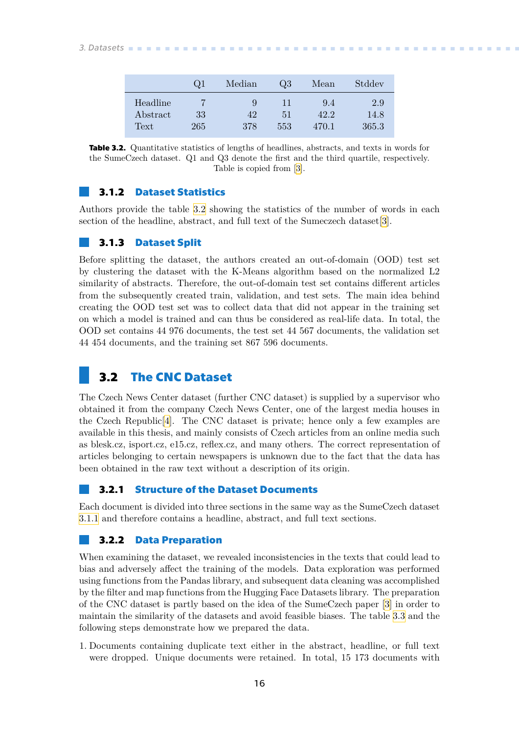|  | Q1 | Median | Q3 | Mean | Stddev |
|---|---|---|---|---|---|
| Headline | 7 | 9 | 11 | 9.4 | 2.9 |
| Abstract | 33 | 42 | 51 | 42.2 | 14.8 |
| Text | 265 | 378 | 553 | 470.1 | 365.3 |

**Table 3.2.** Quantitative statistics of lengths of headlines, abstracts, and texts in words for the SumeCzech dataset. Q1 and Q3 denote the first and the third quartile, respectively. Table is copied from [3].

### 3.1.2 Dataset Statistics

Authors provide the table 3.2 showing the statistics of the number of words in each section of the headline, abstract, and full text of the Sumeczech dataset[3].

### 3.1.3 Dataset Split

Before splitting the dataset, the authors created an out-of-domain (OOD) test set by clustering the dataset with the K-Means algorithm based on the normalized L2 similarity of abstracts. Therefore, the out-of-domain test set contains different articles from the subsequently created train, validation, and test sets. The main idea behind creating the OOD test set was to collect data that did not appear in the training set on which a model is trained and can thus be considered as real-life data. In total, the OOD set contains 44 976 documents, the test set 44 567 documents, the validation set 44 454 documents, and the training set 867 596 documents.

## 3.2 The CNC Dataset

The Czech News Center dataset (further CNC dataset) is supplied by a supervisor who obtained it from the company Czech News Center, one of the largest media houses in the Czech Republic[4]. The CNC dataset is private; hence only a few examples are available in this thesis, and mainly consists of Czech articles from an online media such as blesk.cz, isport.cz, e15.cz, reflex.cz, and many others. The correct representation of articles belonging to certain newspapers is unknown due to the fact that the data has been obtained in the raw text without a description of its origin.

### 3.2.1 Structure of the Dataset Documents

Each document is divided into three sections in the same way as the SumeCzech dataset 3.1.1 and therefore contains a headline, abstract, and full text sections.

### 3.2.2 Data Preparation

When examining the dataset, we revealed inconsistencies in the texts that could lead to bias and adversely affect the training of the models. Data exploration was performed using functions from the Pandas library, and subsequent data cleaning was accomplished by the filter and map functions from the Hugging Face Datasets library. The preparation of the CNC dataset is partly based on the idea of the SumeCzech paper [3] in order to maintain the similarity of the datasets and avoid feasible biases. The table 3.3 and the following steps demonstrate how we prepared the data.

1. Documents containing duplicate text either in the abstract, headline, or full text were dropped. Unique documents were retained. In total, 15 173 documents with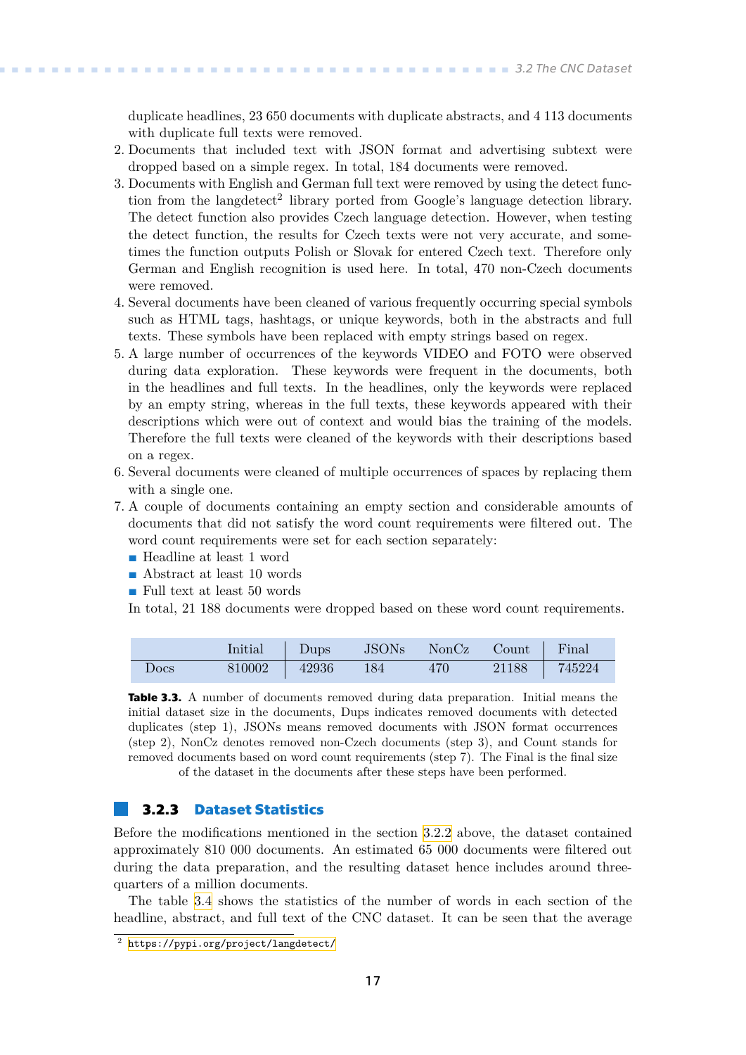duplicate headlines, 23 650 documents with duplicate abstracts, and 4 113 documents with duplicate full texts were removed.

2. Documents that included text with JSON format and advertising subtext were dropped based on a simple regex. In total, 184 documents were removed.
3. Documents with English and German full text were removed by using the detect function from the langdetect[2] library ported from Google's language detection library. The detect function also provides Czech language detection. However, when testing the detect function, the results for Czech texts were not very accurate, and sometimes the function outputs Polish or Slovak for entered Czech text. Therefore only German and English recognition is used here. In total, 470 non-Czech documents were removed.
4. Several documents have been cleaned of various frequently occurring special symbols such as HTML tags, hashtags, or unique keywords, both in the abstracts and full texts. These symbols have been replaced with empty strings based on regex.
5. A large number of occurrences of the keywords VIDEO and FOTO were observed during data exploration. These keywords were frequent in the documents, both in the headlines and full texts. In the headlines, only the keywords were replaced by an empty string, whereas in the full texts, these keywords appeared with their descriptions which were out of context and would bias the training of the models. Therefore the full texts were cleaned of the keywords with their descriptions based on a regex.
6. Several documents were cleaned of multiple occurrences of spaces by replacing them with a single one.
7. A couple of documents containing an empty section and considerable amounts of documents that did not satisfy the word count requirements were filtered out. The word count requirements were set for each section separately:
   - Headline at least 1 word
   - Abstract at least 10 words
   - Full text at least 50 words

   In total, 21 188 documents were dropped based on these word count requirements.

| | Initial | Dups | JSONs | NonCz | Count | Final |
|---|---|---|---|---|---|---|
| Docs | 810002 | 42936 | 184 | 470 | 21188 | 745224 |

**Table 3.3.** A number of documents removed during data preparation. Initial means the initial dataset size in the documents, Dups indicates removed documents with detected duplicates (step 1), JSONs means removed documents with JSON format occurrences (step 2), NonCz denotes removed non-Czech documents (step 3), and Count stands for removed documents based on word count requirements (step 7). The Final is the final size of the dataset in the documents after these steps have been performed.

### 3.2.3 Dataset Statistics

Before the modifications mentioned in the section 3.2.2 above, the dataset contained approximately 810 000 documents. An estimated 65 000 documents were filtered out during the data preparation, and the resulting dataset hence includes around three-quarters of a million documents.

The table 3.4 shows the statistics of the number of words in each section of the headline, abstract, and full text of the CNC dataset. It can be seen that the average

[2] https://pypi.org/project/langdetect/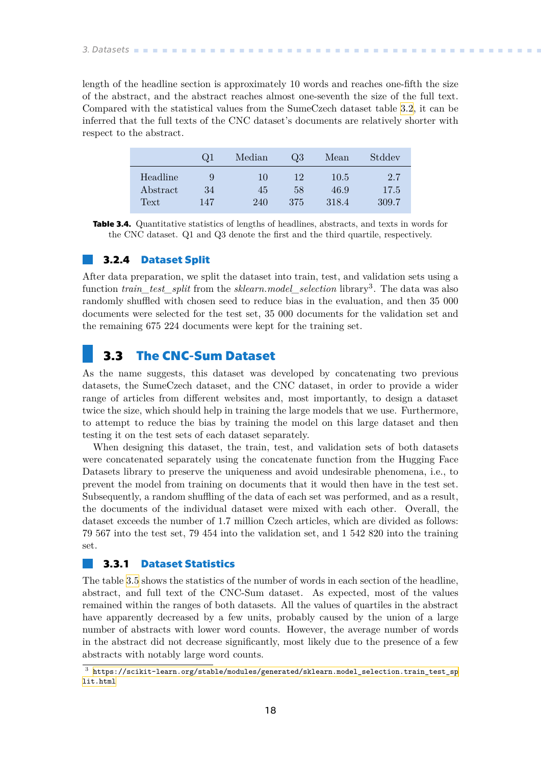length of the headline section is approximately 10 words and reaches one-fifth the size of the abstract, and the abstract reaches almost one-seventh the size of the full text. Compared with the statistical values from the SumeCzech dataset table 3.2, it can be inferred that the full texts of the CNC dataset's documents are relatively shorter with respect to the abstract.

| | Q1 | Median | Q3 | Mean | Stddev |
|---|---|---|---|---|---|
| Headline | 9 | 10 | 12 | 10.5 | 2.7 |
| Abstract | 34 | 45 | 58 | 46.9 | 17.5 |
| Text | 147 | 240 | 375 | 318.4 | 309.7 |

**Table 3.4.** Quantitative statistics of lengths of headlines, abstracts, and texts in words for the CNC dataset. Q1 and Q3 denote the first and the third quartile, respectively.

### 3.2.4 Dataset Split

After data preparation, we split the dataset into train, test, and validation sets using a function *train_test_split* from the *sklearn.model_selection* library[3]. The data was also randomly shuffled with chosen seed to reduce bias in the evaluation, and then 35 000 documents were selected for the test set, 35 000 documents for the validation set and the remaining 675 224 documents were kept for the training set.

## 3.3 The CNC-Sum Dataset

As the name suggests, this dataset was developed by concatenating two previous datasets, the SumeCzech dataset, and the CNC dataset, in order to provide a wider range of articles from different websites and, most importantly, to design a dataset twice the size, which should help in training the large models that we use. Furthermore, to attempt to reduce the bias by training the model on this large dataset and then testing it on the test sets of each dataset separately.

When designing this dataset, the train, test, and validation sets of both datasets were concatenated separately using the concatenate function from the Hugging Face Datasets library to preserve the uniqueness and avoid undesirable phenomena, i.e., to prevent the model from training on documents that it would then have in the test set. Subsequently, a random shuffling of the data of each set was performed, and as a result, the documents of the individual dataset were mixed with each other. Overall, the dataset exceeds the number of 1.7 million Czech articles, which are divided as follows: 79 567 into the test set, 79 454 into the validation set, and 1 542 820 into the training set.

### 3.3.1 Dataset Statistics

The table 3.5 shows the statistics of the number of words in each section of the headline, abstract, and full text of the CNC-Sum dataset. As expected, most of the values remained within the ranges of both datasets. All the values of quartiles in the abstract have apparently decreased by a few units, probably caused by the union of a large number of abstracts with lower word counts. However, the average number of words in the abstract did not decrease significantly, most likely due to the presence of a few abstracts with notably large word counts.

[3] https://scikit-learn.org/stable/modules/generated/sklearn.model_selection.train_test_split.html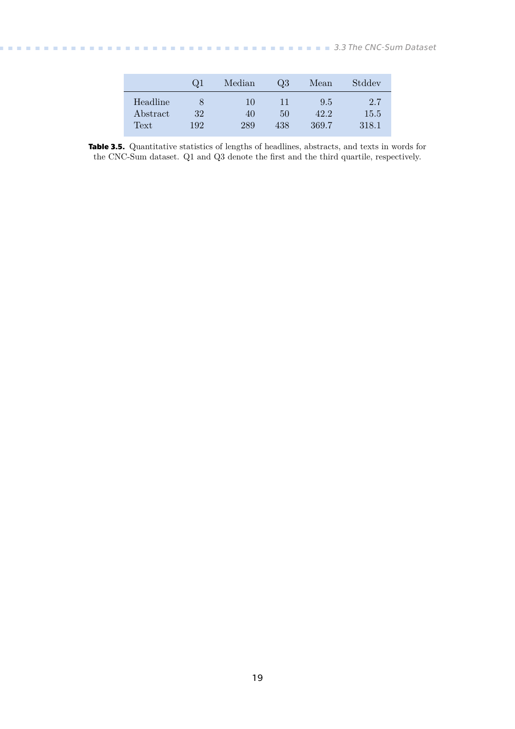|  | Q1 | Median | Q3 | Mean | Stddev |
|---|---|---|---|---|---|
| Headline | 8 | 10 | 11 | 9.5 | 2.7 |
| Abstract | 32 | 40 | 50 | 42.2 | 15.5 |
| Text | 192 | 289 | 438 | 369.7 | 318.1 |

**Table 3.5.** Quantitative statistics of lengths of headlines, abstracts, and texts in words for the CNC-Sum dataset. Q1 and Q3 denote the first and the third quartile, respectively.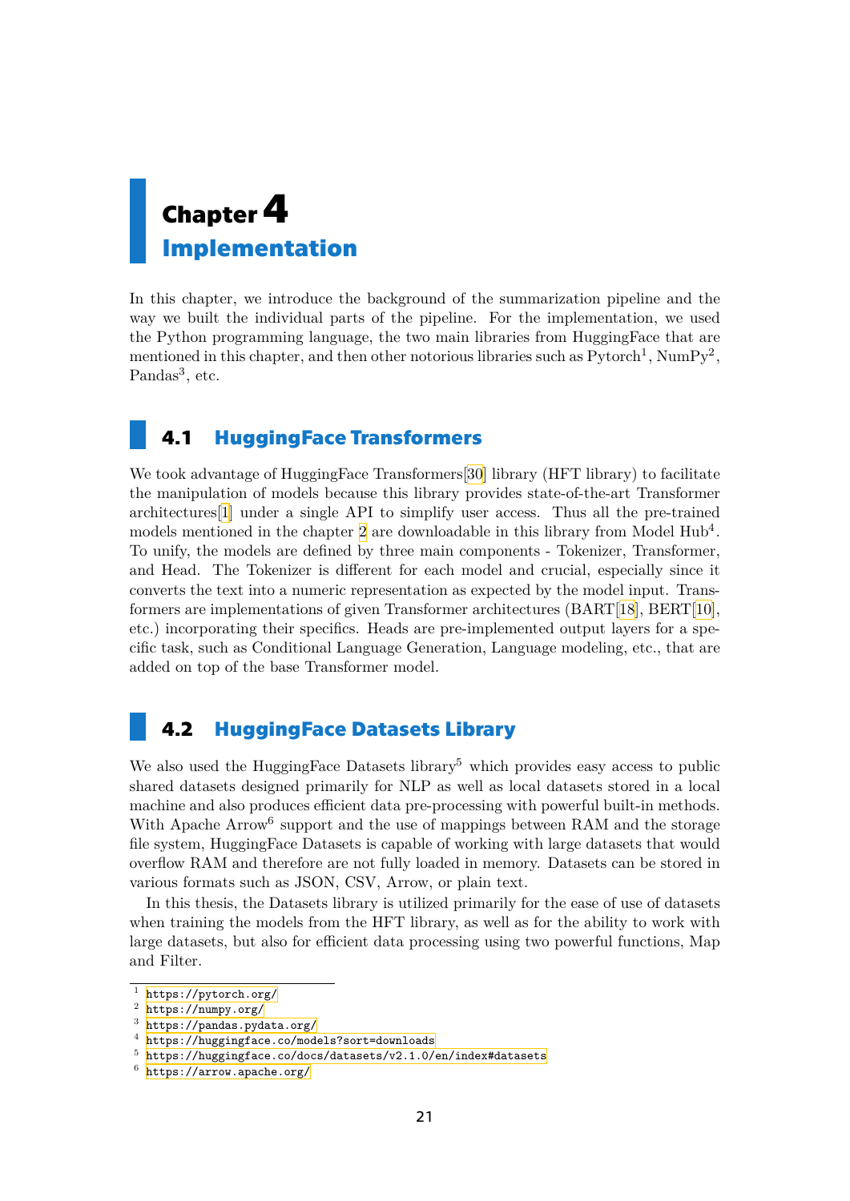# Chapter 4
# Implementation

In this chapter, we introduce the background of the summarization pipeline and the way we built the individual parts of the pipeline. For the implementation, we used the Python programming language, the two main libraries from HuggingFace that are mentioned in this chapter, and then other notorious libraries such as Pytorch[1], NumPy[2], Pandas[3], etc.

## 4.1 HuggingFace Transformers

We took advantage of HuggingFace Transformers[30] library (HFT library) to facilitate the manipulation of models because this library provides state-of-the-art Transformer architectures[1] under a single API to simplify user access. Thus all the pre-trained models mentioned in the chapter 2 are downloadable in this library from Model Hub[4]. To unify, the models are defined by three main components - Tokenizer, Transformer, and Head. The Tokenizer is different for each model and crucial, especially since it converts the text into a numeric representation as expected by the model input. Transformers are implementations of given Transformer architectures (BART[18], BERT[10], etc.) incorporating their specifics. Heads are pre-implemented output layers for a specific task, such as Conditional Language Generation, Language modeling, etc., that are added on top of the base Transformer model.

## 4.2 HuggingFace Datasets Library

We also used the HuggingFace Datasets library[5] which provides easy access to public shared datasets designed primarily for NLP as well as local datasets stored in a local machine and also produces efficient data pre-processing with powerful built-in methods. With Apache Arrow[6] support and the use of mappings between RAM and the storage file system, HuggingFace Datasets is capable of working with large datasets that would overflow RAM and therefore are not fully loaded in memory. Datasets can be stored in various formats such as JSON, CSV, Arrow, or plain text.

In this thesis, the Datasets library is utilized primarily for the ease of use of datasets when training the models from the HFT library, as well as for the ability to work with large datasets, but also for efficient data processing using two powerful functions, Map and Filter.

---

[1] https://pytorch.org/
[2] https://numpy.org/
[3] https://pandas.pydata.org/
[4] https://huggingface.co/models?sort=downloads
[5] https://huggingface.co/docs/datasets/v2.1.0/en/index#datasets
[6] https://arrow.apache.org/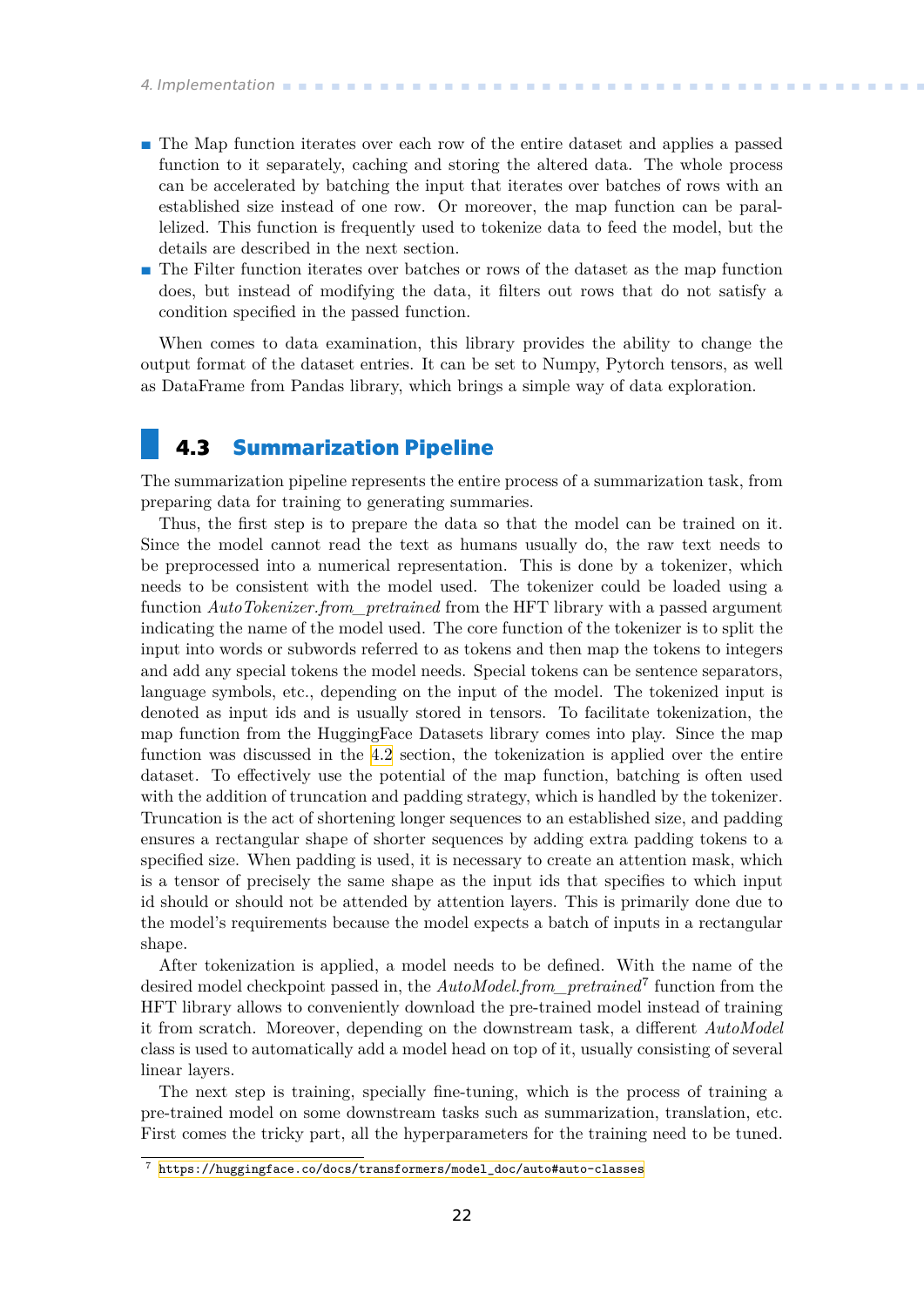- The Map function iterates over each row of the entire dataset and applies a passed function to it separately, caching and storing the altered data. The whole process can be accelerated by batching the input that iterates over batches of rows with an established size instead of one row. Or moreover, the map function can be parallelized. This function is frequently used to tokenize data to feed the model, but the details are described in the next section.
- The Filter function iterates over batches or rows of the dataset as the map function does, but instead of modifying the data, it filters out rows that do not satisfy a condition specified in the passed function.

When comes to data examination, this library provides the ability to change the output format of the dataset entries. It can be set to Numpy, Pytorch tensors, as well as DataFrame from Pandas library, which brings a simple way of data exploration.

## 4.3 Summarization Pipeline

The summarization pipeline represents the entire process of a summarization task, from preparing data for training to generating summaries.

Thus, the first step is to prepare the data so that the model can be trained on it. Since the model cannot read the text as humans usually do, the raw text needs to be preprocessed into a numerical representation. This is done by a tokenizer, which needs to be consistent with the model used. The tokenizer could be loaded using a function *AutoTokenizer.from_pretrained* from the HFT library with a passed argument indicating the name of the model used. The core function of the tokenizer is to split the input into words or subwords referred to as tokens and then map the tokens to integers and add any special tokens the model needs. Special tokens can be sentence separators, language symbols, etc., depending on the input of the model. The tokenized input is denoted as input ids and is usually stored in tensors. To facilitate tokenization, the map function from the HuggingFace Datasets library comes into play. Since the map function was discussed in the 4.2 section, the tokenization is applied over the entire dataset. To effectively use the potential of the map function, batching is often used with the addition of truncation and padding strategy, which is handled by the tokenizer. Truncation is the act of shortening longer sequences to an established size, and padding ensures a rectangular shape of shorter sequences by adding extra padding tokens to a specified size. When padding is used, it is necessary to create an attention mask, which is a tensor of precisely the same shape as the input ids that specifies to which input id should or should not be attended by attention layers. This is primarily done due to the model's requirements because the model expects a batch of inputs in a rectangular shape.

After tokenization is applied, a model needs to be defined. With the name of the desired model checkpoint passed in, the *AutoModel.from_pretrained*[7] function from the HFT library allows to conveniently download the pre-trained model instead of training it from scratch. Moreover, depending on the downstream task, a different *AutoModel* class is used to automatically add a model head on top of it, usually consisting of several linear layers.

The next step is training, specially fine-tuning, which is the process of training a pre-trained model on some downstream tasks such as summarization, translation, etc. First comes the tricky part, all the hyperparameters for the training need to be tuned.

[7] https://huggingface.co/docs/transformers/model_doc/auto#auto-classes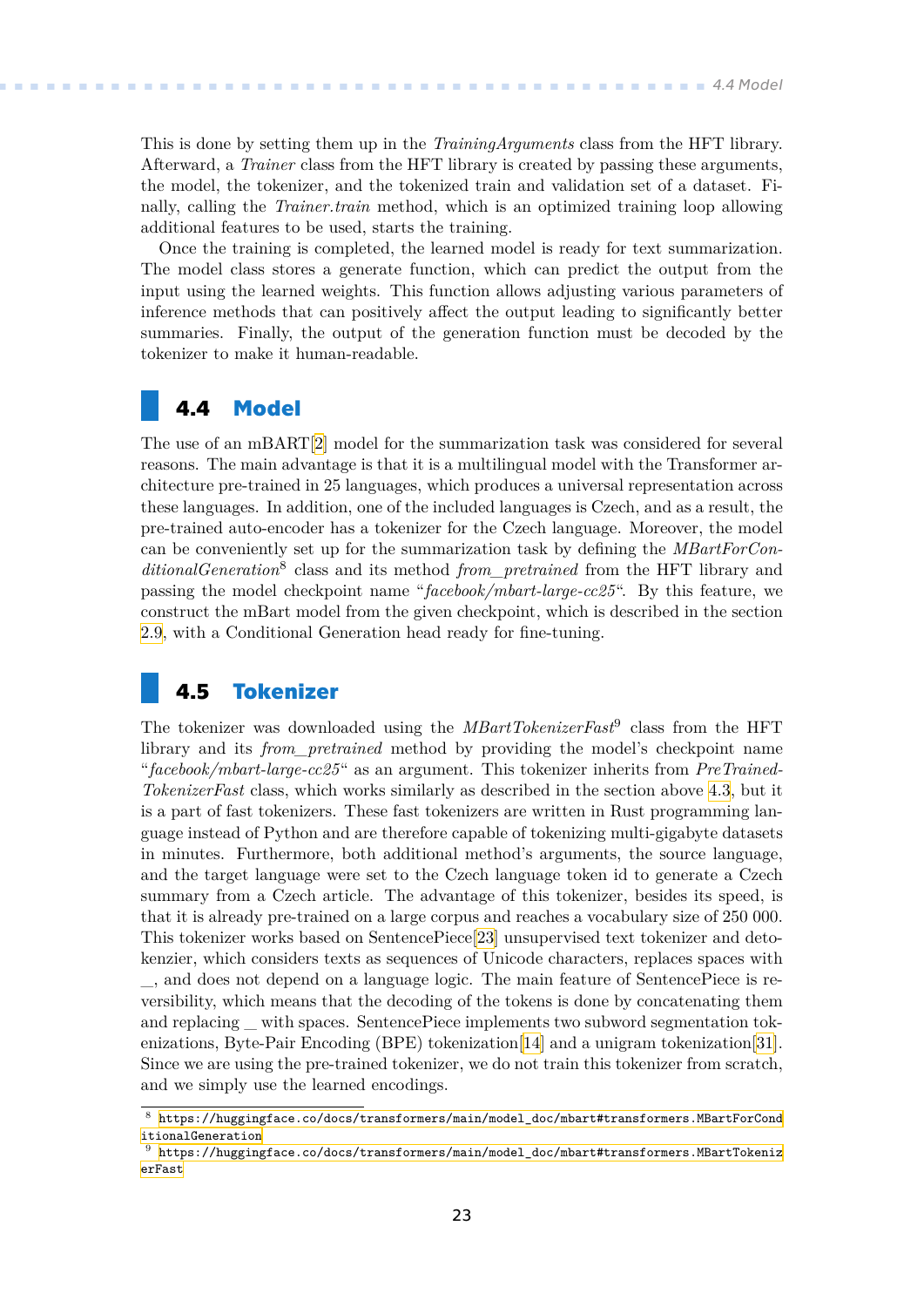This is done by setting them up in the *TrainingArguments* class from the HFT library. Afterward, a *Trainer* class from the HFT library is created by passing these arguments, the model, the tokenizer, and the tokenized train and validation set of a dataset. Finally, calling the *Trainer.train* method, which is an optimized training loop allowing additional features to be used, starts the training.

Once the training is completed, the learned model is ready for text summarization. The model class stores a generate function, which can predict the output from the input using the learned weights. This function allows adjusting various parameters of inference methods that can positively affect the output leading to significantly better summaries. Finally, the output of the generation function must be decoded by the tokenizer to make it human-readable.

## 4.4 Model

The use of an mBART[2] model for the summarization task was considered for several reasons. The main advantage is that it is a multilingual model with the Transformer architecture pre-trained in 25 languages, which produces a universal representation across these languages. In addition, one of the included languages is Czech, and as a result, the pre-trained auto-encoder has a tokenizer for the Czech language. Moreover, the model can be conveniently set up for the summarization task by defining the *MBartForConditionalGeneration*[8] class and its method *from_pretrained* from the HFT library and passing the model checkpoint name "*facebook/mbart-large-cc25*". By this feature, we construct the mBart model from the given checkpoint, which is described in the section 2.9, with a Conditional Generation head ready for fine-tuning.

## 4.5 Tokenizer

The tokenizer was downloaded using the *MBartTokenizerFast*[9] class from the HFT library and its *from_pretrained* method by providing the model's checkpoint name "*facebook/mbart-large-cc25*" as an argument. This tokenizer inherits from *PreTrainedTokenizerFast* class, which works similarly as described in the section above 4.3, but it is a part of fast tokenizers. These fast tokenizers are written in Rust programming language instead of Python and are therefore capable of tokenizing multi-gigabyte datasets in minutes. Furthermore, both additional method's arguments, the source language, and the target language were set to the Czech language token id to generate a Czech summary from a Czech article. The advantage of this tokenizer, besides its speed, is that it is already pre-trained on a large corpus and reaches a vocabulary size of 250 000. This tokenizer works based on SentencePiece[23] unsupervised text tokenizer and detokenizer, which considers texts as sequences of Unicode characters, replaces spaces with _, and does not depend on a language logic. The main feature of SentencePiece is reversibility, which means that the decoding of the tokens is done by concatenating them and replacing _ with spaces. SentencePiece implements two subword segmentation tokenizations, Byte-Pair Encoding (BPE) tokenization[14] and a unigram tokenization[31]. Since we are using the pre-trained tokenizer, we do not train this tokenizer from scratch, and we simply use the learned encodings.

---

[8] https://huggingface.co/docs/transformers/main/model_doc/mbart#transformers.MBartForConditionalGeneration

[9] https://huggingface.co/docs/transformers/main/model_doc/mbart#transformers.MBartTokenizerFast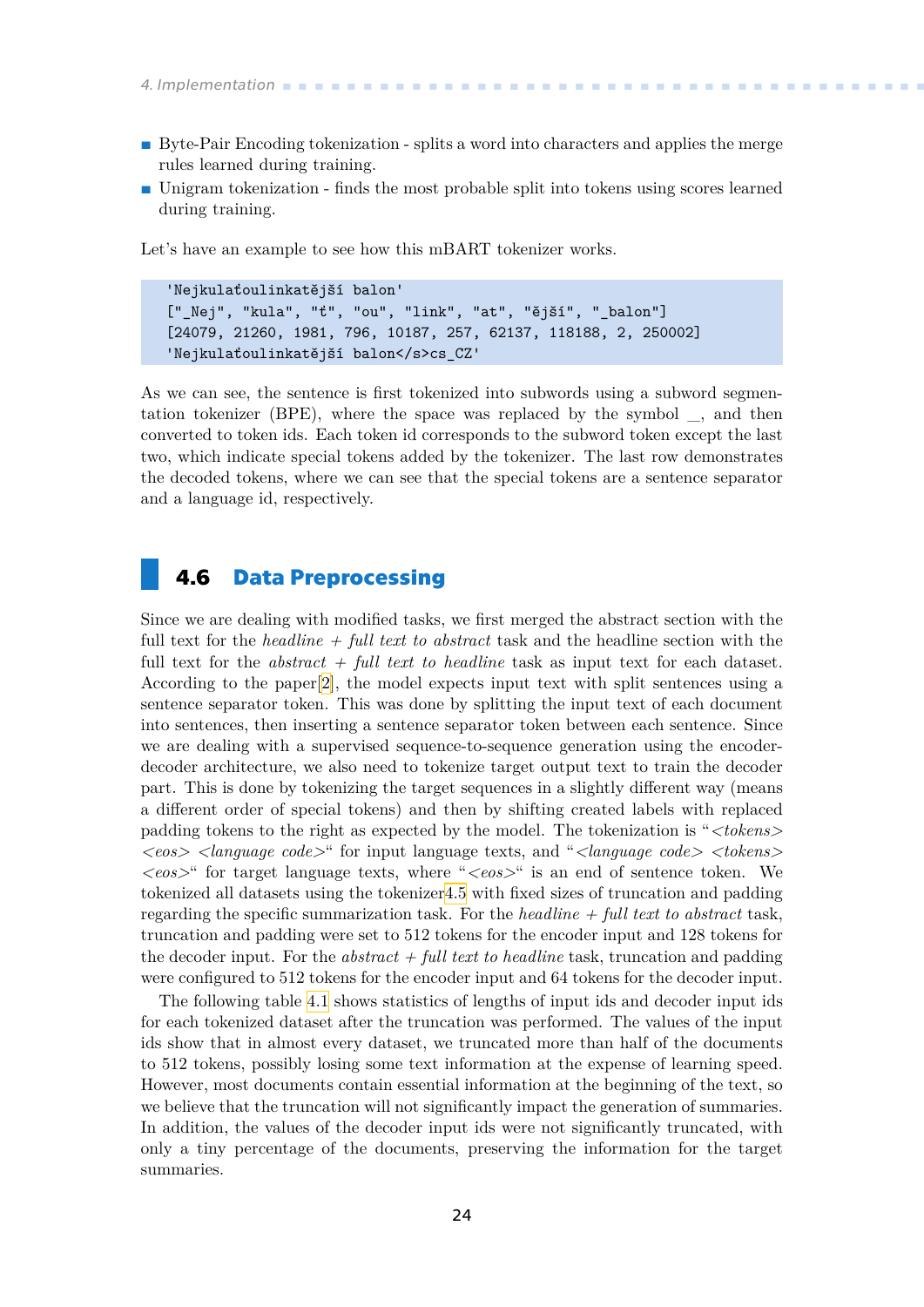- Byte-Pair Encoding tokenization - splits a word into characters and applies the merge rules learned during training.
- Unigram tokenization - finds the most probable split into tokens using scores learned during training.

Let's have an example to see how this mBART tokenizer works.

```
'Nejkulaťoulinkatější balon'
["_Nej", "kula", "ť", "ou", "link", "at", "ější", "_balon"]
[24079, 21260, 1981, 796, 10187, 257, 62137, 118188, 2, 250002]
'Nejkulaťoulinkatější balon</s>cs_CZ'
```

As we can see, the sentence is first tokenized into subwords using a subword segmentation tokenizer (BPE), where the space was replaced by the symbol _, and then converted to token ids. Each token id corresponds to the subword token except the last two, which indicate special tokens added by the tokenizer. The last row demonstrates the decoded tokens, where we can see that the special tokens are a sentence separator and a language id, respectively.

## 4.6 Data Preprocessing

Since we are dealing with modified tasks, we first merged the abstract section with the full text for the *headline + full text to abstract* task and the headline section with the full text for the *abstract + full text to headline* task as input text for each dataset. According to the paper[2], the model expects input text with split sentences using a sentence separator token. This was done by splitting the input text of each document into sentences, then inserting a sentence separator token between each sentence. Since we are dealing with a supervised sequence-to-sequence generation using the encoder-decoder architecture, we also need to tokenize target output text to train the decoder part. This is done by tokenizing the target sequences in a slightly different way (means a different order of special tokens) and then by shifting created labels with replaced padding tokens to the right as expected by the model. The tokenization is "*<tokens> <eos> <language code>*" for input language texts, and "*<language code> <tokens> <eos>*" for target language texts, where "*<eos>*" is an end of sentence token. We tokenized all datasets using the tokenizer 4.5 with fixed sizes of truncation and padding regarding the specific summarization task. For the *headline + full text to abstract* task, truncation and padding were set to 512 tokens for the encoder input and 128 tokens for the decoder input. For the *abstract + full text to headline* task, truncation and padding were configured to 512 tokens for the encoder input and 64 tokens for the decoder input.

The following table 4.1 shows statistics of lengths of input ids and decoder input ids for each tokenized dataset after the truncation was performed. The values of the input ids show that in almost every dataset, we truncated more than half of the documents to 512 tokens, possibly losing some text information at the expense of learning speed. However, most documents contain essential information at the beginning of the text, so we believe that the truncation will not significantly impact the generation of summaries. In addition, the values of the decoder input ids were not significantly truncated, with only a tiny percentage of the documents, preserving the information for the target summaries.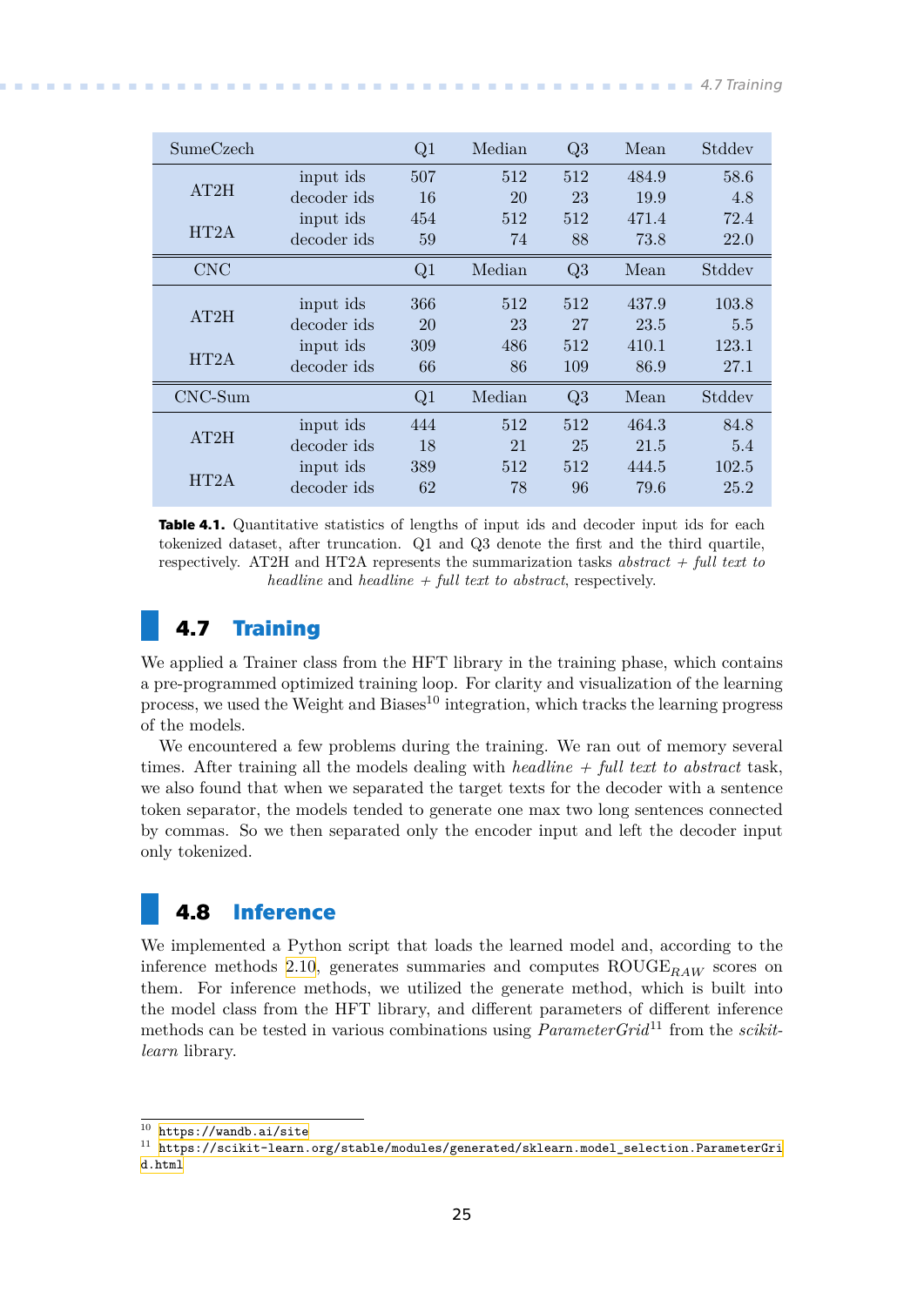| SumeCzech | | Q1 | Median | Q3 | Mean | Stddev |
|---|---|---|---|---|---|---|
| AT2H | input ids | 507 | 512 | 512 | 484.9 | 58.6 |
| | decoder ids | 16 | 20 | 23 | 19.9 | 4.8 |
| HT2A | input ids | 454 | 512 | 512 | 471.4 | 72.4 |
| | decoder ids | 59 | 74 | 88 | 73.8 | 22.0 |
| **CNC** | | **Q1** | **Median** | **Q3** | **Mean** | **Stddev** |
| AT2H | input ids | 366 | 512 | 512 | 437.9 | 103.8 |
| | decoder ids | 20 | 23 | 27 | 23.5 | 5.5 |
| HT2A | input ids | 309 | 486 | 512 | 410.1 | 123.1 |
| | decoder ids | 66 | 86 | 109 | 86.9 | 27.1 |
| **CNC-Sum** | | **Q1** | **Median** | **Q3** | **Mean** | **Stddev** |
| AT2H | input ids | 444 | 512 | 512 | 464.3 | 84.8 |
| | decoder ids | 18 | 21 | 25 | 21.5 | 5.4 |
| HT2A | input ids | 389 | 512 | 512 | 444.5 | 102.5 |
| | decoder ids | 62 | 78 | 96 | 79.6 | 25.2 |

**Table 4.1.** Quantitative statistics of lengths of input ids and decoder input ids for each tokenized dataset, after truncation. Q1 and Q3 denote the first and the third quartile, respectively. AT2H and HT2A represents the summarization tasks *abstract + full text to headline* and *headline + full text to abstract*, respectively.

## 4.7 Training

We applied a Trainer class from the HFT library in the training phase, which contains a pre-programmed optimized training loop. For clarity and visualization of the learning process, we used the Weight and Biases[10] integration, which tracks the learning progress of the models.

We encountered a few problems during the training. We ran out of memory several times. After training all the models dealing with *headline + full text to abstract* task, we also found that when we separated the target texts for the decoder with a sentence token separator, the models tended to generate one max two long sentences connected by commas. So we then separated only the encoder input and left the decoder input only tokenized.

## 4.8 Inference

We implemented a Python script that loads the learned model and, according to the inference methods 2.10, generates summaries and computes ROUGE$_{RAW}$ scores on them. For inference methods, we utilized the generate method, which is built into the model class from the HFT library, and different parameters of different inference methods can be tested in various combinations using *ParameterGrid*[11] from the *scikit-learn* library.

[10] https://wandb.ai/site

[11] https://scikit-learn.org/stable/modules/generated/sklearn.model_selection.ParameterGrid.html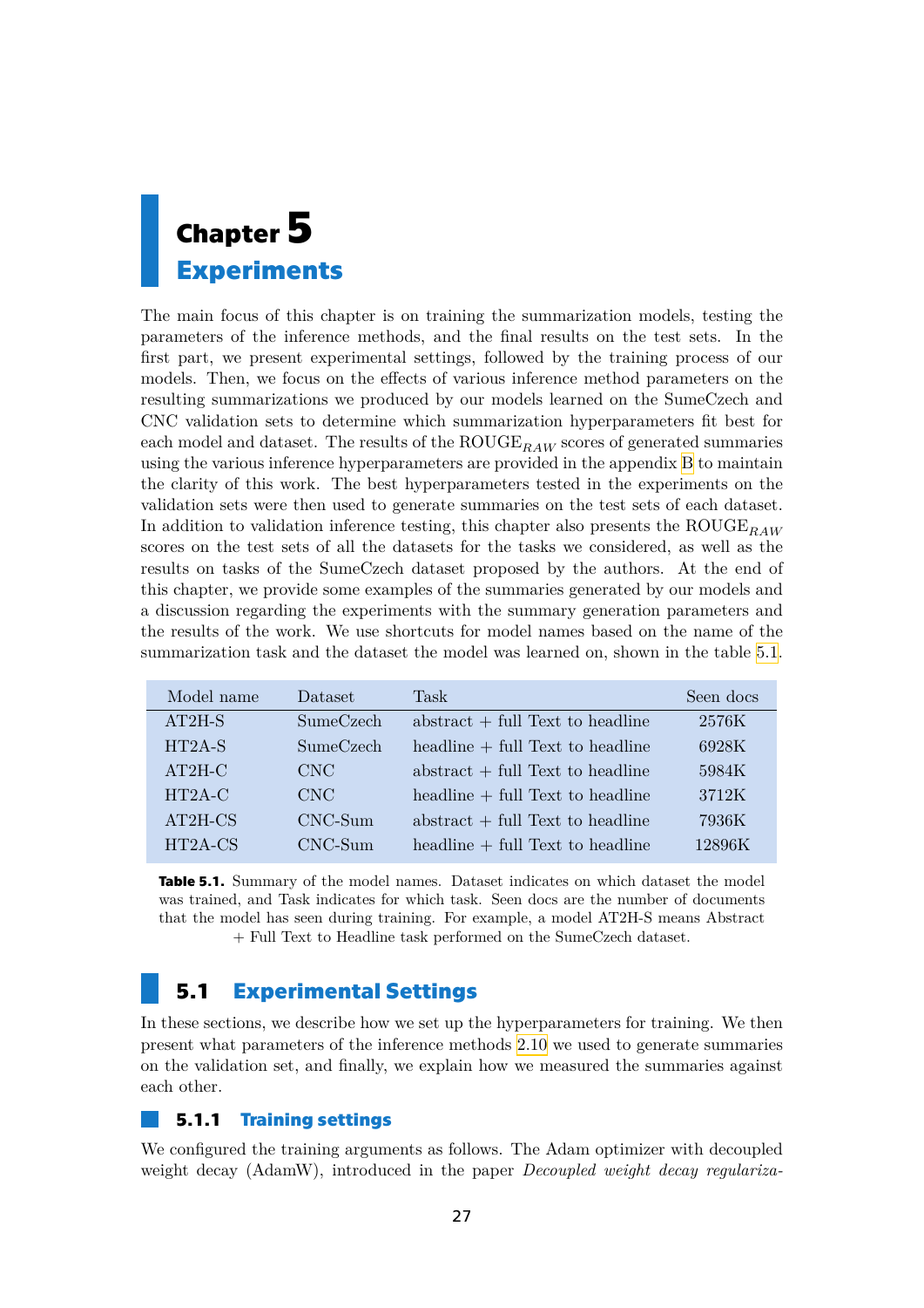# Chapter 5
# Experiments

The main focus of this chapter is on training the summarization models, testing the parameters of the inference methods, and the final results on the test sets. In the first part, we present experimental settings, followed by the training process of our models. Then, we focus on the effects of various inference method parameters on the resulting summarizations we produced by our models learned on the SumeCzech and CNC validation sets to determine which summarization hyperparameters fit best for each model and dataset. The results of the ROUGE$_{RAW}$ scores of generated summaries using the various inference hyperparameters are provided in the appendix B to maintain the clarity of this work. The best hyperparameters tested in the experiments on the validation sets were then used to generate summaries on the test sets of each dataset. In addition to validation inference testing, this chapter also presents the ROUGE$_{RAW}$ scores on the test sets of all the datasets for the tasks we considered, as well as the results on tasks of the SumeCzech dataset proposed by the authors. At the end of this chapter, we provide some examples of the summaries generated by our models and a discussion regarding the experiments with the summary generation parameters and the results of the work. We use shortcuts for model names based on the name of the summarization task and the dataset the model was learned on, shown in the table 5.1.

| Model name | Dataset | Task | Seen docs |
|---|---|---|---|
| AT2H-S | SumeCzech | abstract + full Text to headline | 2576K |
| HT2A-S | SumeCzech | headline + full Text to headline | 6928K |
| AT2H-C | CNC | abstract + full Text to headline | 5984K |
| HT2A-C | CNC | headline + full Text to headline | 3712K |
| AT2H-CS | CNC-Sum | abstract + full Text to headline | 7936K |
| HT2A-CS | CNC-Sum | headline + full Text to headline | 12896K |

**Table 5.1.** Summary of the model names. Dataset indicates on which dataset the model was trained, and Task indicates for which task. Seen docs are the number of documents that the model has seen during training. For example, a model AT2H-S means Abstract + Full Text to Headline task performed on the SumeCzech dataset.

## 5.1 Experimental Settings

In these sections, we describe how we set up the hyperparameters for training. We then present what parameters of the inference methods 2.10 we used to generate summaries on the validation set, and finally, we explain how we measured the summaries against each other.

### 5.1.1 Training settings

We configured the training arguments as follows. The Adam optimizer with decoupled weight decay (AdamW), introduced in the paper *Decoupled weight decay regulariza-*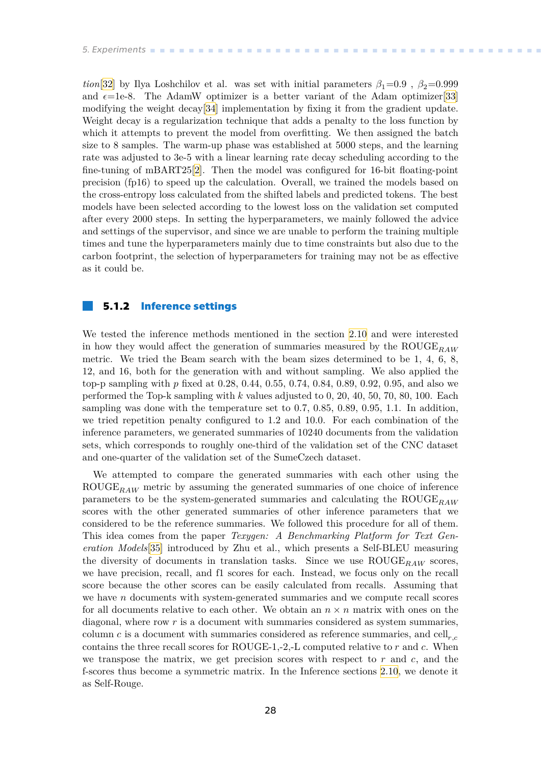*tion*[32] by Ilya Loshchilov et al. was set with initial parameters $\beta_1$=0.9 , $\beta_2$=0.999 and $\epsilon$=1e-8. The AdamW optimizer is a better variant of the Adam optimizer[33] modifying the weight decay[34] implementation by fixing it from the gradient update. Weight decay is a regularization technique that adds a penalty to the loss function by which it attempts to prevent the model from overfitting. We then assigned the batch size to 8 samples. The warm-up phase was established at 5000 steps, and the learning rate was adjusted to 3e-5 with a linear learning rate decay scheduling according to the fine-tuning of mBART25[2]. Then the model was configured for 16-bit floating-point precision (fp16) to speed up the calculation. Overall, we trained the models based on the cross-entropy loss calculated from the shifted labels and predicted tokens. The best models have been selected according to the lowest loss on the validation set computed after every 2000 steps. In setting the hyperparameters, we mainly followed the advice and settings of the supervisor, and since we are unable to perform the training multiple times and tune the hyperparameters mainly due to time constraints but also due to the carbon footprint, the selection of hyperparameters for training may not be as effective as it could be.

### 5.1.2 Inference settings

We tested the inference methods mentioned in the section 2.10 and were interested in how they would affect the generation of summaries measured by the ROUGE$_{RAW}$ metric. We tried the Beam search with the beam sizes determined to be 1, 4, 6, 8, 12, and 16, both for the generation with and without sampling. We also applied the top-p sampling with $p$ fixed at 0.28, 0.44, 0.55, 0.74, 0.84, 0.89, 0.92, 0.95, and also we performed the Top-k sampling with $k$ values adjusted to 0, 20, 40, 50, 70, 80, 100. Each sampling was done with the temperature set to 0.7, 0.85, 0.89, 0.95, 1.1. In addition, we tried repetition penalty configured to 1.2 and 10.0. For each combination of the inference parameters, we generated summaries of 10240 documents from the validation sets, which corresponds to roughly one-third of the validation set of the CNC dataset and one-quarter of the validation set of the SumeCzech dataset.

We attempted to compare the generated summaries with each other using the ROUGE$_{RAW}$ metric by assuming the generated summaries of one choice of inference parameters to be the system-generated summaries and calculating the ROUGE$_{RAW}$ scores with the other generated summaries of other inference parameters that we considered to be the reference summaries. We followed this procedure for all of them. This idea comes from the paper *Texygen: A Benchmarking Platform for Text Generation Models*[35] introduced by Zhu et al., which presents a Self-BLEU measuring the diversity of documents in translation tasks. Since we use ROUGE$_{RAW}$ scores, we have precision, recall, and f1 scores for each. Instead, we focus only on the recall score because the other scores can be easily calculated from recalls. Assuming that we have $n$ documents with system-generated summaries and we compute recall scores for all documents relative to each other. We obtain an $n \times n$ matrix with ones on the diagonal, where row $r$ is a document with summaries considered as system summaries, column $c$ is a document with summaries considered as reference summaries, and cell$_{r,c}$ contains the three recall scores for ROUGE-1,-2,-L computed relative to $r$ and $c$. When we transpose the matrix, we get precision scores with respect to $r$ and $c$, and the f-scores thus become a symmetric matrix. In the Inference sections 2.10, we denote it as Self-Rouge.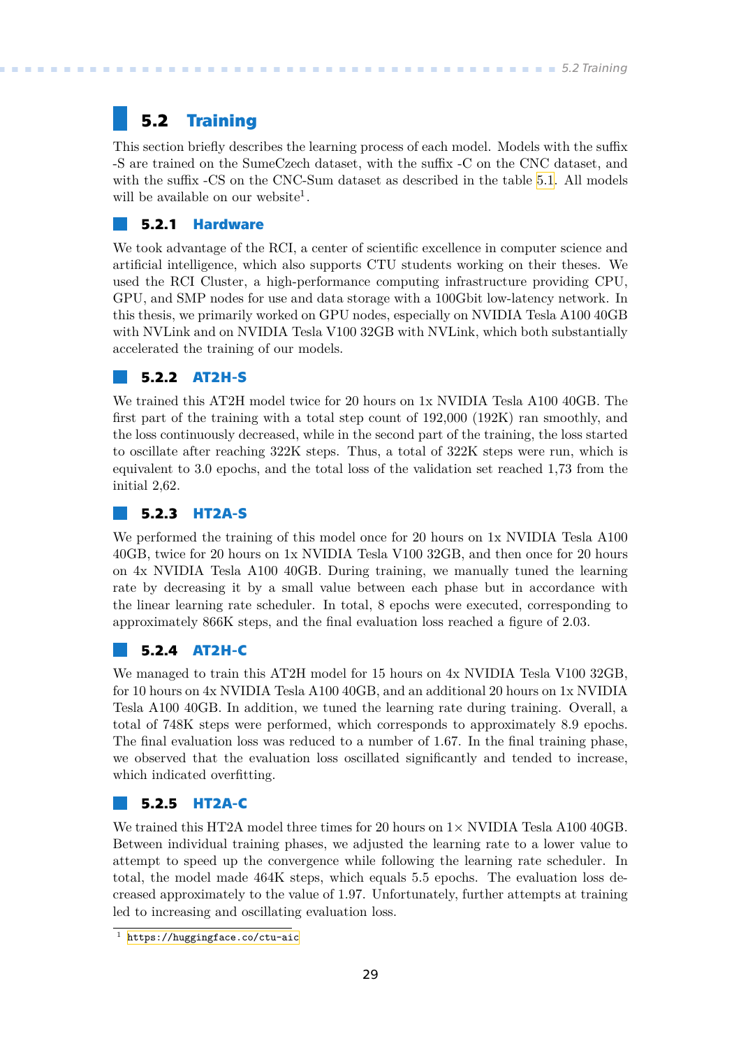## 5.2 Training

This section briefly describes the learning process of each model. Models with the suffix -S are trained on the SumeCzech dataset, with the suffix -C on the CNC dataset, and with the suffix -CS on the CNC-Sum dataset as described in the table 5.1. All models will be available on our website[1].

### 5.2.1 Hardware

We took advantage of the RCI, a center of scientific excellence in computer science and artificial intelligence, which also supports CTU students working on their theses. We used the RCI Cluster, a high-performance computing infrastructure providing CPU, GPU, and SMP nodes for use and data storage with a 100Gbit low-latency network. In this thesis, we primarily worked on GPU nodes, especially on NVIDIA Tesla A100 40GB with NVLink and on NVIDIA Tesla V100 32GB with NVLink, which both substantially accelerated the training of our models.

### 5.2.2 AT2H-S

We trained this AT2H model twice for 20 hours on 1x NVIDIA Tesla A100 40GB. The first part of the training with a total step count of 192,000 (192K) ran smoothly, and the loss continuously decreased, while in the second part of the training, the loss started to oscillate after reaching 322K steps. Thus, a total of 322K steps were run, which is equivalent to 3.0 epochs, and the total loss of the validation set reached 1,73 from the initial 2,62.

### 5.2.3 HT2A-S

We performed the training of this model once for 20 hours on 1x NVIDIA Tesla A100 40GB, twice for 20 hours on 1x NVIDIA Tesla V100 32GB, and then once for 20 hours on 4x NVIDIA Tesla A100 40GB. During training, we manually tuned the learning rate by decreasing it by a small value between each phase but in accordance with the linear learning rate scheduler. In total, 8 epochs were executed, corresponding to approximately 866K steps, and the final evaluation loss reached a figure of 2.03.

### 5.2.4 AT2H-C

We managed to train this AT2H model for 15 hours on 4x NVIDIA Tesla V100 32GB, for 10 hours on 4x NVIDIA Tesla A100 40GB, and an additional 20 hours on 1x NVIDIA Tesla A100 40GB. In addition, we tuned the learning rate during training. Overall, a total of 748K steps were performed, which corresponds to approximately 8.9 epochs. The final evaluation loss was reduced to a number of 1.67. In the final training phase, we observed that the evaluation loss oscillated significantly and tended to increase, which indicated overfitting.

### 5.2.5 HT2A-C

We trained this HT2A model three times for 20 hours on 1× NVIDIA Tesla A100 40GB. Between individual training phases, we adjusted the learning rate to a lower value to attempt to speed up the convergence while following the learning rate scheduler. In total, the model made 464K steps, which equals 5.5 epochs. The evaluation loss decreased approximately to the value of 1.97. Unfortunately, further attempts at training led to increasing and oscillating evaluation loss.

---

[1] https://huggingface.co/ctu-aic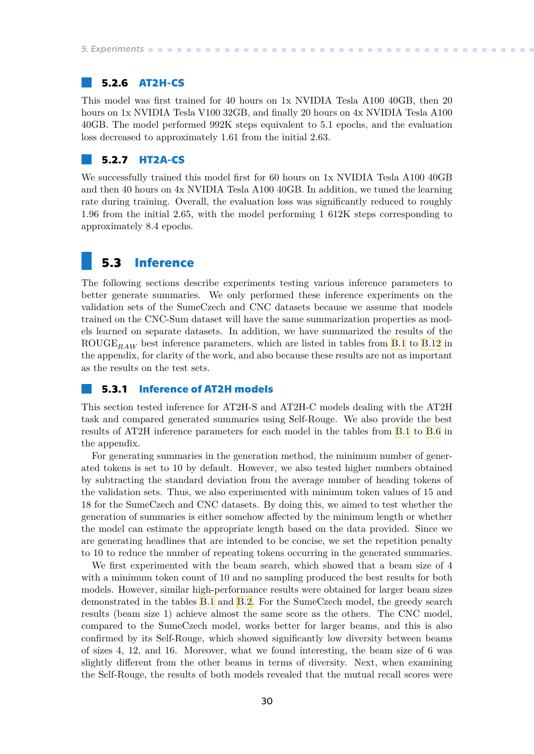### 5.2.6 AT2H-CS

This model was first trained for 40 hours on 1x NVIDIA Tesla A100 40GB, then 20 hours on 1x NVIDIA Tesla V100 32GB, and finally 20 hours on 4x NVIDIA Tesla A100 40GB. The model performed 992K steps equivalent to 5.1 epochs, and the evaluation loss decreased to approximately 1.61 from the initial 2.63.

### 5.2.7 HT2A-CS

We successfully trained this model first for 60 hours on 1x NVIDIA Tesla A100 40GB and then 40 hours on 4x NVIDIA Tesla A100 40GB. In addition, we tuned the learning rate during training. Overall, the evaluation loss was significantly reduced to roughly 1.96 from the initial 2.65, with the model performing 1 612K steps corresponding to approximately 8.4 epochs.

## 5.3 Inference

The following sections describe experiments testing various inference parameters to better generate summaries. We only performed these inference experiments on the validation sets of the SumeCzech and CNC datasets because we assume that models trained on the CNC-Sum dataset will have the same summarization properties as models learned on separate datasets. In addition, we have summarized the results of the $\text{ROUGE}_{RAW}$ best inference parameters, which are listed in tables from B.1 to B.12 in the appendix, for clarity of the work, and also because these results are not as important as the results on the test sets.

### 5.3.1 Inference of AT2H models

This section tested inference for AT2H-S and AT2H-C models dealing with the AT2H task and compared generated summaries using Self-Rouge. We also provide the best results of AT2H inference parameters for each model in the tables from B.1 to B.6 in the appendix.

For generating summaries in the generation method, the minimum number of generated tokens is set to 10 by default. However, we also tested higher numbers obtained by subtracting the standard deviation from the average number of heading tokens of the validation sets. Thus, we also experimented with minimum token values of 15 and 18 for the SumeCzech and CNC datasets. By doing this, we aimed to test whether the generation of summaries is either somehow affected by the minimum length or whether the model can estimate the appropriate length based on the data provided. Since we are generating headlines that are intended to be concise, we set the repetition penalty to 10 to reduce the number of repeating tokens occurring in the generated summaries.

We first experimented with the beam search, which showed that a beam size of 4 with a minimum token count of 10 and no sampling produced the best results for both models. However, similar high-performance results were obtained for larger beam sizes demonstrated in the tables B.1 and B.2. For the SumeCzech model, the greedy search results (beam size 1) achieve almost the same score as the others. The CNC model, compared to the SumeCzech model, works better for larger beams, and this is also confirmed by its Self-Rouge, which showed significantly low diversity between beams of sizes 4, 12, and 16. Moreover, what we found interesting, the beam size of 6 was slightly different from the other beams in terms of diversity. Next, when examining the Self-Rouge, the results of both models revealed that the mutual recall scores were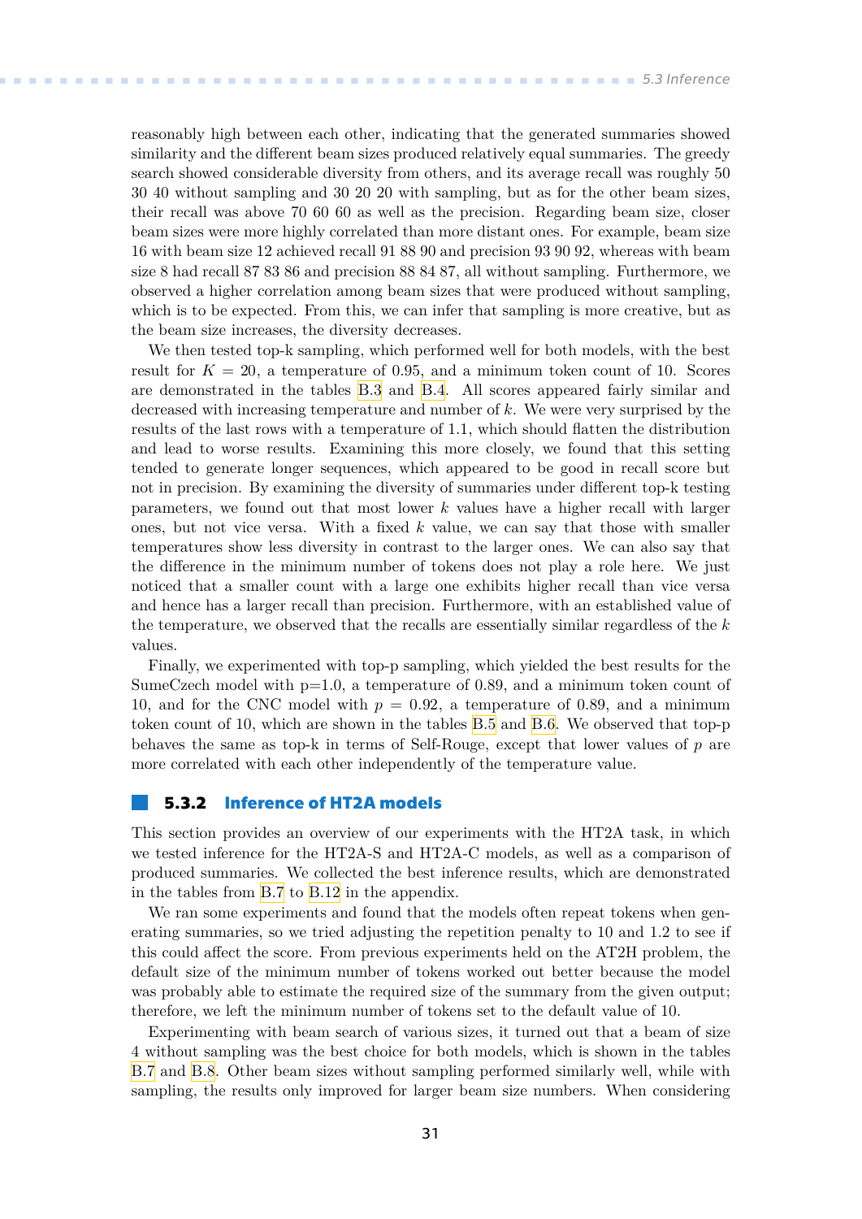reasonably high between each other, indicating that the generated summaries showed similarity and the different beam sizes produced relatively equal summaries. The greedy search showed considerable diversity from others, and its average recall was roughly 50 30 40 without sampling and 30 20 20 with sampling, but as for the other beam sizes, their recall was above 70 60 60 as well as the precision. Regarding beam size, closer beam sizes were more highly correlated than more distant ones. For example, beam size 16 with beam size 12 achieved recall 91 88 90 and precision 93 90 92, whereas with beam size 8 had recall 87 83 86 and precision 88 84 87, all without sampling. Furthermore, we observed a higher correlation among beam sizes that were produced without sampling, which is to be expected. From this, we can infer that sampling is more creative, but as the beam size increases, the diversity decreases.

We then tested top-k sampling, which performed well for both models, with the best result for $K = 20$, a temperature of 0.95, and a minimum token count of 10. Scores are demonstrated in the tables B.3 and B.4. All scores appeared fairly similar and decreased with increasing temperature and number of $k$. We were very surprised by the results of the last rows with a temperature of 1.1, which should flatten the distribution and lead to worse results. Examining this more closely, we found that this setting tended to generate longer sequences, which appeared to be good in recall score but not in precision. By examining the diversity of summaries under different top-k testing parameters, we found out that most lower $k$ values have a higher recall with larger ones, but not vice versa. With a fixed $k$ value, we can say that those with smaller temperatures show less diversity in contrast to the larger ones. We can also say that the difference in the minimum number of tokens does not play a role here. We just noticed that a smaller count with a large one exhibits higher recall than vice versa and hence has a larger recall than precision. Furthermore, with an established value of the temperature, we observed that the recalls are essentially similar regardless of the $k$ values.

Finally, we experimented with top-p sampling, which yielded the best results for the SumeCzech model with p=1.0, a temperature of 0.89, and a minimum token count of 10, and for the CNC model with $p = 0.92$, a temperature of 0.89, and a minimum token count of 10, which are shown in the tables B.5 and B.6. We observed that top-p behaves the same as top-k in terms of Self-Rouge, except that lower values of $p$ are more correlated with each other independently of the temperature value.

### 5.3.2 Inference of HT2A models

This section provides an overview of our experiments with the HT2A task, in which we tested inference for the HT2A-S and HT2A-C models, as well as a comparison of produced summaries. We collected the best inference results, which are demonstrated in the tables from B.7 to B.12 in the appendix.

We ran some experiments and found that the models often repeat tokens when generating summaries, so we tried adjusting the repetition penalty to 10 and 1.2 to see if this could affect the score. From previous experiments held on the AT2H problem, the default size of the minimum number of tokens worked out better because the model was probably able to estimate the required size of the summary from the given output; therefore, we left the minimum number of tokens set to the default value of 10.

Experimenting with beam search of various sizes, it turned out that a beam of size 4 without sampling was the best choice for both models, which is shown in the tables B.7 and B.8. Other beam sizes without sampling performed similarly well, while with sampling, the results only improved for larger beam size numbers. When considering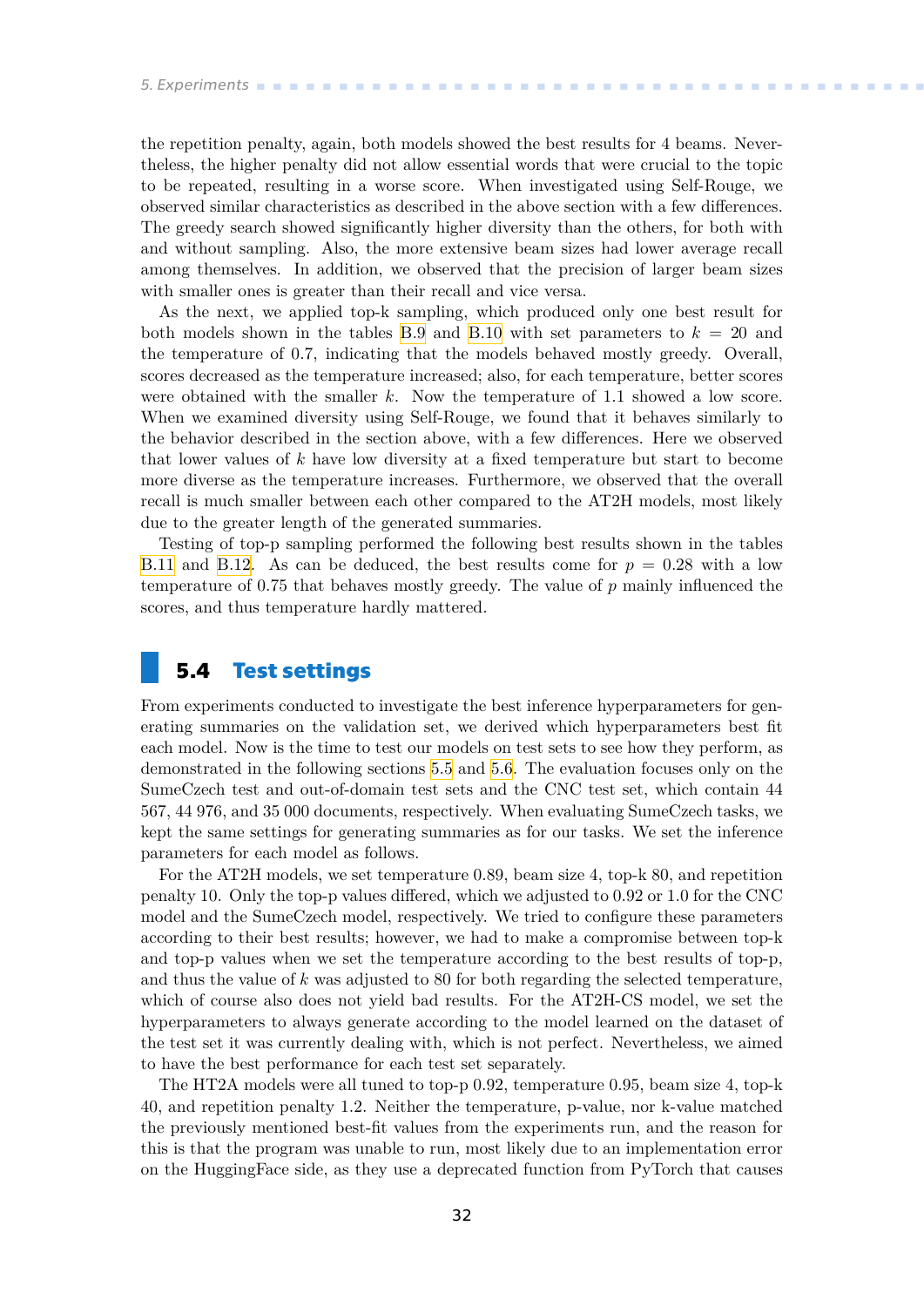the repetition penalty, again, both models showed the best results for 4 beams. Nevertheless, the higher penalty did not allow essential words that were crucial to the topic to be repeated, resulting in a worse score. When investigated using Self-Rouge, we observed similar characteristics as described in the above section with a few differences. The greedy search showed significantly higher diversity than the others, for both with and without sampling. Also, the more extensive beam sizes had lower average recall among themselves. In addition, we observed that the precision of larger beam sizes with smaller ones is greater than their recall and vice versa.

As the next, we applied top-k sampling, which produced only one best result for both models shown in the tables B.9 and B.10 with set parameters to $k = 20$ and the temperature of 0.7, indicating that the models behaved mostly greedy. Overall, scores decreased as the temperature increased; also, for each temperature, better scores were obtained with the smaller $k$. Now the temperature of 1.1 showed a low score. When we examined diversity using Self-Rouge, we found that it behaves similarly to the behavior described in the section above, with a few differences. Here we observed that lower values of $k$ have low diversity at a fixed temperature but start to become more diverse as the temperature increases. Furthermore, we observed that the overall recall is much smaller between each other compared to the AT2H models, most likely due to the greater length of the generated summaries.

Testing of top-p sampling performed the following best results shown in the tables B.11 and B.12. As can be deduced, the best results come for $p = 0.28$ with a low temperature of 0.75 that behaves mostly greedy. The value of $p$ mainly influenced the scores, and thus temperature hardly mattered.

## 5.4 Test settings

From experiments conducted to investigate the best inference hyperparameters for generating summaries on the validation set, we derived which hyperparameters best fit each model. Now is the time to test our models on test sets to see how they perform, as demonstrated in the following sections 5.5 and 5.6. The evaluation focuses only on the SumeCzech test and out-of-domain test sets and the CNC test set, which contain 44 567, 44 976, and 35 000 documents, respectively. When evaluating SumeCzech tasks, we kept the same settings for generating summaries as for our tasks. We set the inference parameters for each model as follows.

For the AT2H models, we set temperature 0.89, beam size 4, top-k 80, and repetition penalty 10. Only the top-p values differed, which we adjusted to 0.92 or 1.0 for the CNC model and the SumeCzech model, respectively. We tried to configure these parameters according to their best results; however, we had to make a compromise between top-k and top-p values when we set the temperature according to the best results of top-p, and thus the value of $k$ was adjusted to 80 for both regarding the selected temperature, which of course also does not yield bad results. For the AT2H-CS model, we set the hyperparameters to always generate according to the model learned on the dataset of the test set it was currently dealing with, which is not perfect. Nevertheless, we aimed to have the best performance for each test set separately.

The HT2A models were all tuned to top-p 0.92, temperature 0.95, beam size 4, top-k 40, and repetition penalty 1.2. Neither the temperature, p-value, nor k-value matched the previously mentioned best-fit values from the experiments run, and the reason for this is that the program was unable to run, most likely due to an implementation error on the HuggingFace side, as they use a deprecated function from PyTorch that causes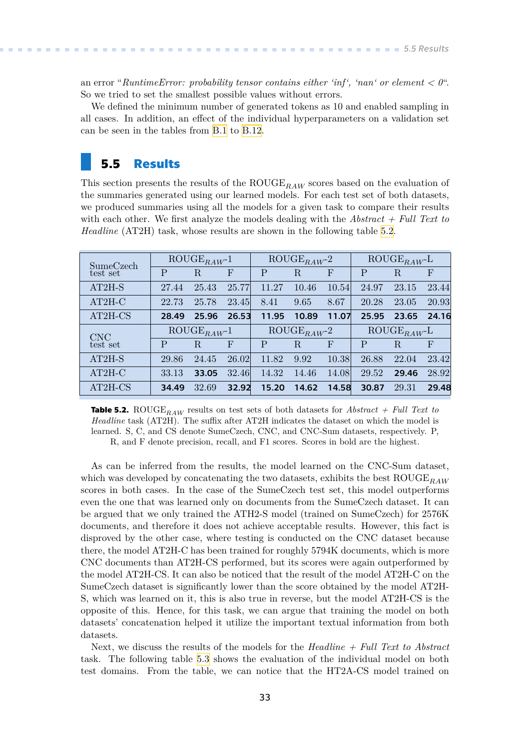an error "*RuntimeError: probability tensor contains either 'inf', 'nan' or element < 0*". So we tried to set the smallest possible values without errors.

We defined the minimum number of generated tokens as 10 and enabled sampling in all cases. In addition, an effect of the individual hyperparameters on a validation set can be seen in the tables from B.1 to B.12.

## 5.5 Results

This section presents the results of the $\text{ROUGE}_{RAW}$ scores based on the evaluation of the summaries generated using our learned models. For each test set of both datasets, we produced summaries using all the models for a given task to compare their results with each other. We first analyze the models dealing with the *Abstract + Full Text to Headline* (AT2H) task, whose results are shown in the following table 5.2.

| SumeCzech test set | $\text{ROUGE}_{RAW}$-1 | | | $\text{ROUGE}_{RAW}$-2 | | | $\text{ROUGE}_{RAW}$-L | | |
|---|---|---|---|---|---|---|---|---|---|
| | P | R | F | P | R | F | P | R | F |
| AT2H-S | 27.44 | 25.43 | 25.77 | 11.27 | 10.46 | 10.54 | 24.97 | 23.15 | 23.44 |
| AT2H-C | 22.73 | 25.78 | 23.45 | 8.41 | 9.65 | 8.67 | 20.28 | 23.05 | 20.93 |
| AT2H-CS | **28.49** | **25.96** | **26.53** | **11.95** | **10.89** | **11.07** | **25.95** | **23.65** | **24.16** |
| **CNC test set** | $\text{ROUGE}_{RAW}$-1 | | | $\text{ROUGE}_{RAW}$-2 | | | $\text{ROUGE}_{RAW}$-L | | |
| | P | R | F | P | R | F | P | R | F |
| AT2H-S | 29.86 | 24.45 | 26.02 | 11.82 | 9.92 | 10.38 | 26.88 | 22.04 | 23.42 |
| AT2H-C | 33.13 | **33.05** | 32.46 | 14.32 | 14.46 | 14.08 | 29.52 | **29.46** | 28.92 |
| AT2H-CS | **34.49** | 32.69 | **32.92** | **15.20** | **14.62** | **14.58** | **30.87** | 29.31 | **29.48** |

**Table 5.2.** $\text{ROUGE}_{RAW}$ results on test sets of both datasets for *Abstract + Full Text to Headline* task (AT2H). The suffix after AT2H indicates the dataset on which the model is learned. S, C, and CS denote SumeCzech, CNC, and CNC-Sum datasets, respectively. P, R, and F denote precision, recall, and F1 scores. Scores in bold are the highest.

As can be inferred from the results, the model learned on the CNC-Sum dataset, which was developed by concatenating the two datasets, exhibits the best $\text{ROUGE}_{RAW}$ scores in both cases. In the case of the SumeCzech test set, this model outperforms even the one that was learned only on documents from the SumeCzech dataset. It can be argued that we only trained the ATH2-S model (trained on SumeCzech) for 2576K documents, and therefore it does not achieve acceptable results. However, this fact is disproved by the other case, where testing is conducted on the CNC dataset because there, the model AT2H-C has been trained for roughly 5794K documents, which is more CNC documents than AT2H-CS performed, but its scores were again outperformed by the model AT2H-CS. It can also be noticed that the result of the model AT2H-C on the SumeCzech dataset is significantly lower than the score obtained by the model AT2H-S, which was learned on it, this is also true in reverse, but the model AT2H-CS is the opposite of this. Hence, for this task, we can argue that training the model on both datasets' concatenation helped it utilize the important textual information from both datasets.

Next, we discuss the results of the models for the *Headline + Full Text to Abstract* task. The following table 5.3 shows the evaluation of the individual model on both test domains. From the table, we can notice that the HT2A-CS model trained on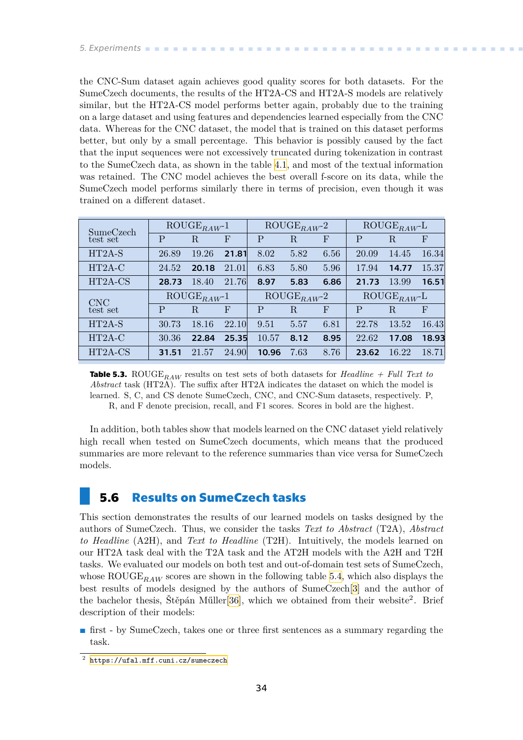the CNC-Sum dataset again achieves good quality scores for both datasets. For the SumeCzech documents, the results of the HT2A-CS and HT2A-S models are relatively similar, but the HT2A-CS model performs better again, probably due to the training on a large dataset and using features and dependencies learned especially from the CNC data. Whereas for the CNC dataset, the model that is trained on this dataset performs better, but only by a small percentage. This behavior is possibly caused by the fact that the input sequences were not excessively truncated during tokenization in contrast to the SumeCzech data, as shown in the table 4.1, and most of the textual information was retained. The CNC model achieves the best overall f-score on its data, while the SumeCzech model performs similarly there in terms of precision, even though it was trained on a different dataset.

| SumeCzech test set | $ROUGE_{RAW}$-1 | | | $ROUGE_{RAW}$-2 | | | $ROUGE_{RAW}$-L | | |
|---|---|---|---|---|---|---|---|---|---|
| | P | R | F | P | R | F | P | R | F |
| HT2A-S | 26.89 | 19.26 | **21.81** | 8.02 | 5.82 | 6.56 | 20.09 | 14.45 | 16.34 |
| HT2A-C | 24.52 | **20.18** | 21.01 | 6.83 | 5.80 | 5.96 | 17.94 | **14.77** | 15.37 |
| HT2A-CS | **28.73** | 18.40 | 21.76 | **8.97** | **5.83** | **6.86** | **21.73** | 13.99 | **16.51** |
| **CNC test set** | $ROUGE_{RAW}$-1 | | | $ROUGE_{RAW}$-2 | | | $ROUGE_{RAW}$-L | | |
| | P | R | F | P | R | F | P | R | F |
| HT2A-S | 30.73 | 18.16 | 22.10 | 9.51 | 5.57 | 6.81 | 22.78 | 13.52 | 16.43 |
| HT2A-C | 30.36 | **22.84** | **25.35** | 10.57 | **8.12** | **8.95** | 22.62 | **17.08** | **18.93** |
| HT2A-CS | **31.51** | 21.57 | 24.90 | **10.96** | 7.63 | 8.76 | **23.62** | 16.22 | 18.71 |

**Table 5.3.** $ROUGE_{RAW}$ results on test sets of both datasets for *Headline + Full Text to Abstract* task (HT2A). The suffix after HT2A indicates the dataset on which the model is learned. S, C, and CS denote SumeCzech, CNC, and CNC-Sum datasets, respectively. P, R, and F denote precision, recall, and F1 scores. Scores in bold are the highest.

In addition, both tables show that models learned on the CNC dataset yield relatively high recall when tested on SumeCzech documents, which means that the produced summaries are more relevant to the reference summaries than vice versa for SumeCzech models.

## 5.6 Results on SumeCzech tasks

This section demonstrates the results of our learned models on tasks designed by the authors of SumeCzech. Thus, we consider the tasks *Text to Abstract* (T2A), *Abstract to Headline* (A2H), and *Text to Headline* (T2H). Intuitively, the models learned on our HT2A task deal with the T2A task and the AT2H models with the A2H and T2H tasks. We evaluated our models on both test and out-of-domain test sets of SumeCzech, whose $ROUGE_{RAW}$ scores are shown in the following table 5.4, which also displays the best results of models designed by the authors of SumeCzech[3] and the author of the bachelor thesis, Štěpán Műller[36], which we obtained from their website[2]. Brief description of their models:

- first - by SumeCzech, takes one or three first sentences as a summary regarding the task.

[2] https://ufal.mff.cuni.cz/sumeczech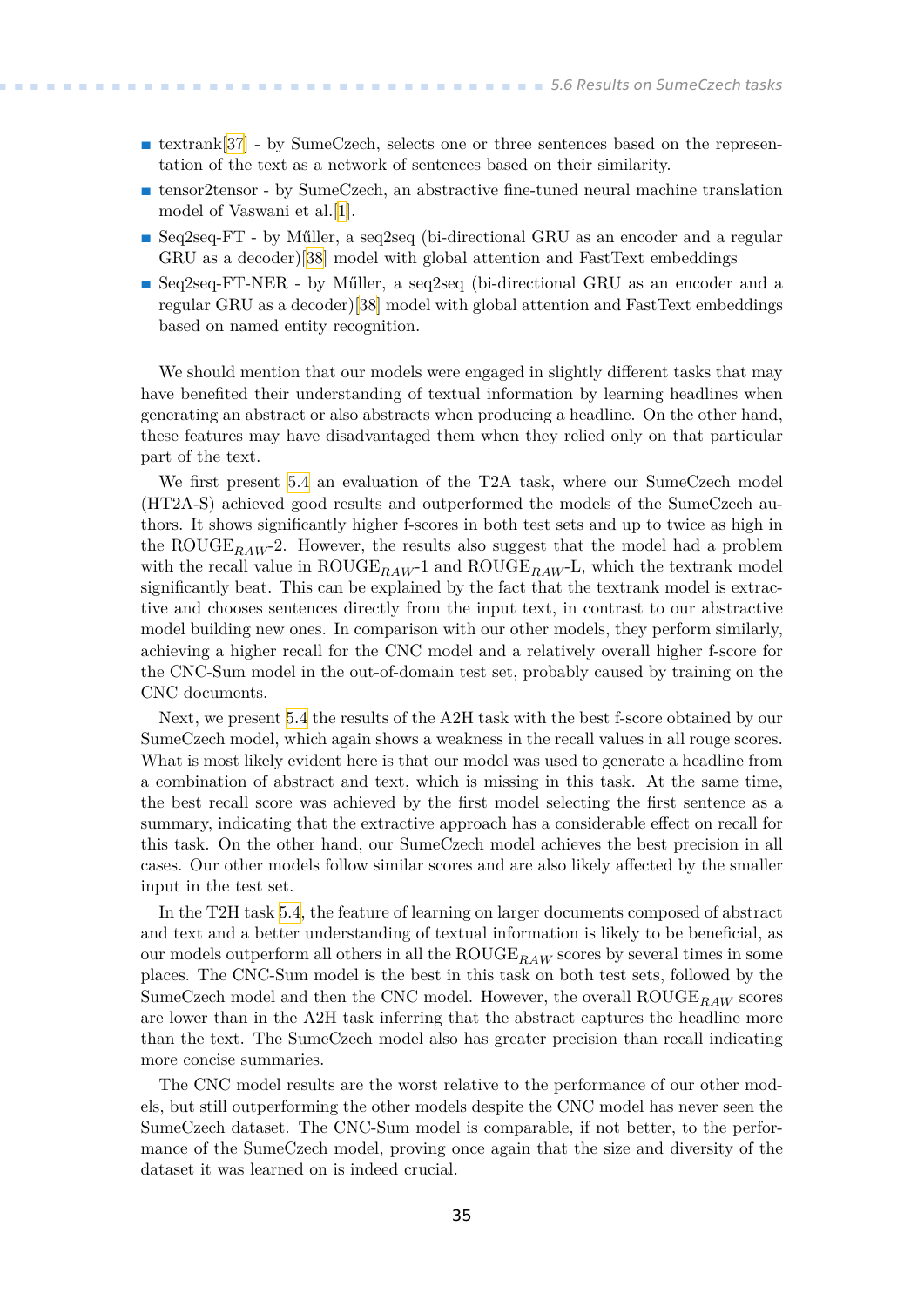- textrank[37] - by SumeCzech, selects one or three sentences based on the representation of the text as a network of sentences based on their similarity.
- tensor2tensor - by SumeCzech, an abstractive fine-tuned neural machine translation model of Vaswani et al.[1].
- Seq2seq-FT - by Műller, a seq2seq (bi-directional GRU as an encoder and a regular GRU as a decoder)[38] model with global attention and FastText embeddings
- Seq2seq-FT-NER - by Műller, a seq2seq (bi-directional GRU as an encoder and a regular GRU as a decoder)[38] model with global attention and FastText embeddings based on named entity recognition.

We should mention that our models were engaged in slightly different tasks that may have benefited their understanding of textual information by learning headlines when generating an abstract or also abstracts when producing a headline. On the other hand, these features may have disadvantaged them when they relied only on that particular part of the text.

We first present 5.4 an evaluation of the T2A task, where our SumeCzech model (HT2A-S) achieved good results and outperformed the models of the SumeCzech authors. It shows significantly higher f-scores in both test sets and up to twice as high in the ROUGE$_{RAW}$-2. However, the results also suggest that the model had a problem with the recall value in ROUGE$_{RAW}$-1 and ROUGE$_{RAW}$-L, which the textrank model significantly beat. This can be explained by the fact that the textrank model is extractive and chooses sentences directly from the input text, in contrast to our abstractive model building new ones. In comparison with our other models, they perform similarly, achieving a higher recall for the CNC model and a relatively overall higher f-score for the CNC-Sum model in the out-of-domain test set, probably caused by training on the CNC documents.

Next, we present 5.4 the results of the A2H task with the best f-score obtained by our SumeCzech model, which again shows a weakness in the recall values in all rouge scores. What is most likely evident here is that our model was used to generate a headline from a combination of abstract and text, which is missing in this task. At the same time, the best recall score was achieved by the first model selecting the first sentence as a summary, indicating that the extractive approach has a considerable effect on recall for this task. On the other hand, our SumeCzech model achieves the best precision in all cases. Our other models follow similar scores and are also likely affected by the smaller input in the test set.

In the T2H task 5.4, the feature of learning on larger documents composed of abstract and text and a better understanding of textual information is likely to be beneficial, as our models outperform all others in all the ROUGE$_{RAW}$ scores by several times in some places. The CNC-Sum model is the best in this task on both test sets, followed by the SumeCzech model and then the CNC model. However, the overall ROUGE$_{RAW}$ scores are lower than in the A2H task inferring that the abstract captures the headline more than the text. The SumeCzech model also has greater precision than recall indicating more concise summaries.

The CNC model results are the worst relative to the performance of our other models, but still outperforming the other models despite the CNC model has never seen the SumeCzech dataset. The CNC-Sum model is comparable, if not better, to the performance of the SumeCzech model, proving once again that the size and diversity of the dataset it was learned on is indeed crucial.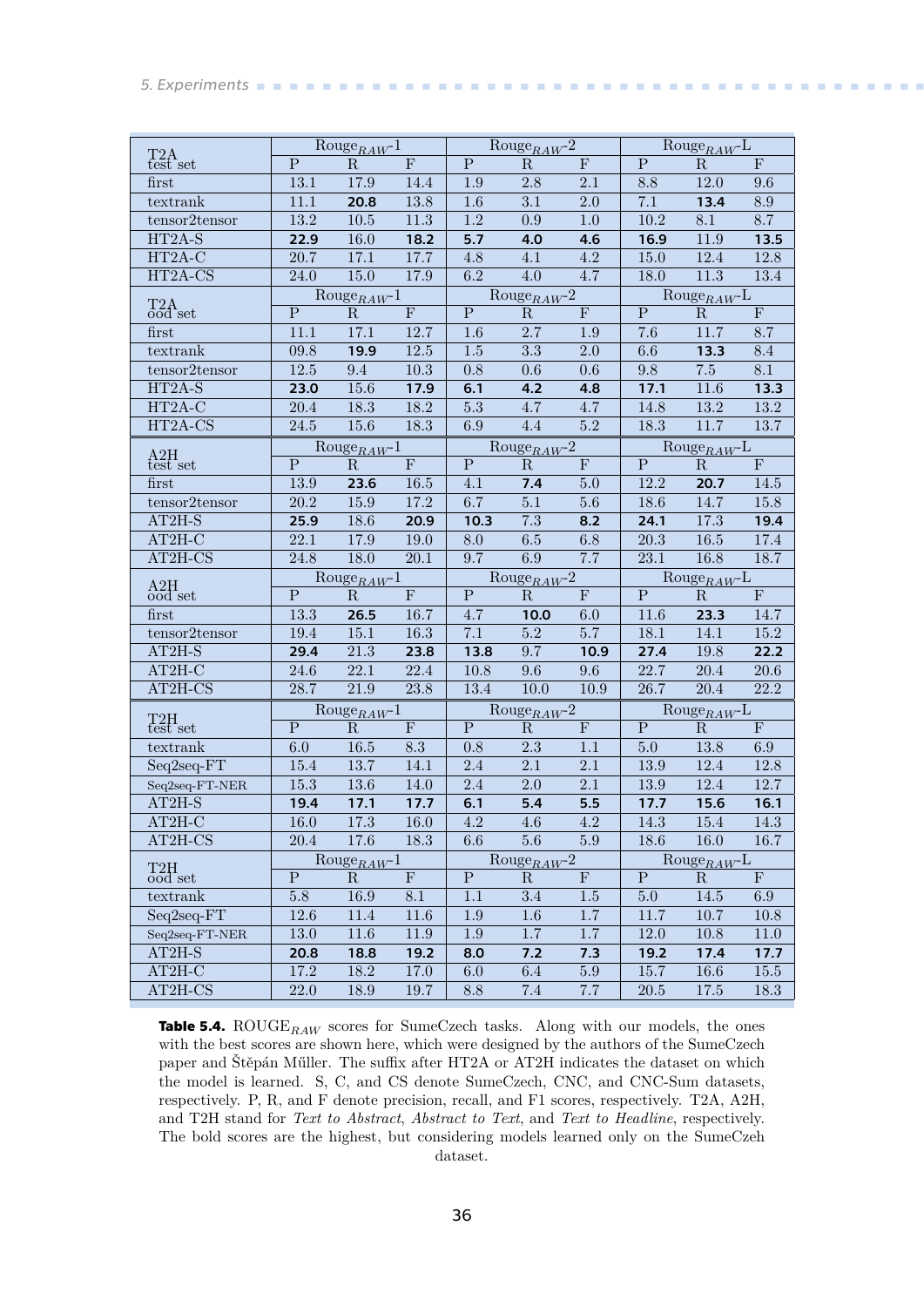| T2A test set | Rouge$_{RAW}$-1 | | | Rouge$_{RAW}$-2 | | | Rouge$_{RAW}$-L | | |
|---|---|---|---|---|---|---|---|---|---|
| | P | R | F | P | R | F | P | R | F |
| first | 13.1 | 17.9 | 14.4 | 1.9 | 2.8 | 2.1 | 8.8 | 12.0 | 9.6 |
| textrank | 11.1 | **20.8** | 13.8 | 1.6 | 3.1 | 2.0 | 7.1 | **13.4** | 8.9 |
| tensor2tensor | 13.2 | 10.5 | 11.3 | 1.2 | 0.9 | 1.0 | 10.2 | 8.1 | 8.7 |
| HT2A-S | **22.9** | 16.0 | **18.2** | **5.7** | **4.0** | **4.6** | **16.9** | 11.9 | **13.5** |
| HT2A-C | 20.7 | 17.1 | 17.7 | 4.8 | 4.1 | 4.2 | 15.0 | 12.4 | 12.8 |
| HT2A-CS | 24.0 | 15.0 | 17.9 | 6.2 | 4.0 | 4.7 | 18.0 | 11.3 | 13.4 |
| **T2A ood set** | Rouge$_{RAW}$-1 | | | Rouge$_{RAW}$-2 | | | Rouge$_{RAW}$-L | | |
| | P | R | F | P | R | F | P | R | F |
| first | 11.1 | 17.1 | 12.7 | 1.6 | 2.7 | 1.9 | 7.6 | 11.7 | 8.7 |
| textrank | 09.8 | **19.9** | 12.5 | 1.5 | 3.3 | 2.0 | 6.6 | **13.3** | 8.4 |
| tensor2tensor | 12.5 | 9.4 | 10.3 | 0.8 | 0.6 | 0.6 | 9.8 | 7.5 | 8.1 |
| HT2A-S | **23.0** | 15.6 | **17.9** | **6.1** | **4.2** | **4.8** | **17.1** | 11.6 | **13.3** |
| HT2A-C | 20.4 | 18.3 | 18.2 | 5.3 | 4.7 | 4.7 | 14.8 | 13.2 | 13.2 |
| HT2A-CS | 24.5 | 15.6 | 18.3 | 6.9 | 4.4 | 5.2 | 18.3 | 11.7 | 13.7 |
| **A2H test set** | Rouge$_{RAW}$-1 | | | Rouge$_{RAW}$-2 | | | Rouge$_{RAW}$-L | | |
| | P | R | F | P | R | F | P | R | F |
| first | 13.9 | **23.6** | 16.5 | 4.1 | **7.4** | 5.0 | 12.2 | **20.7** | 14.5 |
| tensor2tensor | 20.2 | 15.9 | 17.2 | 6.7 | 5.1 | 5.6 | 18.6 | 14.7 | 15.8 |
| AT2H-S | **25.9** | 18.6 | **20.9** | **10.3** | 7.3 | **8.2** | **24.1** | 17.3 | **19.4** |
| AT2H-C | 22.1 | 17.9 | 19.0 | 8.0 | 6.5 | 6.8 | 20.3 | 16.5 | 17.4 |
| AT2H-CS | 24.8 | 18.0 | 20.1 | 9.7 | 6.9 | 7.7 | 23.1 | 16.8 | 18.7 |
| **A2H ood set** | Rouge$_{RAW}$-1 | | | Rouge$_{RAW}$-2 | | | Rouge$_{RAW}$-L | | |
| | P | R | F | P | R | F | P | R | F |
| first | 13.3 | **26.5** | 16.7 | 4.7 | **10.0** | 6.0 | 11.6 | **23.3** | 14.7 |
| tensor2tensor | 19.4 | 15.1 | 16.3 | 7.1 | 5.2 | 5.7 | 18.1 | 14.1 | 15.2 |
| AT2H-S | **29.4** | 21.3 | **23.8** | **13.8** | 9.7 | **10.9** | **27.4** | 19.8 | **22.2** |
| AT2H-C | 24.6 | 22.1 | 22.4 | 10.8 | 9.6 | 9.6 | 22.7 | 20.4 | 20.6 |
| AT2H-CS | 28.7 | 21.9 | 23.8 | 13.4 | 10.0 | 10.9 | 26.7 | 20.4 | 22.2 |
| **T2H test set** | Rouge$_{RAW}$-1 | | | Rouge$_{RAW}$-2 | | | Rouge$_{RAW}$-L | | |
| | P | R | F | P | R | F | P | R | F |
| textrank | 6.0 | 16.5 | 8.3 | 0.8 | 2.3 | 1.1 | 5.0 | 13.8 | 6.9 |
| Seq2seq-FT | 15.4 | 13.7 | 14.1 | 2.4 | 2.1 | 2.1 | 13.9 | 12.4 | 12.8 |
| Seq2seq-FT-NER | 15.3 | 13.6 | 14.0 | 2.4 | 2.0 | 2.1 | 13.9 | 12.4 | 12.7 |
| AT2H-S | **19.4** | **17.1** | **17.7** | **6.1** | **5.4** | **5.5** | **17.7** | **15.6** | **16.1** |
| AT2H-C | 16.0 | 17.3 | 16.0 | 4.2 | 4.6 | 4.2 | 14.3 | 15.4 | 14.3 |
| AT2H-CS | 20.4 | 17.6 | 18.3 | 6.6 | 5.6 | 5.9 | 18.6 | 16.0 | 16.7 |
| **T2H ood set** | Rouge$_{RAW}$-1 | | | Rouge$_{RAW}$-2 | | | Rouge$_{RAW}$-L | | |
| | P | R | F | P | R | F | P | R | F |
| textrank | 5.8 | 16.9 | 8.1 | 1.1 | 3.4 | 1.5 | 5.0 | 14.5 | 6.9 |
| Seq2seq-FT | 12.6 | 11.4 | 11.6 | 1.9 | 1.6 | 1.7 | 11.7 | 10.7 | 10.8 |
| Seq2seq-FT-NER | 13.0 | 11.6 | 11.9 | 1.9 | 1.7 | 1.7 | 12.0 | 10.8 | 11.0 |
| AT2H-S | **20.8** | **18.8** | **19.2** | **8.0** | **7.2** | **7.3** | **19.2** | **17.4** | **17.7** |
| AT2H-C | 17.2 | 18.2 | 17.0 | 6.0 | 6.4 | 5.9 | 15.7 | 16.6 | 15.5 |
| AT2H-CS | 22.0 | 18.9 | 19.7 | 8.8 | 7.4 | 7.7 | 20.5 | 17.5 | 18.3 |

**Table 5.4.** ROUGE$_{RAW}$ scores for SumeCzech tasks. Along with our models, the ones with the best scores are shown here, which were designed by the authors of the SumeCzech paper and Štěpán Műller. The suffix after HT2A or AT2H indicates the dataset on which the model is learned. S, C, and CS denote SumeCzech, CNC, and CNC-Sum datasets, respectively. P, R, and F denote precision, recall, and F1 scores, respectively. T2A, A2H, and T2H stand for *Text to Abstract*, *Abstract to Text*, and *Text to Headline*, respectively. The bold scores are the highest, but considering models learned only on the SumeCzeh dataset.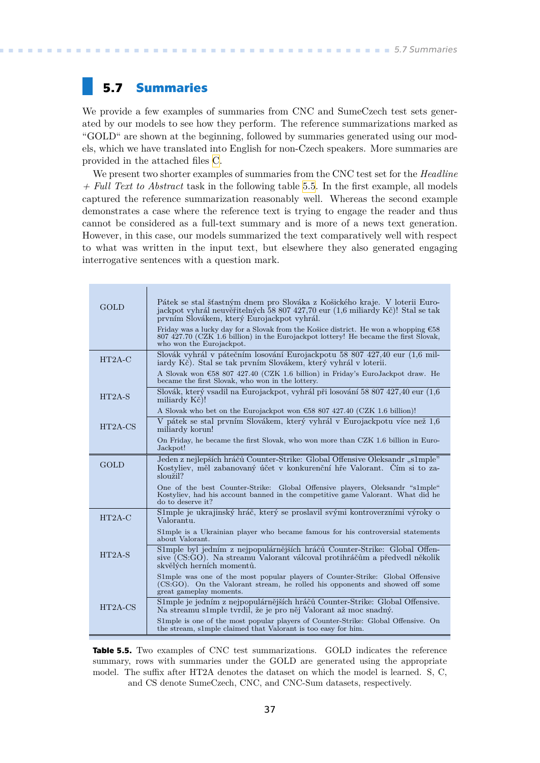## 5.7 Summaries

We provide a few examples of summaries from CNC and SumeCzech test sets generated by our models to see how they perform. The reference summarizations marked as "GOLD" are shown at the beginning, followed by summaries generated using our models, which we have translated into English for non-Czech speakers. More summaries are provided in the attached files C.

We present two shorter examples of summaries from the CNC test set for the *Headline + Full Text to Abstract* task in the following table 5.5. In the first example, all models captured the reference summarization reasonably well. Whereas the second example demonstrates a case where the reference text is trying to engage the reader and thus cannot be considered as a full-text summary and is more of a news text generation. However, in this case, our models summarized the text comparatively well with respect to what was written in the input text, but elsewhere they also generated engaging interrogative sentences with a question mark.

| | |
|---|---|
| GOLD | Pátek se stal šťastným dnem pro Slováka z Košického kraje. V loterii Eurojackpot vyhrál neuvěřitelných 58 807 427,70 eur (1,6 miliardy Kč)! Stal se tak prvním Slovákem, který Eurojackpot vyhrál.<br>Friday was a lucky day for a Slovak from the Košice district. He won a whopping €58 807 427.70 (CZK 1.6 billion) in the Eurojackpot lottery! He became the first Slovak, who won the Eurojackpot. |
| HT2A-C | Slovák vyhrál v pátečním losování Eurojackpotu 58 807 427,40 eur (1,6 miliardy Kč). Stal se tak prvním Slovákem, který vyhrál v loterii.<br>A Slovak won €58 807 427.40 (CZK 1.6 billion) in Friday's EuroJackpot draw. He became the first Slovak, who won in the lottery. |
| HT2A-S | Slovák, který vsadil na Eurojackpot, vyhrál při losování 58 807 427,40 eur (1,6 miliardy Kč)!<br>A Slovak who bet on the Eurojackpot won €58 807 427.40 (CZK 1.6 billion)! |
| HT2A-CS | V pátek se stal prvním Slovákem, který vyhrál v Eurojackpotu více než 1,6 miliardy korun!<br>On Friday, he became the first Slovak, who won more than CZK 1.6 billion in EuroJackpot! |
| GOLD | Jeden z nejlepších hráčů Counter-Strike: Global Offensive Oleksandr „s1mple" Kostyliev, měl zabanovaný účet v konkurenční hře Valorant. Čím si to zasloužil?<br>One of the best Counter-Strike: Global Offensive players, Oleksandr "s1mple" Kostyliev, had his account banned in the competitive game Valorant. What did he do to deserve it? |
| HT2A-C | S1mple je ukrajinský hráč, který se proslavil svými kontroverzními výroky o Valorantu.<br>S1mple is a Ukrainian player who became famous for his controversial statements about Valorant. |
| HT2A-S | S1mple byl jedním z nejpopulárnějších hráčů Counter-Strike: Global Offensive (CS:GO). Na streamu Valorant válcoval protihráčům a předvedl několik skvělých herních momentů.<br>S1mple was one of the most popular players of Counter-Strike: Global Offensive (CS:GO). On the Valorant stream, he rolled his opponents and showed off some great gameplay moments. |
| HT2A-CS | S1mple je jedním z nejpopulárnějších hráčů Counter-Strike: Global Offensive. Na streamu s1mple tvrdil, že je pro něj Valorant až moc snadný.<br>S1mple is one of the most popular players of Counter-Strike: Global Offensive. On the stream, s1mple claimed that Valorant is too easy for him. |

**Table 5.5.** Two examples of CNC test summarizations. GOLD indicates the reference summary, rows with summaries under the GOLD are generated using the appropriate model. The suffix after HT2A denotes the dataset on which the model is learned. S, C, and CS denote SumeCzech, CNC, and CNC-Sum datasets, respectively.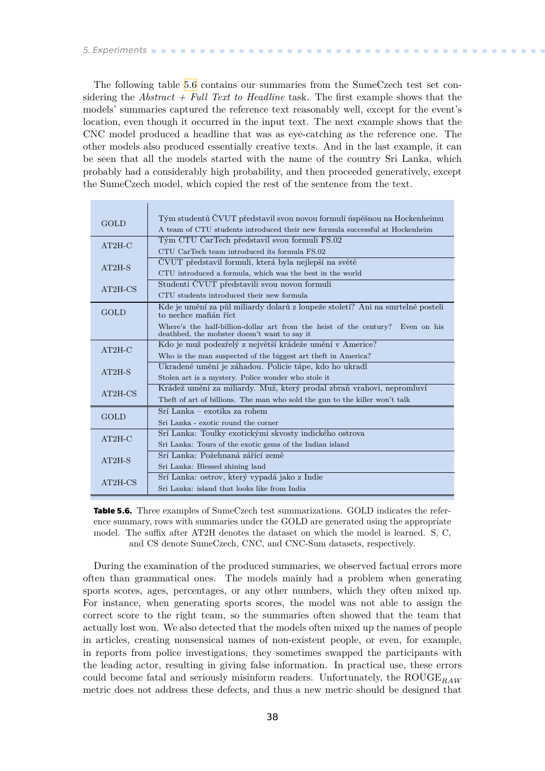The following table 5.6 contains our summaries from the SumeCzech test set considering the *Abstract + Full Text to Headline* task. The first example shows that the models' summaries captured the reference text reasonably well, except for the event's location, even though it occurred in the input text. The next example shows that the CNC model produced a headline that was as eye-catching as the reference one. The other models also produced essentially creative texts. And in the last example, it can be seen that all the models started with the name of the country Sri Lanka, which probably had a considerably high probability, and then proceeded generatively, except the SumeCzech model, which copied the rest of the sentence from the text.

| | |
|---|---|
| GOLD | Tým studentů ČVUT představil svou novou formuli úspěšnou na Hockenheimu<br>A team of CTU students introduced their new formula successful at Hockenheim |
| AT2H-C | Tým CTU CarTech představil svou formuli FS.02<br>CTU CarTech team introduced its formula FS.02 |
| AT2H-S | ČVUT představil formuli, která byla nejlepší na světě<br>CTU introduced a formula, which was the best in the world |
| AT2H-CS | Studenti ČVUT představili svou novou formuli<br>CTU students introduced their new formula |
| GOLD | Kde je umění za půl miliardy dolarů z loupeže století? Ani na smrtelné posteli to nechce mafián říct<br>Where's the half-billion-dollar art from the heist of the century? Even on his deathbed, the mobster doesn't want to say it |
| AT2H-C | Kdo je muž podezřelý z největší krádeže umění v Americe?<br>Who is the man suspected of the biggest art theft in America? |
| AT2H-S | Ukradené umění je záhadou. Policie tápe, kdo ho ukradl<br>Stolen art is a mystery. Police wonder who stole it |
| AT2H-CS | Krádež umění za miliardy. Muž, který prodal zbraň vrahovi, nepromluví<br>Theft of art of billions. The man who sold the gun to the killer won't talk |
| GOLD | Srí Lanka – exotika za rohem<br>Sri Lanka - exotic round the corner |
| AT2H-C | Srí Lanka: Toulky exotickými skvosty indického ostrova<br>Sri Lanka: Tours of the exotic gems of the Indian island |
| AT2H-S | Srí Lanka: Požehnaná zářící země<br>Sri Lanka: Blessed shining land |
| AT2H-CS | Srí Lanka: ostrov, který vypadá jako z Indie<br>Sri Lanka: island that looks like from India |

**Table 5.6.** Three examples of SumeCzech test summarizations. GOLD indicates the reference summary, rows with summaries under the GOLD are generated using the appropriate model. The suffix after AT2H denotes the dataset on which the model is learned. S, C, and CS denote SumeCzech, CNC, and CNC-Sum datasets, respectively.

During the examination of the produced summaries, we observed factual errors more often than grammatical ones. The models mainly had a problem when generating sports scores, ages, percentages, or any other numbers, which they often mixed up. For instance, when generating sports scores, the model was not able to assign the correct score to the right team, so the summaries often showed that the team that actually lost won. We also detected that the models often mixed up the names of people in articles, creating nonsensical names of non-existent people, or even, for example, in reports from police investigations, they sometimes swapped the participants with the leading actor, resulting in giving false information. In practical use, these errors could become fatal and seriously misinform readers. Unfortunately, the $\text{ROUGE}_{RAW}$ metric does not address these defects, and thus a new metric should be designed that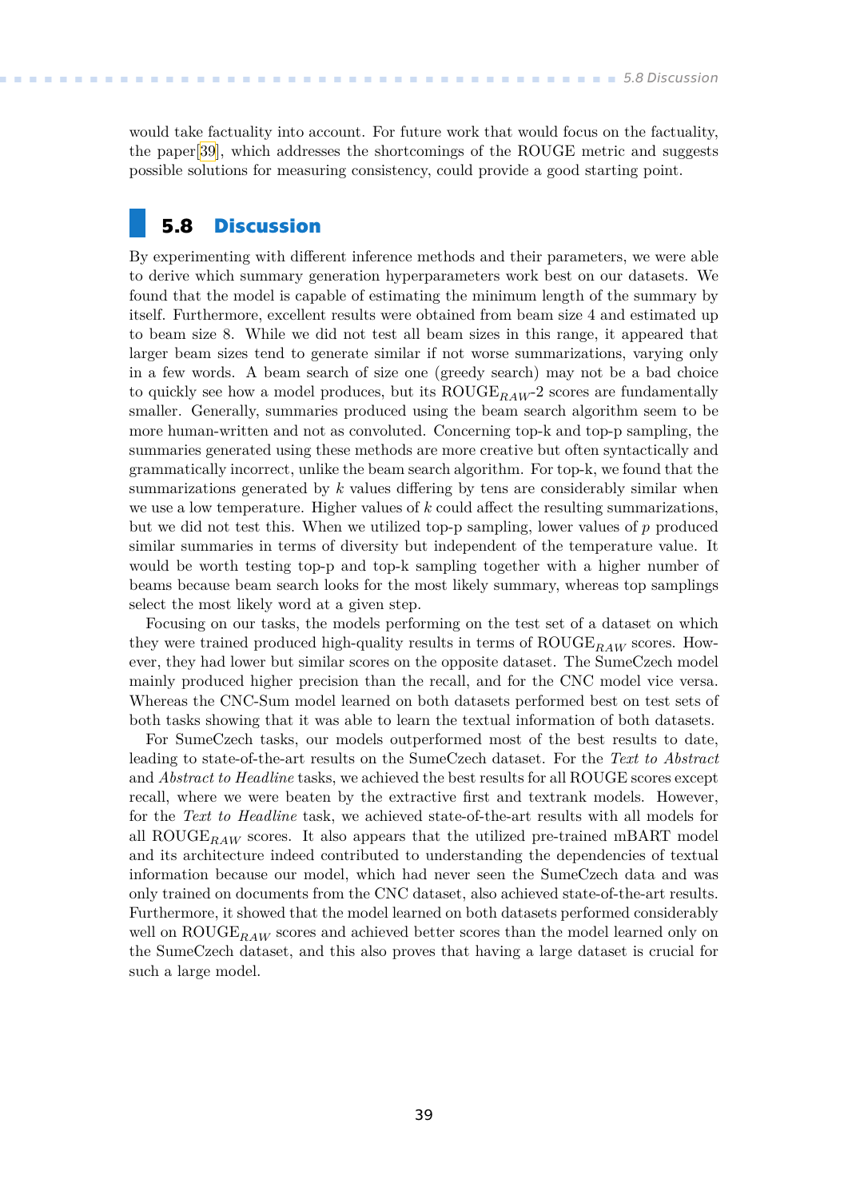would take factuality into account. For future work that would focus on the factuality, the paper[39], which addresses the shortcomings of the ROUGE metric and suggests possible solutions for measuring consistency, could provide a good starting point.

## 5.8 Discussion

By experimenting with different inference methods and their parameters, we were able to derive which summary generation hyperparameters work best on our datasets. We found that the model is capable of estimating the minimum length of the summary by itself. Furthermore, excellent results were obtained from beam size 4 and estimated up to beam size 8. While we did not test all beam sizes in this range, it appeared that larger beam sizes tend to generate similar if not worse summarizations, varying only in a few words. A beam search of size one (greedy search) may not be a bad choice to quickly see how a model produces, but its ROUGE$_{RAW}$-2 scores are fundamentally smaller. Generally, summaries produced using the beam search algorithm seem to be more human-written and not as convoluted. Concerning top-k and top-p sampling, the summaries generated using these methods are more creative but often syntactically and grammatically incorrect, unlike the beam search algorithm. For top-k, we found that the summarizations generated by $k$ values differing by tens are considerably similar when we use a low temperature. Higher values of $k$ could affect the resulting summarizations, but we did not test this. When we utilized top-p sampling, lower values of $p$ produced similar summaries in terms of diversity but independent of the temperature value. It would be worth testing top-p and top-k sampling together with a higher number of beams because beam search looks for the most likely summary, whereas top samplings select the most likely word at a given step.

Focusing on our tasks, the models performing on the test set of a dataset on which they were trained produced high-quality results in terms of ROUGE$_{RAW}$ scores. However, they had lower but similar scores on the opposite dataset. The SumeCzech model mainly produced higher precision than the recall, and for the CNC model vice versa. Whereas the CNC-Sum model learned on both datasets performed best on test sets of both tasks showing that it was able to learn the textual information of both datasets.

For SumeCzech tasks, our models outperformed most of the best results to date, leading to state-of-the-art results on the SumeCzech dataset. For the *Text to Abstract* and *Abstract to Headline* tasks, we achieved the best results for all ROUGE scores except recall, where we were beaten by the extractive first and textrank models. However, for the *Text to Headline* task, we achieved state-of-the-art results with all models for all ROUGE$_{RAW}$ scores. It also appears that the utilized pre-trained mBART model and its architecture indeed contributed to understanding the dependencies of textual information because our model, which had never seen the SumeCzech data and was only trained on documents from the CNC dataset, also achieved state-of-the-art results. Furthermore, it showed that the model learned on both datasets performed considerably well on ROUGE$_{RAW}$ scores and achieved better scores than the model learned only on the SumeCzech dataset, and this also proves that having a large dataset is crucial for such a large model.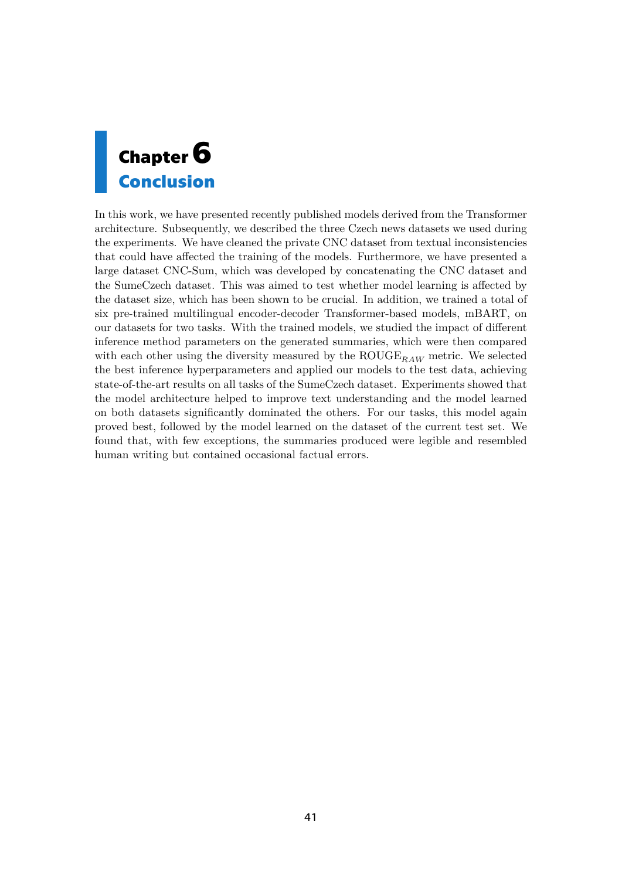# Chapter 6
# Conclusion

In this work, we have presented recently published models derived from the Transformer architecture. Subsequently, we described the three Czech news datasets we used during the experiments. We have cleaned the private CNC dataset from textual inconsistencies that could have affected the training of the models. Furthermore, we have presented a large dataset CNC-Sum, which was developed by concatenating the CNC dataset and the SumeCzech dataset. This was aimed to test whether model learning is affected by the dataset size, which has been shown to be crucial. In addition, we trained a total of six pre-trained multilingual encoder-decoder Transformer-based models, mBART, on our datasets for two tasks. With the trained models, we studied the impact of different inference method parameters on the generated summaries, which were then compared with each other using the diversity measured by the $\text{ROUGE}_{RAW}$ metric. We selected the best inference hyperparameters and applied our models to the test data, achieving state-of-the-art results on all tasks of the SumeCzech dataset. Experiments showed that the model architecture helped to improve text understanding and the model learned on both datasets significantly dominated the others. For our tasks, this model again proved best, followed by the model learned on the dataset of the current test set. We found that, with few exceptions, the summaries produced were legible and resembled human writing but contained occasional factual errors.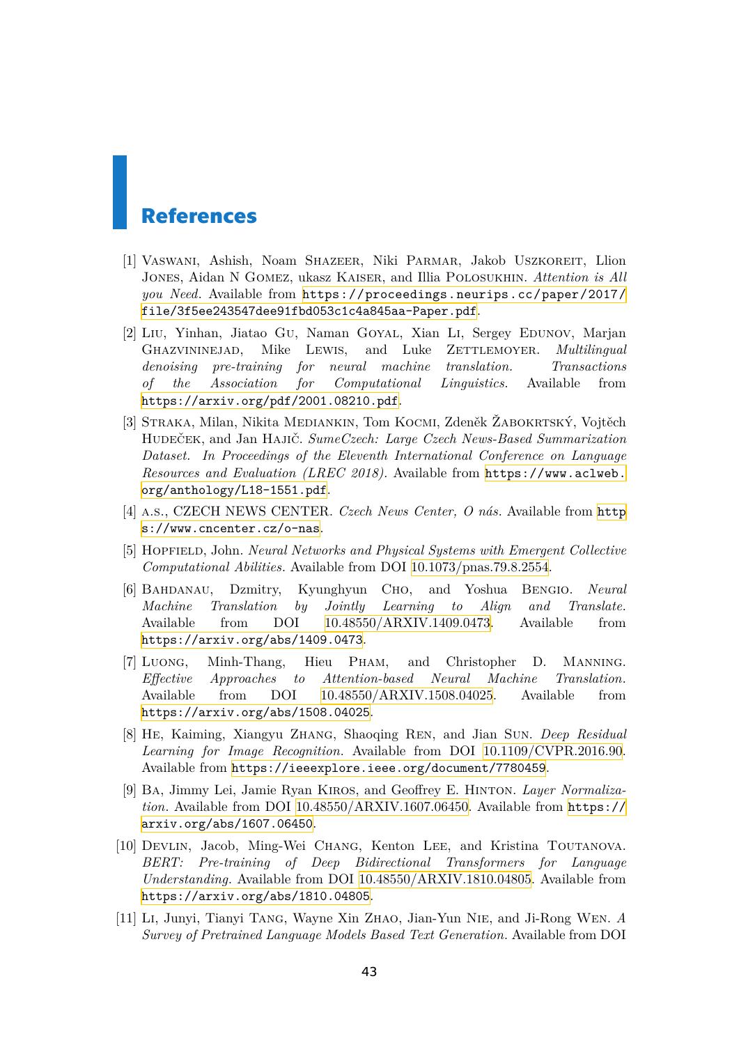# References

[1] Vaswani, Ashish, Noam Shazeer, Niki Parmar, Jakob Uszkoreit, Llion Jones, Aidan N Gomez, ukasz Kaiser, and Illia Polosukhin. *Attention is All you Need.* Available from https://proceedings.neurips.cc/paper/2017/file/3f5ee243547dee91fbd053c1c4a845aa-Paper.pdf.

[2] Liu, Yinhan, Jiatao Gu, Naman Goyal, Xian Li, Sergey Edunov, Marjan Ghazvininejad, Mike Lewis, and Luke Zettlemoyer. *Multilingual denoising pre-training for neural machine translation. Transactions of the Association for Computational Linguistics.* Available from https://arxiv.org/pdf/2001.08210.pdf.

[3] Straka, Milan, Nikita Mediankin, Tom Kocmi, Zdeněk Žabokrtský, Vojtěch Hudeček, and Jan Hajič. *SumeCzech: Large Czech News-Based Summarization Dataset. In Proceedings of the Eleventh International Conference on Language Resources and Evaluation (LREC 2018).* Available from https://www.aclweb.org/anthology/L18-1551.pdf.

[4] a.s., CZECH NEWS CENTER. *Czech News Center, O nás.* Available from https://www.cncenter.cz/o-nas.

[5] Hopfield, John. *Neural Networks and Physical Systems with Emergent Collective Computational Abilities.* Available from DOI 10.1073/pnas.79.8.2554.

[6] Bahdanau, Dzmitry, Kyunghyun Cho, and Yoshua Bengio. *Neural Machine Translation by Jointly Learning to Align and Translate.* Available from DOI 10.48550/ARXIV.1409.0473. Available from https://arxiv.org/abs/1409.0473.

[7] Luong, Minh-Thang, Hieu Pham, and Christopher D. Manning. *Effective Approaches to Attention-based Neural Machine Translation.* Available from DOI 10.48550/ARXIV.1508.04025. Available from https://arxiv.org/abs/1508.04025.

[8] He, Kaiming, Xiangyu Zhang, Shaoqing Ren, and Jian Sun. *Deep Residual Learning for Image Recognition.* Available from DOI 10.1109/CVPR.2016.90. Available from https://ieeexplore.ieee.org/document/7780459.

[9] Ba, Jimmy Lei, Jamie Ryan Kiros, and Geoffrey E. Hinton. *Layer Normalization.* Available from DOI 10.48550/ARXIV.1607.06450. Available from https://arxiv.org/abs/1607.06450.

[10] Devlin, Jacob, Ming-Wei Chang, Kenton Lee, and Kristina Toutanova. *BERT: Pre-training of Deep Bidirectional Transformers for Language Understanding.* Available from DOI 10.48550/ARXIV.1810.04805. Available from https://arxiv.org/abs/1810.04805.

[11] Li, Junyi, Tianyi Tang, Wayne Xin Zhao, Jian-Yun Nie, and Ji-Rong Wen. *A Survey of Pretrained Language Models Based Text Generation.* Available from DOI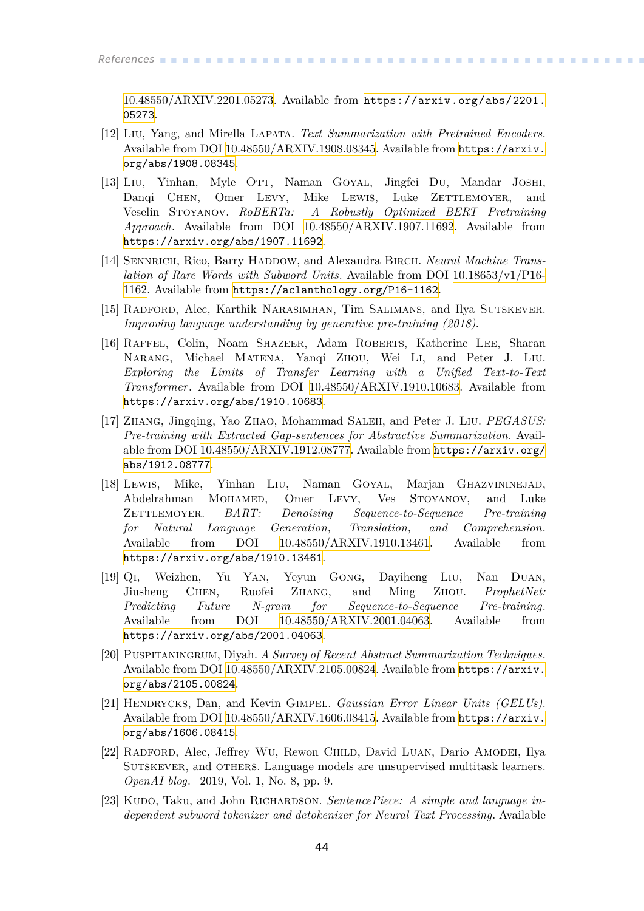10.48550/ARXIV.2201.05273. Available from https://arxiv.org/abs/2201.05273.

[12] LIU, Yang, and Mirella LAPATA. *Text Summarization with Pretrained Encoders*. Available from DOI 10.48550/ARXIV.1908.08345. Available from https://arxiv.org/abs/1908.08345.

[13] LIU, Yinhan, Myle OTT, Naman GOYAL, Jingfei DU, Mandar JOSHI, Danqi CHEN, Omer LEVY, Mike LEWIS, Luke ZETTLEMOYER, and Veselin STOYANOV. *RoBERTa: A Robustly Optimized BERT Pretraining Approach*. Available from DOI 10.48550/ARXIV.1907.11692. Available from https://arxiv.org/abs/1907.11692.

[14] SENNRICH, Rico, Barry HADDOW, and Alexandra BIRCH. *Neural Machine Translation of Rare Words with Subword Units*. Available from DOI 10.18653/v1/P16-1162. Available from https://aclanthology.org/P16-1162.

[15] RADFORD, Alec, Karthik NARASIMHAN, Tim SALIMANS, and Ilya SUTSKEVER. *Improving language understanding by generative pre-training (2018)*.

[16] RAFFEL, Colin, Noam SHAZEER, Adam ROBERTS, Katherine LEE, Sharan NARANG, Michael MATENA, Yanqi ZHOU, Wei LI, and Peter J. LIU. *Exploring the Limits of Transfer Learning with a Unified Text-to-Text Transformer*. Available from DOI 10.48550/ARXIV.1910.10683. Available from https://arxiv.org/abs/1910.10683.

[17] ZHANG, Jingqing, Yao ZHAO, Mohammad SALEH, and Peter J. LIU. *PEGASUS: Pre-training with Extracted Gap-sentences for Abstractive Summarization*. Available from DOI 10.48550/ARXIV.1912.08777. Available from https://arxiv.org/abs/1912.08777.

[18] LEWIS, Mike, Yinhan LIU, Naman GOYAL, Marjan GHAZVININEJAD, Abdelrahman MOHAMED, Omer LEVY, Ves STOYANOV, and Luke ZETTLEMOYER. *BART: Denoising Sequence-to-Sequence Pre-training for Natural Language Generation, Translation, and Comprehension*. Available from DOI 10.48550/ARXIV.1910.13461. Available from https://arxiv.org/abs/1910.13461.

[19] QI, Weizhen, Yu YAN, Yeyun GONG, Dayiheng LIU, Nan DUAN, Jiusheng CHEN, Ruofei ZHANG, and Ming ZHOU. *ProphetNet: Predicting Future N-gram for Sequence-to-Sequence Pre-training*. Available from DOI 10.48550/ARXIV.2001.04063. Available from https://arxiv.org/abs/2001.04063.

[20] PUSPITANINGRUM, Diyah. *A Survey of Recent Abstract Summarization Techniques*. Available from DOI 10.48550/ARXIV.2105.00824. Available from https://arxiv.org/abs/2105.00824.

[21] HENDRYCKS, Dan, and Kevin GIMPEL. *Gaussian Error Linear Units (GELUs)*. Available from DOI 10.48550/ARXIV.1606.08415. Available from https://arxiv.org/abs/1606.08415.

[22] RADFORD, Alec, Jeffrey WU, Rewon CHILD, David LUAN, Dario AMODEI, Ilya SUTSKEVER, and OTHERS. Language models are unsupervised multitask learners. *OpenAI blog*. 2019, Vol. 1, No. 8, pp. 9.

[23] KUDO, Taku, and John RICHARDSON. *SentencePiece: A simple and language independent subword tokenizer and detokenizer for Neural Text Processing*. Available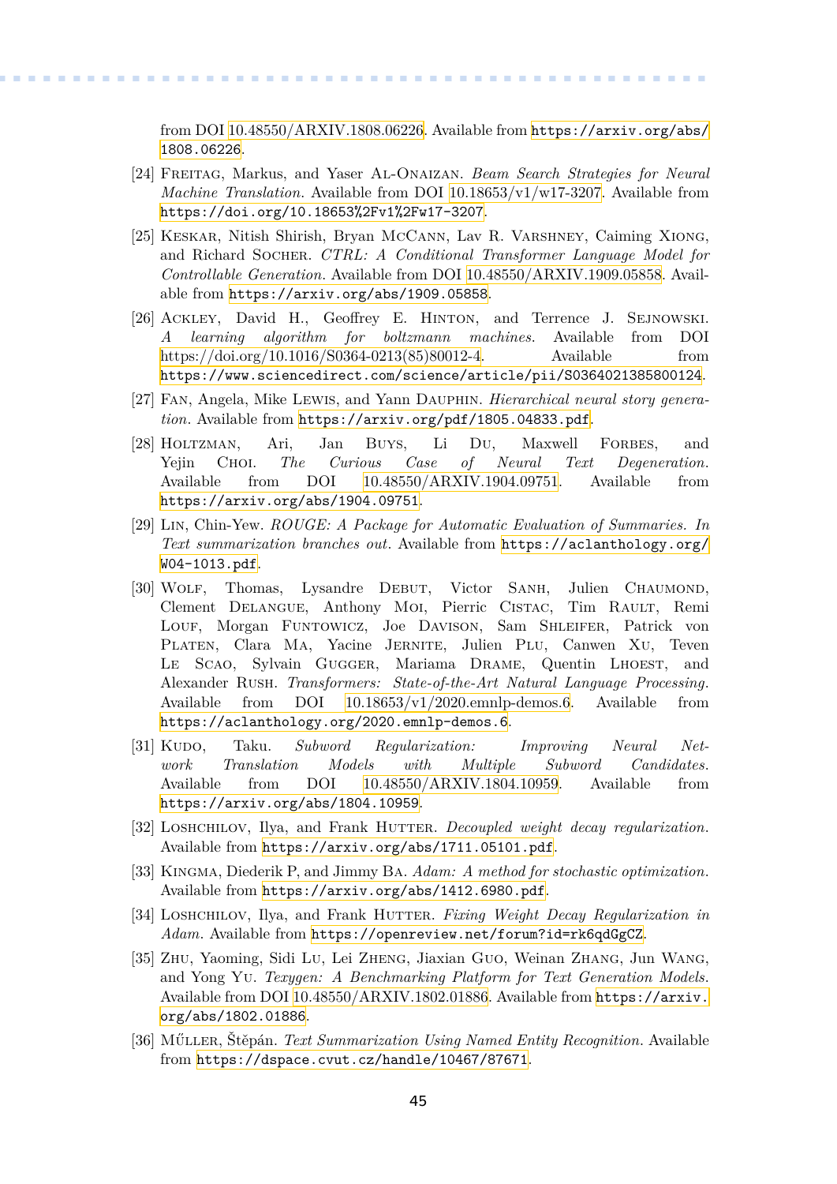from DOI 10.48550/ARXIV.1808.06226. Available from https://arxiv.org/abs/1808.06226.

[24] Freitag, Markus, and Yaser Al-Onaizan. *Beam Search Strategies for Neural Machine Translation*. Available from DOI 10.18653/v1/w17-3207. Available from https://doi.org/10.18653%2Fv1%2Fw17-3207.

[25] Keskar, Nitish Shirish, Bryan McCann, Lav R. Varshney, Caiming Xiong, and Richard Socher. *CTRL: A Conditional Transformer Language Model for Controllable Generation*. Available from DOI 10.48550/ARXIV.1909.05858. Available from https://arxiv.org/abs/1909.05858.

[26] Ackley, David H., Geoffrey E. Hinton, and Terrence J. Sejnowski. *A learning algorithm for boltzmann machines*. Available from DOI https://doi.org/10.1016/S0364-0213(85)80012-4. Available from https://www.sciencedirect.com/science/article/pii/S0364021385800124.

[27] Fan, Angela, Mike Lewis, and Yann Dauphin. *Hierarchical neural story generation*. Available from https://arxiv.org/pdf/1805.04833.pdf.

[28] Holtzman, Ari, Jan Buys, Li Du, Maxwell Forbes, and Yejin Choi. *The Curious Case of Neural Text Degeneration*. Available from DOI 10.48550/ARXIV.1904.09751. Available from https://arxiv.org/abs/1904.09751.

[29] Lin, Chin-Yew. *ROUGE: A Package for Automatic Evaluation of Summaries. In Text summarization branches out*. Available from https://aclanthology.org/W04-1013.pdf.

[30] Wolf, Thomas, Lysandre Debut, Victor Sanh, Julien Chaumond, Clement Delangue, Anthony Moi, Pierric Cistac, Tim Rault, Remi Louf, Morgan Funtowicz, Joe Davison, Sam Shleifer, Patrick von Platen, Clara Ma, Yacine Jernite, Julien Plu, Canwen Xu, Teven Le Scao, Sylvain Gugger, Mariama Drame, Quentin Lhoest, and Alexander Rush. *Transformers: State-of-the-Art Natural Language Processing*. Available from DOI 10.18653/v1/2020.emnlp-demos.6. Available from https://aclanthology.org/2020.emnlp-demos.6.

[31] Kudo, Taku. *Subword Regularization: Improving Neural Network Translation Models with Multiple Subword Candidates*. Available from DOI 10.48550/ARXIV.1804.10959. Available from https://arxiv.org/abs/1804.10959.

[32] Loshchilov, Ilya, and Frank Hutter. *Decoupled weight decay regularization*. Available from https://arxiv.org/abs/1711.05101.pdf.

[33] Kingma, Diederik P, and Jimmy Ba. *Adam: A method for stochastic optimization*. Available from https://arxiv.org/abs/1412.6980.pdf.

[34] Loshchilov, Ilya, and Frank Hutter. *Fixing Weight Decay Regularization in Adam*. Available from https://openreview.net/forum?id=rk6qdGgCZ.

[35] Zhu, Yaoming, Sidi Lu, Lei Zheng, Jiaxian Guo, Weinan Zhang, Jun Wang, and Yong Yu. *Texygen: A Benchmarking Platform for Text Generation Models*. Available from DOI 10.48550/ARXIV.1802.01886. Available from https://arxiv.org/abs/1802.01886.

[36] Műller, Štěpán. *Text Summarization Using Named Entity Recognition*. Available from https://dspace.cvut.cz/handle/10467/87671.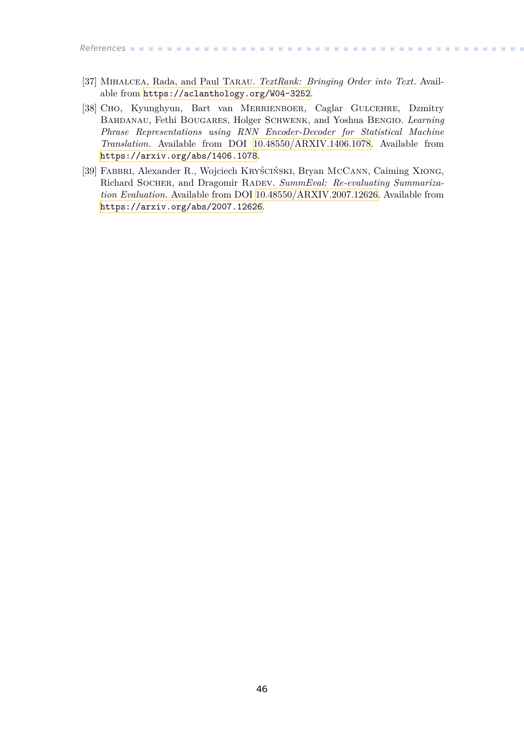[37] Mihalcea, Rada, and Paul Tarau. *TextRank: Bringing Order into Text*. Available from https://aclanthology.org/W04-3252.

[38] Cho, Kyunghyun, Bart van Merrienboer, Caglar Gulcehre, Dzmitry Bahdanau, Fethi Bougares, Holger Schwenk, and Yoshua Bengio. *Learning Phrase Representations using RNN Encoder-Decoder for Statistical Machine Translation*. Available from DOI 10.48550/ARXIV.1406.1078. Available from https://arxiv.org/abs/1406.1078.

[39] Fabbri, Alexander R., Wojciech Kryściński, Bryan McCann, Caiming Xiong, Richard Socher, and Dragomir Radev. *SummEval: Re-evaluating Summarization Evaluation*. Available from DOI 10.48550/ARXIV.2007.12626. Available from https://arxiv.org/abs/2007.12626.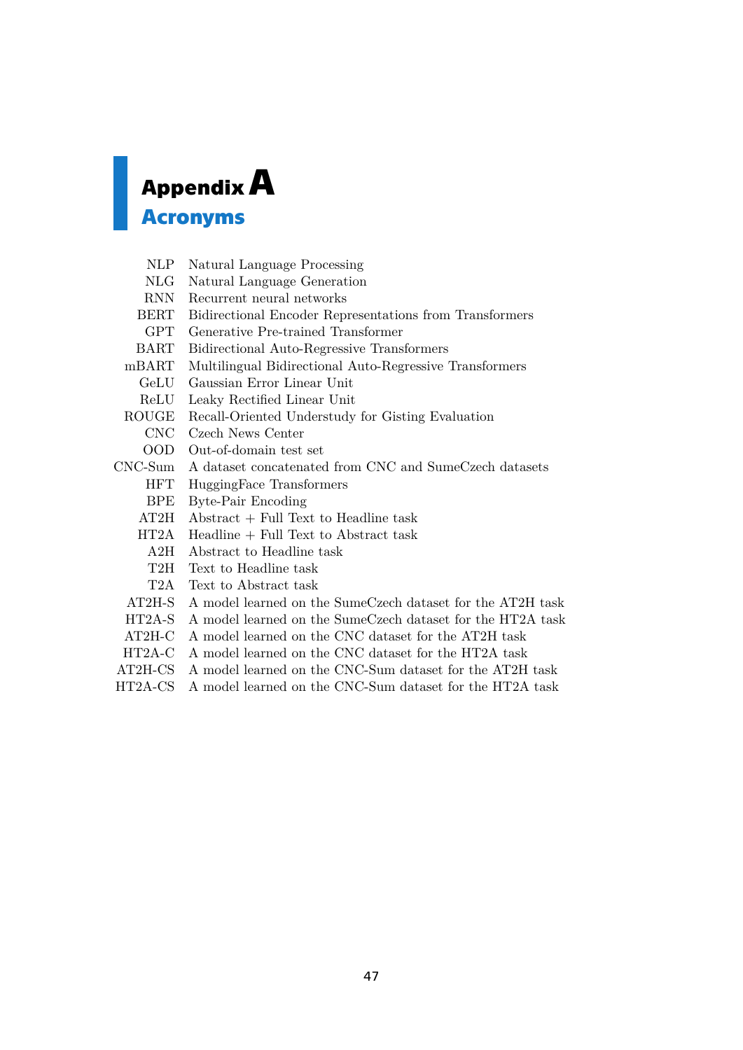# Appendix A
## Acronyms

| | |
|---|---|
| NLP | Natural Language Processing |
| NLG | Natural Language Generation |
| RNN | Recurrent neural networks |
| BERT | Bidirectional Encoder Representations from Transformers |
| GPT | Generative Pre-trained Transformer |
| BART | Bidirectional Auto-Regressive Transformers |
| mBART | Multilingual Bidirectional Auto-Regressive Transformers |
| GeLU | Gaussian Error Linear Unit |
| ReLU | Leaky Rectified Linear Unit |
| ROUGE | Recall-Oriented Understudy for Gisting Evaluation |
| CNC | Czech News Center |
| OOD | Out-of-domain test set |
| CNC-Sum | A dataset concatenated from CNC and SumeCzech datasets |
| HFT | HuggingFace Transformers |
| BPE | Byte-Pair Encoding |
| AT2H | Abstract + Full Text to Headline task |
| HT2A | Headline + Full Text to Abstract task |
| A2H | Abstract to Headline task |
| T2H | Text to Headline task |
| T2A | Text to Abstract task |
| AT2H-S | A model learned on the SumeCzech dataset for the AT2H task |
| HT2A-S | A model learned on the SumeCzech dataset for the HT2A task |
| AT2H-C | A model learned on the CNC dataset for the AT2H task |
| HT2A-C | A model learned on the CNC dataset for the HT2A task |
| AT2H-CS | A model learned on the CNC-Sum dataset for the AT2H task |
| HT2A-CS | A model learned on the CNC-Sum dataset for the HT2A task |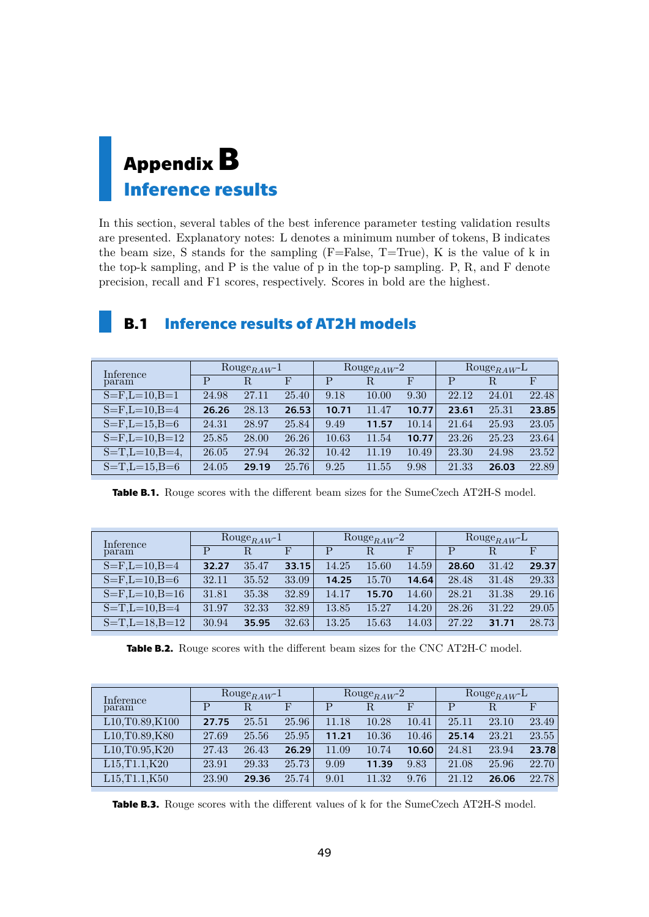# Appendix B
# Inference results

In this section, several tables of the best inference parameter testing validation results are presented. Explanatory notes: L denotes a minimum number of tokens, B indicates the beam size, S stands for the sampling (F=False, T=True), K is the value of k in the top-k sampling, and P is the value of p in the top-p sampling. P, R, and F denote precision, recall and F1 scores, respectively. Scores in bold are the highest.

## B.1 Inference results of AT2H models

| Inference param | $\text{Rouge}_{RAW}$-1 | | | $\text{Rouge}_{RAW}$-2 | | | $\text{Rouge}_{RAW}$-L | | |
|---|---|---|---|---|---|---|---|---|---|
| | P | R | F | P | R | F | P | R | F |
| S=F,L=10,B=1 | 24.98 | 27.11 | 25.40 | 9.18 | 10.00 | 9.30 | 22.12 | 24.01 | 22.48 |
| S=F,L=10,B=4 | **26.26** | 28.13 | **26.53** | **10.71** | 11.47 | **10.77** | **23.61** | 25.31 | **23.85** |
| S=F,L=15,B=6 | 24.31 | 28.97 | 25.84 | 9.49 | **11.57** | 10.14 | 21.64 | 25.93 | 23.05 |
| S=F,L=10,B=12 | 25.85 | 28.00 | 26.26 | 10.63 | 11.54 | **10.77** | 23.26 | 25.23 | 23.64 |
| S=T,L=10,B=4, | 26.05 | 27.94 | 26.32 | 10.42 | 11.19 | 10.49 | 23.30 | 24.98 | 23.52 |
| S=T,L=15,B=6 | 24.05 | **29.19** | 25.76 | 9.25 | 11.55 | 9.98 | 21.33 | **26.03** | 22.89 |

**Table B.1.** Rouge scores with the different beam sizes for the SumeCzech AT2H-S model.

| Inference param | $\text{Rouge}_{RAW}$-1 | | | $\text{Rouge}_{RAW}$-2 | | | $\text{Rouge}_{RAW}$-L | | |
|---|---|---|---|---|---|---|---|---|---|
| | P | R | F | P | R | F | P | R | F |
| S=F,L=10,B=4 | **32.27** | 35.47 | **33.15** | 14.25 | 15.60 | 14.59 | **28.60** | 31.42 | **29.37** |
| S=F,L=10,B=6 | 32.11 | 35.52 | 33.09 | **14.25** | 15.70 | **14.64** | 28.48 | 31.48 | 29.33 |
| S=F,L=10,B=16 | 31.81 | 35.38 | 32.89 | 14.17 | **15.70** | 14.60 | 28.21 | 31.38 | 29.16 |
| S=T,L=10,B=4 | 31.97 | 32.33 | 32.89 | 13.85 | 15.27 | 14.20 | 28.26 | 31.22 | 29.05 |
| S=T,L=18,B=12 | 30.94 | **35.95** | 32.63 | 13.25 | 15.63 | 14.03 | 27.22 | **31.71** | 28.73 |

**Table B.2.** Rouge scores with the different beam sizes for the CNC AT2H-C model.

| Inference param | $\text{Rouge}_{RAW}$-1 | | | $\text{Rouge}_{RAW}$-2 | | | $\text{Rouge}_{RAW}$-L | | |
|---|---|---|---|---|---|---|---|---|---|
| | P | R | F | P | R | F | P | R | F |
| L10,T0.89,K100 | **27.75** | 25.51 | 25.96 | 11.18 | 10.28 | 10.41 | 25.11 | 23.10 | 23.49 |
| L10,T0.89,K80 | 27.69 | 25.56 | 25.95 | **11.21** | 10.36 | 10.46 | **25.14** | 23.21 | 23.55 |
| L10,T0.95,K20 | 27.43 | 26.43 | **26.29** | 11.09 | 10.74 | **10.60** | 24.81 | 23.94 | **23.78** |
| L15,T1.1,K20 | 23.91 | 29.33 | 25.73 | 9.09 | **11.39** | 9.83 | 21.08 | 25.96 | 22.70 |
| L15,T1.1,K50 | 23.90 | **29.36** | 25.74 | 9.01 | 11.32 | 9.76 | 21.12 | **26.06** | 22.78 |

**Table B.3.** Rouge scores with the different values of k for the SumeCzech AT2H-S model.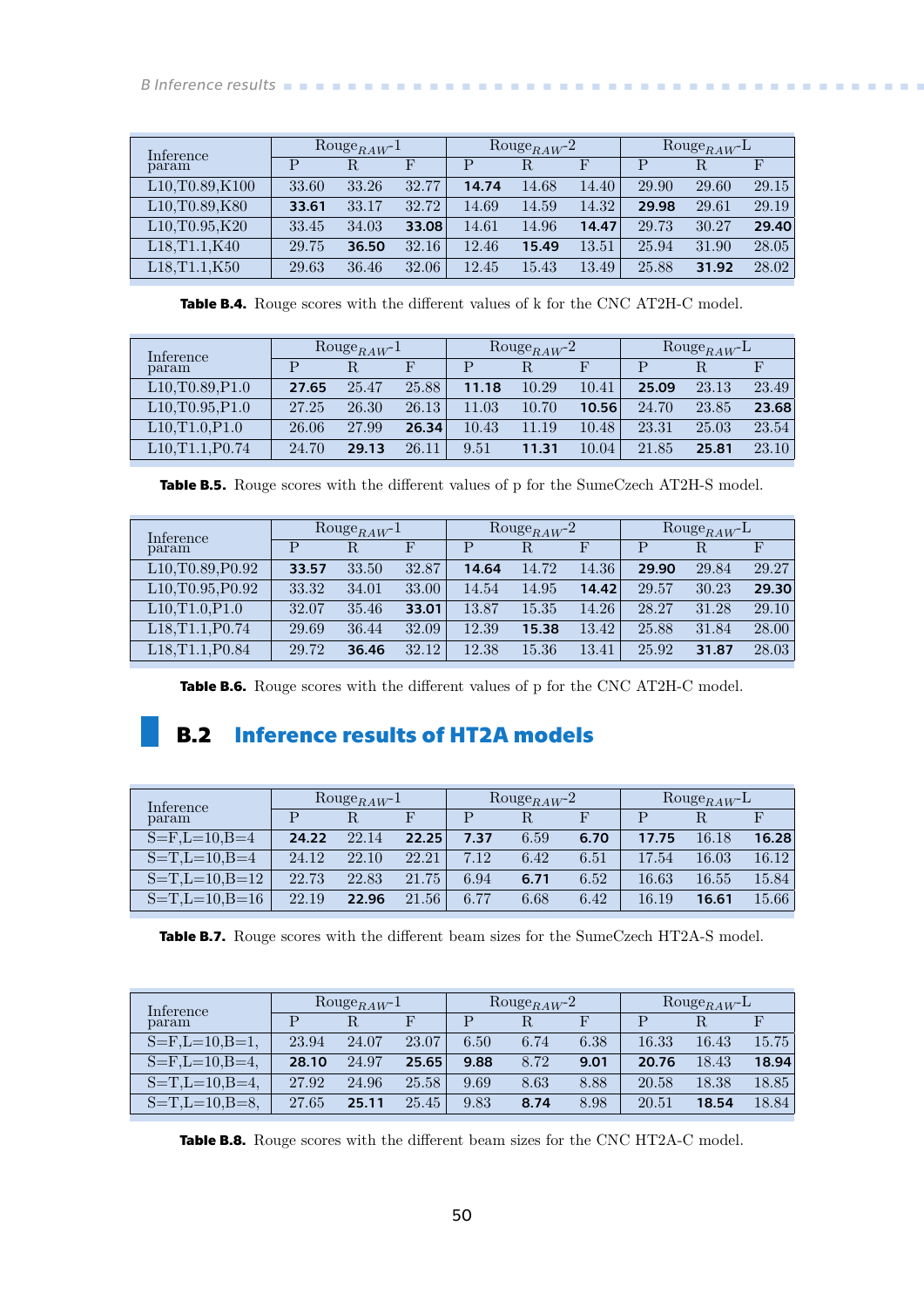| Inference param | Rouge$_{RAW}$-1 | | | Rouge$_{RAW}$-2 | | | Rouge$_{RAW}$-L | | |
|---|---|---|---|---|---|---|---|---|---|
| | P | R | F | P | R | F | P | R | F |
| L10,T0.89,K100 | 33.60 | 33.26 | 32.77 | **14.74** | 14.68 | 14.40 | 29.90 | 29.60 | 29.15 |
| L10,T0.89,K80 | **33.61** | 33.17 | 32.72 | 14.69 | 14.59 | 14.32 | **29.98** | 29.61 | 29.19 |
| L10,T0.95,K20 | 33.45 | 34.03 | **33.08** | 14.61 | 14.96 | **14.47** | 29.73 | 30.27 | **29.40** |
| L18,T1.1,K40 | 29.75 | **36.50** | 32.16 | 12.46 | **15.49** | 13.51 | 25.94 | 31.90 | 28.05 |
| L18,T1.1,K50 | 29.63 | 36.46 | 32.06 | 12.45 | 15.43 | 13.49 | 25.88 | **31.92** | 28.02 |

**Table B.4.** Rouge scores with the different values of k for the CNC AT2H-C model.

| Inference param | Rouge$_{RAW}$-1 | | | Rouge$_{RAW}$-2 | | | Rouge$_{RAW}$-L | | |
|---|---|---|---|---|---|---|---|---|---|
| | P | R | F | P | R | F | P | R | F |
| L10,T0.89,P1.0 | **27.65** | 25.47 | 25.88 | **11.18** | 10.29 | 10.41 | **25.09** | 23.13 | 23.49 |
| L10,T0.95,P1.0 | 27.25 | 26.30 | 26.13 | 11.03 | 10.70 | **10.56** | 24.70 | 23.85 | **23.68** |
| L10,T1.0,P1.0 | 26.06 | 27.99 | **26.34** | 10.43 | 11.19 | 10.48 | 23.31 | 25.03 | 23.54 |
| L10,T1.1,P0.74 | 24.70 | **29.13** | 26.11 | 9.51 | **11.31** | 10.04 | 21.85 | **25.81** | 23.10 |

**Table B.5.** Rouge scores with the different values of p for the SumeCzech AT2H-S model.

| Inference param | Rouge$_{RAW}$-1 | | | Rouge$_{RAW}$-2 | | | Rouge$_{RAW}$-L | | |
|---|---|---|---|---|---|---|---|---|---|
| | P | R | F | P | R | F | P | R | F |
| L10,T0.89,P0.92 | **33.57** | 33.50 | 32.87 | **14.64** | 14.72 | 14.36 | **29.90** | 29.84 | 29.27 |
| L10,T0.95,P0.92 | 33.32 | 34.01 | 33.00 | 14.54 | 14.95 | **14.42** | 29.57 | 30.23 | **29.30** |
| L10,T1.0,P1.0 | 32.07 | 35.46 | **33.01** | 13.87 | 15.35 | 14.26 | 28.27 | 31.28 | 29.10 |
| L18,T1.1,P0.74 | 29.69 | 36.44 | 32.09 | 12.39 | **15.38** | 13.42 | 25.88 | 31.84 | 28.00 |
| L18,T1.1,P0.84 | 29.72 | **36.46** | 32.12 | 12.38 | 15.36 | 13.41 | 25.92 | **31.87** | 28.03 |

**Table B.6.** Rouge scores with the different values of p for the CNC AT2H-C model.

## B.2 Inference results of HT2A models

| Inference param | Rouge$_{RAW}$-1 | | | Rouge$_{RAW}$-2 | | | Rouge$_{RAW}$-L | | |
|---|---|---|---|---|---|---|---|---|---|
| | P | R | F | P | R | F | P | R | F |
| S=F,L=10,B=4 | **24.22** | 22.14 | **22.25** | **7.37** | 6.59 | **6.70** | **17.75** | 16.18 | **16.28** |
| S=T,L=10,B=4 | 24.12 | 22.10 | 22.21 | 7.12 | 6.42 | 6.51 | 17.54 | 16.03 | 16.12 |
| S=T,L=10,B=12 | 22.73 | 22.83 | 21.75 | 6.94 | **6.71** | 6.52 | 16.63 | 16.55 | 15.84 |
| S=T,L=10,B=16 | 22.19 | **22.96** | 21.56 | 6.77 | 6.68 | 6.42 | 16.19 | **16.61** | 15.66 |

**Table B.7.** Rouge scores with the different beam sizes for the SumeCzech HT2A-S model.

| Inference param | Rouge$_{RAW}$-1 | | | Rouge$_{RAW}$-2 | | | Rouge$_{RAW}$-L | | |
|---|---|---|---|---|---|---|---|---|---|
| | P | R | F | P | R | F | P | R | F |
| S=F,L=10,B=1, | 23.94 | 24.07 | 23.07 | 6.50 | 6.74 | 6.38 | 16.33 | 16.43 | 15.75 |
| S=F,L=10,B=4, | **28.10** | 24.97 | **25.65** | **9.88** | 8.72 | **9.01** | **20.76** | 18.43 | **18.94** |
| S=T,L=10,B=4, | 27.92 | 24.96 | 25.58 | 9.69 | 8.63 | 8.88 | 20.58 | 18.38 | 18.85 |
| S=T,L=10,B=8, | 27.65 | **25.11** | 25.45 | 9.83 | **8.74** | 8.98 | 20.51 | **18.54** | 18.84 |

**Table B.8.** Rouge scores with the different beam sizes for the CNC HT2A-C model.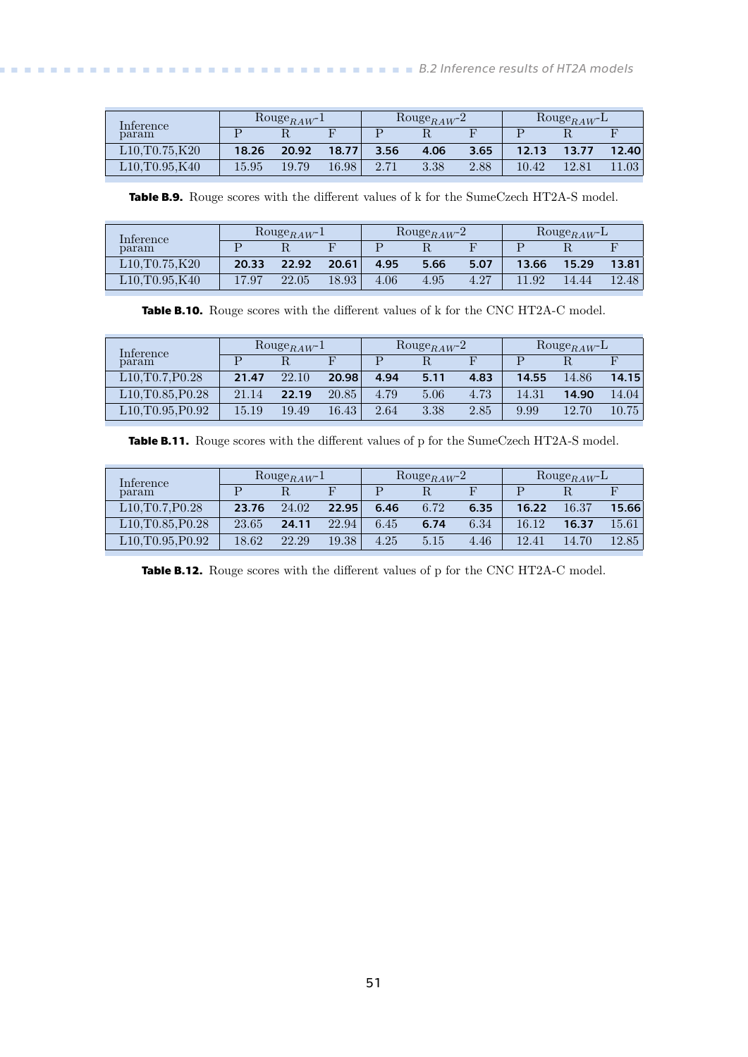| Inference param | $Rouge_{RAW}$-1 | | | $Rouge_{RAW}$-2 | | | $Rouge_{RAW}$-L | | |
|---|---|---|---|---|---|---|---|---|---|
| | P | R | F | P | R | F | P | R | F |
| L10,T0.75,K20 | **18.26** | **20.92** | **18.77** | **3.56** | **4.06** | **3.65** | **12.13** | **13.77** | **12.40** |
| L10,T0.95,K40 | 15.95 | 19.79 | 16.98 | 2.71 | 3.38 | 2.88 | 10.42 | 12.81 | 11.03 |

**Table B.9.** Rouge scores with the different values of k for the SumeCzech HT2A-S model.

| Inference param | $Rouge_{RAW}$-1 | | | $Rouge_{RAW}$-2 | | | $Rouge_{RAW}$-L | | |
|---|---|---|---|---|---|---|---|---|---|
| | P | R | F | P | R | F | P | R | F |
| L10,T0.75,K20 | **20.33** | **22.92** | **20.61** | **4.95** | **5.66** | **5.07** | **13.66** | **15.29** | **13.81** |
| L10,T0.95,K40 | 17.97 | 22.05 | 18.93 | 4.06 | 4.95 | 4.27 | 11.92 | 14.44 | 12.48 |

**Table B.10.** Rouge scores with the different values of k for the CNC HT2A-C model.

| Inference param | $Rouge_{RAW}$-1 | | | $Rouge_{RAW}$-2 | | | $Rouge_{RAW}$-L | | |
|---|---|---|---|---|---|---|---|---|---|
| | P | R | F | P | R | F | P | R | F |
| L10,T0.7,P0.28 | **21.47** | 22.10 | **20.98** | **4.94** | **5.11** | **4.83** | **14.55** | 14.86 | **14.15** |
| L10,T0.85,P0.28 | 21.14 | **22.19** | 20.85 | 4.79 | 5.06 | 4.73 | 14.31 | **14.90** | 14.04 |
| L10,T0.95,P0.92 | 15.19 | 19.49 | 16.43 | 2.64 | 3.38 | 2.85 | 9.99 | 12.70 | 10.75 |

**Table B.11.** Rouge scores with the different values of p for the SumeCzech HT2A-S model.

| Inference param | $Rouge_{RAW}$-1 | | | $Rouge_{RAW}$-2 | | | $Rouge_{RAW}$-L | | |
|---|---|---|---|---|---|---|---|---|---|
| | P | R | F | P | R | F | P | R | F |
| L10,T0.7,P0.28 | **23.76** | 24.02 | **22.95** | **6.46** | 6.72 | **6.35** | **16.22** | 16.37 | **15.66** |
| L10,T0.85,P0.28 | 23.65 | **24.11** | 22.94 | 6.45 | **6.74** | 6.34 | 16.12 | **16.37** | 15.61 |
| L10,T0.95,P0.92 | 18.62 | 22.29 | 19.38 | 4.25 | 5.15 | 4.46 | 12.41 | 14.70 | 12.85 |

**Table B.12.** Rouge scores with the different values of p for the CNC HT2A-C model.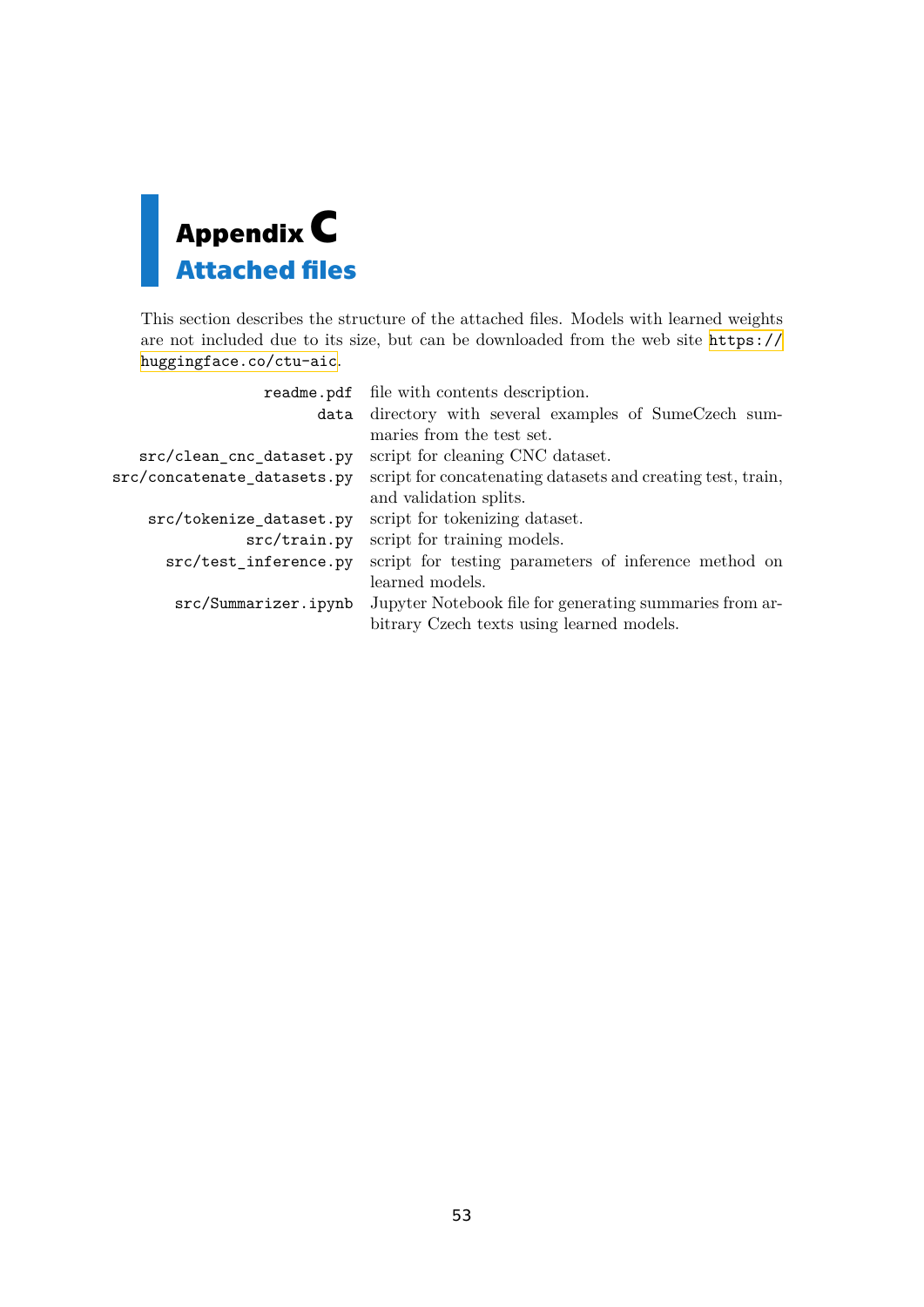# Appendix C

## Attached files

This section describes the structure of the attached files. Models with learned weights are not included due to its size, but can be downloaded from the web site https://huggingface.co/ctu-aic.

| | |
|---|---|
| `readme.pdf` | file with contents description. |
| `data` | directory with several examples of SumeCzech summaries from the test set. |
| `src/clean_cnc_dataset.py` | script for cleaning CNC dataset. |
| `src/concatenate_datasets.py` | script for concatenating datasets and creating test, train, and validation splits. |
| `src/tokenize_dataset.py` | script for tokenizing dataset. |
| `src/train.py` | script for training models. |
| `src/test_inference.py` | script for testing parameters of inference method on learned models. |
| `src/Summarizer.ipynb` | Jupyter Notebook file for generating summaries from arbitrary Czech texts using learned models. |